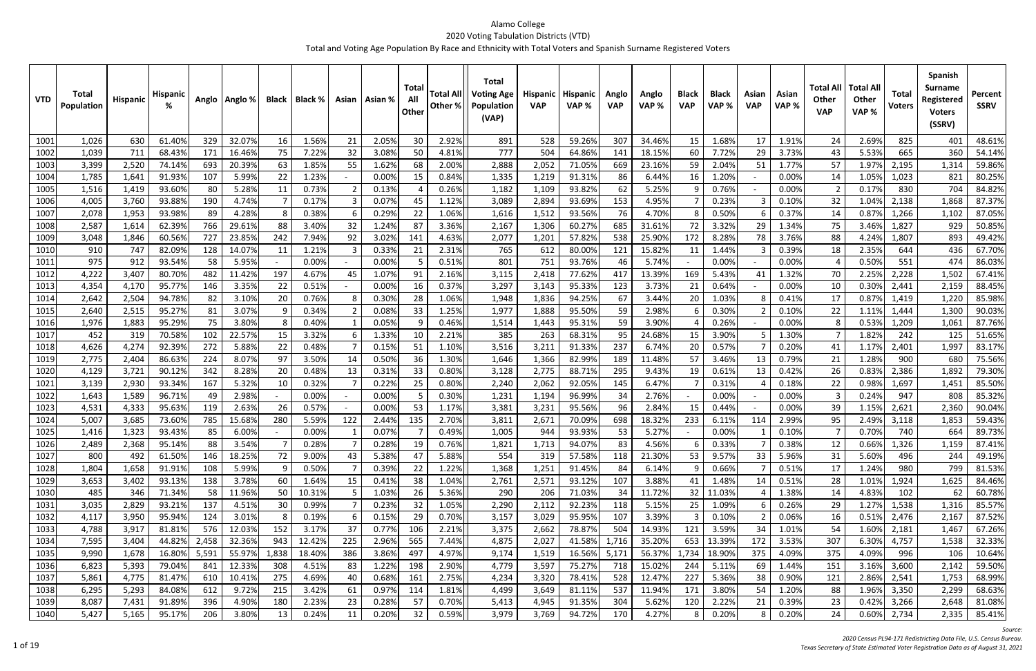# Alamo College

## 2020 Voting Tabulation Districts (VTD)

### Total and Voting Age Population By Race and Ethnicity with Total Voters and Spanish Surname Registered Voters

| VTD | Total Population | Hispanic | Hispanic % | Anglo | Anglo % | Black | Black % | Asian | Asian % | Total All Other | Total All Other % | Total Voting Age Population (VAP) | Hispanic VAP | Hispanic VAP % | Anglo VAP | Anglo VAP % | Black VAP | Black VAP % | Asian VAP | Asian VAP % | Total All Other VAP | Total All Other VAP % | Total Voters | Spanish Surname Registered Voters (SSRV) | Percent SSRV |
|---|---|---|---|---|---|---|---|---|---|---|---|---|---|---|---|---|---|---|---|---|---|---|---|---|---|
| 1001 | 1,026 | 630 | 61.40% | 329 | 32.07% | 16 | 1.56% | 21 | 2.05% | 30 | 2.92% | 891 | 528 | 59.26% | 307 | 34.46% | 15 | 1.68% | 17 | 1.91% | 24 | 2.69% | 825 | 401 | 48.61% |
| 1002 | 1,039 | 711 | 68.43% | 171 | 16.46% | 75 | 7.22% | 32 | 3.08% | 50 | 4.81% | 777 | 504 | 64.86% | 141 | 18.15% | 60 | 7.72% | 29 | 3.73% | 43 | 5.53% | 665 | 360 | 54.14% |
| 1003 | 3,399 | 2,520 | 74.14% | 693 | 20.39% | 63 | 1.85% | 55 | 1.62% | 68 | 2.00% | 2,888 | 2,052 | 71.05% | 669 | 23.16% | 59 | 2.04% | 51 | 1.77% | 57 | 1.97% | 2,195 | 1,314 | 59.86% |
| 1004 | 1,785 | 1,641 | 91.93% | 107 | 5.99% | 22 | 1.23% | - | 0.00% | 15 | 0.84% | 1,335 | 1,219 | 91.31% | 86 | 6.44% | 16 | 1.20% | - | 0.00% | 14 | 1.05% | 1,023 | 821 | 80.25% |
| 1005 | 1,516 | 1,419 | 93.60% | 80 | 5.28% | 11 | 0.73% | 2 | 0.13% | 4 | 0.26% | 1,182 | 1,109 | 93.82% | 62 | 5.25% | 9 | 0.76% | - | 0.00% | 2 | 0.17% | 830 | 704 | 84.82% |
| 1006 | 4,005 | 3,760 | 93.88% | 190 | 4.74% | 7 | 0.17% | 3 | 0.07% | 45 | 1.12% | 3,089 | 2,894 | 93.69% | 153 | 4.95% | 7 | 0.23% | 3 | 0.10% | 32 | 1.04% | 2,138 | 1,868 | 87.37% |
| 1007 | 2,078 | 1,953 | 93.98% | 89 | 4.28% | 8 | 0.38% | 6 | 0.29% | 22 | 1.06% | 1,616 | 1,512 | 93.56% | 76 | 4.70% | 8 | 0.50% | 6 | 0.37% | 14 | 0.87% | 1,266 | 1,102 | 87.05% |
| 1008 | 2,587 | 1,614 | 62.39% | 766 | 29.61% | 88 | 3.40% | 32 | 1.24% | 87 | 3.36% | 2,167 | 1,306 | 60.27% | 685 | 31.61% | 72 | 3.32% | 29 | 1.34% | 75 | 3.46% | 1,827 | 929 | 50.85% |
| 1009 | 3,048 | 1,846 | 60.56% | 727 | 23.85% | 242 | 7.94% | 92 | 3.02% | 141 | 4.63% | 2,077 | 1,201 | 57.82% | 538 | 25.90% | 172 | 8.28% | 78 | 3.76% | 88 | 4.24% | 1,807 | 893 | 49.42% |
| 1010 | 910 | 747 | 82.09% | 128 | 14.07% | 11 | 1.21% | 3 | 0.33% | 21 | 2.31% | 765 | 612 | 80.00% | 121 | 15.82% | 11 | 1.44% | 3 | 0.39% | 18 | 2.35% | 644 | 436 | 67.70% |
| 1011 | 975 | 912 | 93.54% | 58 | 5.95% | - | 0.00% | - | 0.00% | 5 | 0.51% | 801 | 751 | 93.76% | 46 | 5.74% | - | 0.00% | - | 0.00% | 4 | 0.50% | 551 | 474 | 86.03% |
| 1012 | 4,222 | 3,407 | 80.70% | 482 | 11.42% | 197 | 4.67% | 45 | 1.07% | 91 | 2.16% | 3,115 | 2,418 | 77.62% | 417 | 13.39% | 169 | 5.43% | 41 | 1.32% | 70 | 2.25% | 2,228 | 1,502 | 67.41% |
| 1013 | 4,354 | 4,170 | 95.77% | 146 | 3.35% | 22 | 0.51% | - | 0.00% | 16 | 0.37% | 3,297 | 3,143 | 95.33% | 123 | 3.73% | 21 | 0.64% | - | 0.00% | 10 | 0.30% | 2,441 | 2,159 | 88.45% |
| 1014 | 2,642 | 2,504 | 94.78% | 82 | 3.10% | 20 | 0.76% | 8 | 0.30% | 28 | 1.06% | 1,948 | 1,836 | 94.25% | 67 | 3.44% | 20 | 1.03% | 8 | 0.41% | 17 | 0.87% | 1,419 | 1,220 | 85.98% |
| 1015 | 2,640 | 2,515 | 95.27% | 81 | 3.07% | 9 | 0.34% | 2 | 0.08% | 33 | 1.25% | 1,977 | 1,888 | 95.50% | 59 | 2.98% | 6 | 0.30% | 2 | 0.10% | 22 | 1.11% | 1,444 | 1,300 | 90.03% |
| 1016 | 1,976 | 1,883 | 95.29% | 75 | 3.80% | 8 | 0.40% | 1 | 0.05% | 9 | 0.46% | 1,514 | 1,443 | 95.31% | 59 | 3.90% | 4 | 0.26% | - | 0.00% | 8 | 0.53% | 1,209 | 1,061 | 87.76% |
| 1017 | 452 | 319 | 70.58% | 102 | 22.57% | 15 | 3.32% | 6 | 1.33% | 10 | 2.21% | 385 | 263 | 68.31% | 95 | 24.68% | 15 | 3.90% | 5 | 1.30% | 7 | 1.82% | 242 | 125 | 51.65% |
| 1018 | 4,626 | 4,274 | 92.39% | 272 | 5.88% | 22 | 0.48% | 7 | 0.15% | 51 | 1.10% | 3,516 | 3,211 | 91.33% | 237 | 6.74% | 20 | 0.57% | 7 | 0.20% | 41 | 1.17% | 2,401 | 1,997 | 83.17% |
| 1019 | 2,775 | 2,404 | 86.63% | 224 | 8.07% | 97 | 3.50% | 14 | 0.50% | 36 | 1.30% | 1,646 | 1,366 | 82.99% | 189 | 11.48% | 57 | 3.46% | 13 | 0.79% | 21 | 1.28% | 900 | 680 | 75.56% |
| 1020 | 4,129 | 3,721 | 90.12% | 342 | 8.28% | 20 | 0.48% | 13 | 0.31% | 33 | 0.80% | 3,128 | 2,775 | 88.71% | 295 | 9.43% | 19 | 0.61% | 13 | 0.42% | 26 | 0.83% | 2,386 | 1,892 | 79.30% |
| 1021 | 3,139 | 2,930 | 93.34% | 167 | 5.32% | 10 | 0.32% | 7 | 0.22% | 25 | 0.80% | 2,240 | 2,062 | 92.05% | 145 | 6.47% | 7 | 0.31% | 4 | 0.18% | 22 | 0.98% | 1,697 | 1,451 | 85.50% |
| 1022 | 1,643 | 1,589 | 96.71% | 49 | 2.98% | - | 0.00% | - | 0.00% | 5 | 0.30% | 1,231 | 1,194 | 96.99% | 34 | 2.76% | - | 0.00% | - | 0.00% | 3 | 0.24% | 947 | 808 | 85.32% |
| 1023 | 4,531 | 4,333 | 95.63% | 119 | 2.63% | 26 | 0.57% | - | 0.00% | 53 | 1.17% | 3,381 | 3,231 | 95.56% | 96 | 2.84% | 15 | 0.44% | - | 0.00% | 39 | 1.15% | 2,621 | 2,360 | 90.04% |
| 1024 | 5,007 | 3,685 | 73.60% | 785 | 15.68% | 280 | 5.59% | 122 | 2.44% | 135 | 2.70% | 3,811 | 2,671 | 70.09% | 698 | 18.32% | 233 | 6.11% | 114 | 2.99% | 95 | 2.49% | 3,118 | 1,853 | 59.43% |
| 1025 | 1,416 | 1,323 | 93.43% | 85 | 6.00% | - | 0.00% | 1 | 0.07% | 7 | 0.49% | 1,005 | 944 | 93.93% | 53 | 5.27% | - | 0.00% | 1 | 0.10% | 7 | 0.70% | 740 | 664 | 89.73% |
| 1026 | 2,489 | 2,368 | 95.14% | 88 | 3.54% | 7 | 0.28% | 7 | 0.28% | 19 | 0.76% | 1,821 | 1,713 | 94.07% | 83 | 4.56% | 6 | 0.33% | 7 | 0.38% | 12 | 0.66% | 1,326 | 1,159 | 87.41% |
| 1027 | 800 | 492 | 61.50% | 146 | 18.25% | 72 | 9.00% | 43 | 5.38% | 47 | 5.88% | 554 | 319 | 57.58% | 118 | 21.30% | 53 | 9.57% | 33 | 5.96% | 31 | 5.60% | 496 | 244 | 49.19% |
| 1028 | 1,804 | 1,658 | 91.91% | 108 | 5.99% | 9 | 0.50% | 7 | 0.39% | 22 | 1.22% | 1,368 | 1,251 | 91.45% | 84 | 6.14% | 9 | 0.66% | 7 | 0.51% | 17 | 1.24% | 980 | 799 | 81.53% |
| 1029 | 3,653 | 3,402 | 93.13% | 138 | 3.78% | 60 | 1.64% | 15 | 0.41% | 38 | 1.04% | 2,761 | 2,571 | 93.12% | 107 | 3.88% | 41 | 1.48% | 14 | 0.51% | 28 | 1.01% | 1,924 | 1,625 | 84.46% |
| 1030 | 485 | 346 | 71.34% | 58 | 11.96% | 50 | 10.31% | 5 | 1.03% | 26 | 5.36% | 290 | 206 | 71.03% | 34 | 11.72% | 32 | 11.03% | 4 | 1.38% | 14 | 4.83% | 102 | 62 | 60.78% |
| 1031 | 3,035 | 2,829 | 93.21% | 137 | 4.51% | 30 | 0.99% | 7 | 0.23% | 32 | 1.05% | 2,290 | 2,112 | 92.23% | 118 | 5.15% | 25 | 1.09% | 6 | 0.26% | 29 | 1.27% | 1,538 | 1,316 | 85.57% |
| 1032 | 4,117 | 3,950 | 95.94% | 124 | 3.01% | 8 | 0.19% | 6 | 0.15% | 29 | 0.70% | 3,157 | 3,029 | 95.95% | 107 | 3.39% | 3 | 0.10% | 2 | 0.06% | 16 | 0.51% | 2,476 | 2,167 | 87.52% |
| 1033 | 4,788 | 3,917 | 81.81% | 576 | 12.03% | 152 | 3.17% | 37 | 0.77% | 106 | 2.21% | 3,375 | 2,662 | 78.87% | 504 | 14.93% | 121 | 3.59% | 34 | 1.01% | 54 | 1.60% | 2,181 | 1,467 | 67.26% |
| 1034 | 7,595 | 3,404 | 44.82% | 2,458 | 32.36% | 943 | 12.42% | 225 | 2.96% | 565 | 7.44% | 4,875 | 2,027 | 41.58% | 1,716 | 35.20% | 653 | 13.39% | 172 | 3.53% | 307 | 6.30% | 4,757 | 1,538 | 32.33% |
| 1035 | 9,990 | 1,678 | 16.80% | 5,591 | 55.97% | 1,838 | 18.40% | 386 | 3.86% | 497 | 4.97% | 9,174 | 1,519 | 16.56% | 5,171 | 56.37% | 1,734 | 18.90% | 375 | 4.09% | 375 | 4.09% | 996 | 106 | 10.64% |
| 1036 | 6,823 | 5,393 | 79.04% | 841 | 12.33% | 308 | 4.51% | 83 | 1.22% | 198 | 2.90% | 4,779 | 3,597 | 75.27% | 718 | 15.02% | 244 | 5.11% | 69 | 1.44% | 151 | 3.16% | 3,600 | 2,142 | 59.50% |
| 1037 | 5,861 | 4,775 | 81.47% | 610 | 10.41% | 275 | 4.69% | 40 | 0.68% | 161 | 2.75% | 4,234 | 3,320 | 78.41% | 528 | 12.47% | 227 | 5.36% | 38 | 0.90% | 121 | 2.86% | 2,541 | 1,753 | 68.99% |
| 1038 | 6,295 | 5,293 | 84.08% | 612 | 9.72% | 215 | 3.42% | 61 | 0.97% | 114 | 1.81% | 4,499 | 3,649 | 81.11% | 537 | 11.94% | 171 | 3.80% | 54 | 1.20% | 88 | 1.96% | 3,350 | 2,299 | 68.63% |
| 1039 | 8,087 | 7,431 | 91.89% | 396 | 4.90% | 180 | 2.23% | 23 | 0.28% | 57 | 0.70% | 5,413 | 4,945 | 91.35% | 304 | 5.62% | 120 | 2.22% | 21 | 0.39% | 23 | 0.42% | 3,266 | 2,648 | 81.08% |
| 1040 | 5,427 | 5,165 | 95.17% | 206 | 3.80% | 13 | 0.24% | 11 | 0.20% | 32 | 0.59% | 3,979 | 3,769 | 94.72% | 170 | 4.27% | 8 | 0.20% | 8 | 0.20% | 24 | 0.60% | 2,734 | 2,335 | 85.41% |

*Source:*
*2020 Census PL94-171 Redistricting Data File, U.S. Census Bureau.*
*Texas Secretary of State Estimated Voter Registration Data as of August 31, 2021*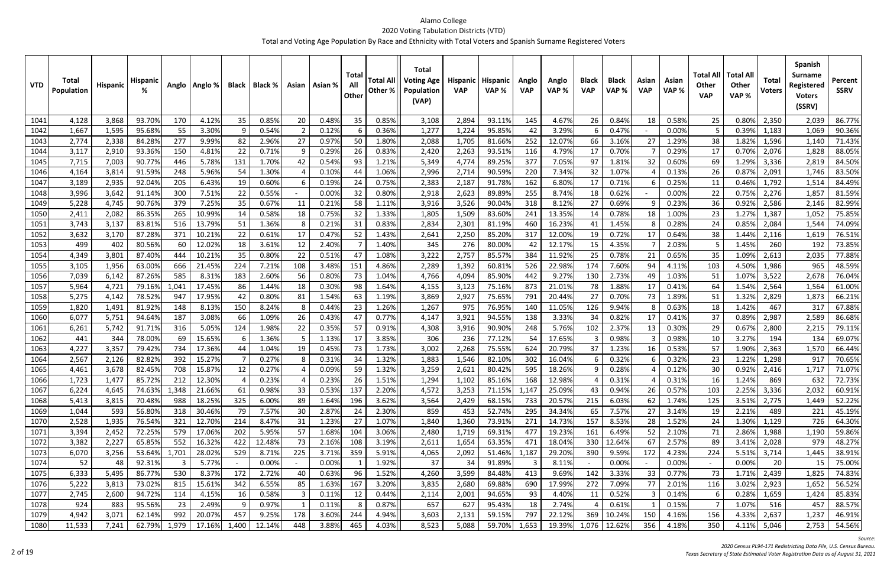Alamo College

2020 Voting Tabulation Districts (VTD)

Total and Voting Age Population By Race and Ethnicity with Total Voters and Spanish Surname Registered Voters

| VTD | Total Population | Hispanic | Hispanic % | Anglo | Anglo % | Black | Black % | Asian | Asian % | Total All Other | Total All Other % | Total Voting Age Population (VAP) | Hispanic VAP | Hispanic VAP % | Anglo VAP | Anglo VAP % | Black VAP | Black VAP % | Asian VAP | Asian VAP % | Total All Other VAP | Total All Other VAP % | Total Voters | Spanish Surname Registered Voters (SSRV) | Percent SSRV |
|---|---|---|---|---|---|---|---|---|---|---|---|---|---|---|---|---|---|---|---|---|---|---|---|---|---|
| 1041 | 4,128 | 3,868 | 93.70% | 170 | 4.12% | 35 | 0.85% | 20 | 0.48% | 35 | 0.85% | 3,108 | 2,894 | 93.11% | 145 | 4.67% | 26 | 0.84% | 18 | 0.58% | 25 | 0.80% | 2,350 | 2,039 | 86.77% |
| 1042 | 1,667 | 1,595 | 95.68% | 55 | 3.30% | 9 | 0.54% | 2 | 0.12% | 6 | 0.36% | 1,277 | 1,224 | 95.85% | 42 | 3.29% | 6 | 0.47% | - | 0.00% | 5 | 0.39% | 1,183 | 1,069 | 90.36% |
| 1043 | 2,774 | 2,338 | 84.28% | 277 | 9.99% | 82 | 2.96% | 27 | 0.97% | 50 | 1.80% | 2,088 | 1,705 | 81.66% | 252 | 12.07% | 66 | 3.16% | 27 | 1.29% | 38 | 1.82% | 1,596 | 1,140 | 71.43% |
| 1044 | 3,117 | 2,910 | 93.36% | 150 | 4.81% | 22 | 0.71% | 9 | 0.29% | 26 | 0.83% | 2,420 | 2,263 | 93.51% | 116 | 4.79% | 17 | 0.70% | 7 | 0.29% | 17 | 0.70% | 2,076 | 1,828 | 88.05% |
| 1045 | 7,715 | 7,003 | 90.77% | 446 | 5.78% | 131 | 1.70% | 42 | 0.54% | 93 | 1.21% | 5,349 | 4,774 | 89.25% | 377 | 7.05% | 97 | 1.81% | 32 | 0.60% | 69 | 1.29% | 3,336 | 2,819 | 84.50% |
| 1046 | 4,164 | 3,814 | 91.59% | 248 | 5.96% | 54 | 1.30% | 4 | 0.10% | 44 | 1.06% | 2,996 | 2,714 | 90.59% | 220 | 7.34% | 32 | 1.07% | 4 | 0.13% | 26 | 0.87% | 2,091 | 1,746 | 83.50% |
| 1047 | 3,189 | 2,935 | 92.04% | 205 | 6.43% | 19 | 0.60% | 6 | 0.19% | 24 | 0.75% | 2,383 | 2,187 | 91.78% | 162 | 6.80% | 17 | 0.71% | 6 | 0.25% | 11 | 0.46% | 1,792 | 1,514 | 84.49% |
| 1048 | 3,996 | 3,642 | 91.14% | 300 | 7.51% | 22 | 0.55% | - | 0.00% | 32 | 0.80% | 2,918 | 2,623 | 89.89% | 255 | 8.74% | 18 | 0.62% | - | 0.00% | 22 | 0.75% | 2,276 | 1,857 | 81.59% |
| 1049 | 5,228 | 4,745 | 90.76% | 379 | 7.25% | 35 | 0.67% | 11 | 0.21% | 58 | 1.11% | 3,916 | 3,526 | 90.04% | 318 | 8.12% | 27 | 0.69% | 9 | 0.23% | 36 | 0.92% | 2,586 | 2,146 | 82.99% |
| 1050 | 2,411 | 2,082 | 86.35% | 265 | 10.99% | 14 | 0.58% | 18 | 0.75% | 32 | 1.33% | 1,805 | 1,509 | 83.60% | 241 | 13.35% | 14 | 0.78% | 18 | 1.00% | 23 | 1.27% | 1,387 | 1,052 | 75.85% |
| 1051 | 3,743 | 3,137 | 83.81% | 516 | 13.79% | 51 | 1.36% | 8 | 0.21% | 31 | 0.83% | 2,834 | 2,301 | 81.19% | 460 | 16.23% | 41 | 1.45% | 8 | 0.28% | 24 | 0.85% | 2,084 | 1,544 | 74.09% |
| 1052 | 3,632 | 3,170 | 87.28% | 371 | 10.21% | 22 | 0.61% | 17 | 0.47% | 52 | 1.43% | 2,641 | 2,250 | 85.20% | 317 | 12.00% | 19 | 0.72% | 17 | 0.64% | 38 | 1.44% | 2,116 | 1,619 | 76.51% |
| 1053 | 499 | 402 | 80.56% | 60 | 12.02% | 18 | 3.61% | 12 | 2.40% | 7 | 1.40% | 345 | 276 | 80.00% | 42 | 12.17% | 15 | 4.35% | 7 | 2.03% | 5 | 1.45% | 260 | 192 | 73.85% |
| 1054 | 4,349 | 3,801 | 87.40% | 444 | 10.21% | 35 | 0.80% | 22 | 0.51% | 47 | 1.08% | 3,222 | 2,757 | 85.57% | 384 | 11.92% | 25 | 0.78% | 21 | 0.65% | 35 | 1.09% | 2,613 | 2,035 | 77.88% |
| 1055 | 3,105 | 1,956 | 63.00% | 666 | 21.45% | 224 | 7.21% | 108 | 3.48% | 151 | 4.86% | 2,289 | 1,392 | 60.81% | 526 | 22.98% | 174 | 7.60% | 94 | 4.11% | 103 | 4.50% | 1,986 | 965 | 48.59% |
| 1056 | 7,039 | 6,142 | 87.26% | 585 | 8.31% | 183 | 2.60% | 56 | 0.80% | 73 | 1.04% | 4,766 | 4,094 | 85.90% | 442 | 9.27% | 130 | 2.73% | 49 | 1.03% | 51 | 1.07% | 3,522 | 2,678 | 76.04% |
| 1057 | 5,964 | 4,721 | 79.16% | 1,041 | 17.45% | 86 | 1.44% | 18 | 0.30% | 98 | 1.64% | 4,155 | 3,123 | 75.16% | 873 | 21.01% | 78 | 1.88% | 17 | 0.41% | 64 | 1.54% | 2,564 | 1,564 | 61.00% |
| 1058 | 5,275 | 4,142 | 78.52% | 947 | 17.95% | 42 | 0.80% | 81 | 1.54% | 63 | 1.19% | 3,869 | 2,927 | 75.65% | 791 | 20.44% | 27 | 0.70% | 73 | 1.89% | 51 | 1.32% | 2,829 | 1,873 | 66.21% |
| 1059 | 1,820 | 1,491 | 81.92% | 148 | 8.13% | 150 | 8.24% | 8 | 0.44% | 23 | 1.26% | 1,267 | 975 | 76.95% | 140 | 11.05% | 126 | 9.94% | 8 | 0.63% | 18 | 1.42% | 467 | 317 | 67.88% |
| 1060 | 6,077 | 5,751 | 94.64% | 187 | 3.08% | 66 | 1.09% | 26 | 0.43% | 47 | 0.77% | 4,147 | 3,921 | 94.55% | 138 | 3.33% | 34 | 0.82% | 17 | 0.41% | 37 | 0.89% | 2,987 | 2,589 | 86.68% |
| 1061 | 6,261 | 5,742 | 91.71% | 316 | 5.05% | 124 | 1.98% | 22 | 0.35% | 57 | 0.91% | 4,308 | 3,916 | 90.90% | 248 | 5.76% | 102 | 2.37% | 13 | 0.30% | 29 | 0.67% | 2,800 | 2,215 | 79.11% |
| 1062 | 441 | 344 | 78.00% | 69 | 15.65% | 6 | 1.36% | 5 | 1.13% | 17 | 3.85% | 306 | 236 | 77.12% | 54 | 17.65% | 3 | 0.98% | 3 | 0.98% | 10 | 3.27% | 194 | 134 | 69.07% |
| 1063 | 4,227 | 3,357 | 79.42% | 734 | 17.36% | 44 | 1.04% | 19 | 0.45% | 73 | 1.73% | 3,002 | 2,268 | 75.55% | 624 | 20.79% | 37 | 1.23% | 16 | 0.53% | 57 | 1.90% | 2,363 | 1,570 | 66.44% |
| 1064 | 2,567 | 2,126 | 82.82% | 392 | 15.27% | 7 | 0.27% | 8 | 0.31% | 34 | 1.32% | 1,883 | 1,546 | 82.10% | 302 | 16.04% | 6 | 0.32% | 6 | 0.32% | 23 | 1.22% | 1,298 | 917 | 70.65% |
| 1065 | 4,461 | 3,678 | 82.45% | 708 | 15.87% | 12 | 0.27% | 4 | 0.09% | 59 | 1.32% | 3,259 | 2,621 | 80.42% | 595 | 18.26% | 9 | 0.28% | 4 | 0.12% | 30 | 0.92% | 2,416 | 1,717 | 71.07% |
| 1066 | 1,723 | 1,477 | 85.72% | 212 | 12.30% | 4 | 0.23% | 4 | 0.23% | 26 | 1.51% | 1,294 | 1,102 | 85.16% | 168 | 12.98% | 4 | 0.31% | 4 | 0.31% | 16 | 1.24% | 869 | 632 | 72.73% |
| 1067 | 6,224 | 4,645 | 74.63% | 1,348 | 21.66% | 61 | 0.98% | 33 | 0.53% | 137 | 2.20% | 4,572 | 3,253 | 71.15% | 1,147 | 25.09% | 43 | 0.94% | 26 | 0.57% | 103 | 2.25% | 3,336 | 2,032 | 60.91% |
| 1068 | 5,413 | 3,815 | 70.48% | 988 | 18.25% | 325 | 6.00% | 89 | 1.64% | 196 | 3.62% | 3,564 | 2,429 | 68.15% | 733 | 20.57% | 215 | 6.03% | 62 | 1.74% | 125 | 3.51% | 2,775 | 1,449 | 52.22% |
| 1069 | 1,044 | 593 | 56.80% | 318 | 30.46% | 79 | 7.57% | 30 | 2.87% | 24 | 2.30% | 859 | 453 | 52.74% | 295 | 34.34% | 65 | 7.57% | 27 | 3.14% | 19 | 2.21% | 489 | 221 | 45.19% |
| 1070 | 2,528 | 1,935 | 76.54% | 321 | 12.70% | 214 | 8.47% | 31 | 1.23% | 27 | 1.07% | 1,840 | 1,360 | 73.91% | 271 | 14.73% | 157 | 8.53% | 28 | 1.52% | 24 | 1.30% | 1,129 | 726 | 64.30% |
| 1071 | 3,394 | 2,452 | 72.25% | 579 | 17.06% | 202 | 5.95% | 57 | 1.68% | 104 | 3.06% | 2,480 | 1,719 | 69.31% | 477 | 19.23% | 161 | 6.49% | 52 | 2.10% | 71 | 2.86% | 1,988 | 1,190 | 59.86% |
| 1072 | 3,382 | 2,227 | 65.85% | 552 | 16.32% | 422 | 12.48% | 73 | 2.16% | 108 | 3.19% | 2,611 | 1,654 | 63.35% | 471 | 18.04% | 330 | 12.64% | 67 | 2.57% | 89 | 3.41% | 2,028 | 979 | 48.27% |
| 1073 | 6,070 | 3,256 | 53.64% | 1,701 | 28.02% | 529 | 8.71% | 225 | 3.71% | 359 | 5.91% | 4,065 | 2,092 | 51.46% | 1,187 | 29.20% | 390 | 9.59% | 172 | 4.23% | 224 | 5.51% | 3,714 | 1,445 | 38.91% |
| 1074 | 52 | 48 | 92.31% | 3 | 5.77% | - | 0.00% | - | 0.00% | 1 | 1.92% | 37 | 34 | 91.89% | 3 | 8.11% | - | 0.00% | - | 0.00% | - | 0.00% | 20 | 15 | 75.00% |
| 1075 | 6,333 | 5,495 | 86.77% | 530 | 8.37% | 172 | 2.72% | 40 | 0.63% | 96 | 1.52% | 4,260 | 3,599 | 84.48% | 413 | 9.69% | 142 | 3.33% | 33 | 0.77% | 73 | 1.71% | 2,439 | 1,825 | 74.83% |
| 1076 | 5,222 | 3,813 | 73.02% | 815 | 15.61% | 342 | 6.55% | 85 | 1.63% | 167 | 3.20% | 3,835 | 2,680 | 69.88% | 690 | 17.99% | 272 | 7.09% | 77 | 2.01% | 116 | 3.02% | 2,923 | 1,652 | 56.52% |
| 1077 | 2,745 | 2,600 | 94.72% | 114 | 4.15% | 16 | 0.58% | 3 | 0.11% | 12 | 0.44% | 2,114 | 2,001 | 94.65% | 93 | 4.40% | 11 | 0.52% | 3 | 0.14% | 6 | 0.28% | 1,659 | 1,424 | 85.83% |
| 1078 | 924 | 883 | 95.56% | 23 | 2.49% | 9 | 0.97% | 1 | 0.11% | 8 | 0.87% | 657 | 627 | 95.43% | 18 | 2.74% | 4 | 0.61% | 1 | 0.15% | 7 | 1.07% | 516 | 457 | 88.57% |
| 1079 | 4,942 | 3,071 | 62.14% | 992 | 20.07% | 457 | 9.25% | 178 | 3.60% | 244 | 4.94% | 3,603 | 2,131 | 59.15% | 797 | 22.12% | 369 | 10.24% | 150 | 4.16% | 156 | 4.33% | 2,637 | 1,237 | 46.91% |
| 1080 | 11,533 | 7,241 | 62.79% | 1,979 | 17.16% | 1,400 | 12.14% | 448 | 3.88% | 465 | 4.03% | 8,523 | 5,088 | 59.70% | 1,653 | 19.39% | 1,076 | 12.62% | 356 | 4.18% | 350 | 4.11% | 5,046 | 2,753 | 54.56% |

*Source:*
*2020 Census PL94-171 Redistricting Data File, U.S. Census Bureau.*
*Texas Secretary of State Estimated Voter Registration Data as of August 31, 2021*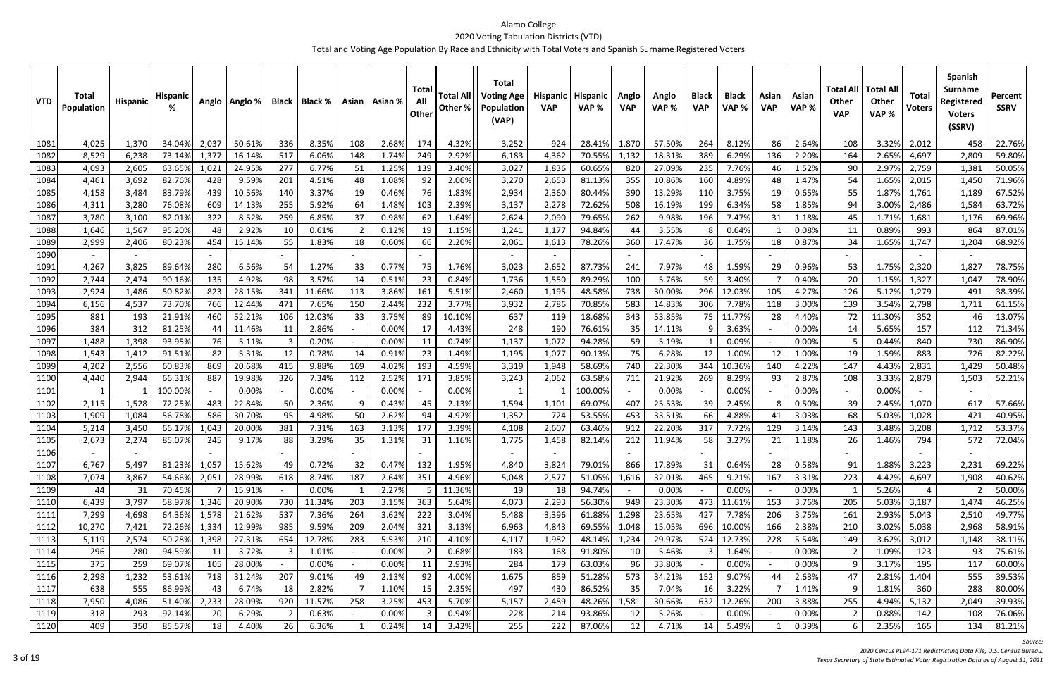# Alamo College

## 2020 Voting Tabulation Districts (VTD)

### Total and Voting Age Population By Race and Ethnicity with Total Voters and Spanish Surname Registered Voters

| VTD | Total Population | Hispanic | Hispanic % | Anglo | Anglo % | Black | Black % | Asian | Asian % | Total All Other | Total All Other % | Total Voting Age Population (VAP) | Hispanic VAP | Hispanic VAP % | Anglo VAP | Anglo VAP % | Black VAP | Black VAP % | Asian VAP | Asian VAP % | Total All Other VAP | Total All Other VAP % | Total Voters | Spanish Surname Registered Voters (SSRV) | Percent SSRV |
|---|---|---|---|---|---|---|---|---|---|---|---|---|---|---|---|---|---|---|---|---|---|---|---|---|---|
| 1081 | 4,025 | 1,370 | 34.04% | 2,037 | 50.61% | 336 | 8.35% | 108 | 2.68% | 174 | 4.32% | 3,252 | 924 | 28.41% | 1,870 | 57.50% | 264 | 8.12% | 86 | 2.64% | 108 | 3.32% | 2,012 | 458 | 22.76% |
| 1082 | 8,529 | 6,238 | 73.14% | 1,377 | 16.14% | 517 | 6.06% | 148 | 1.74% | 249 | 2.92% | 6,183 | 4,362 | 70.55% | 1,132 | 18.31% | 389 | 6.29% | 136 | 2.20% | 164 | 2.65% | 4,697 | 2,809 | 59.80% |
| 1083 | 4,093 | 2,605 | 63.65% | 1,021 | 24.95% | 277 | 6.77% | 51 | 1.25% | 139 | 3.40% | 3,027 | 1,836 | 60.65% | 820 | 27.09% | 235 | 7.76% | 46 | 1.52% | 90 | 2.97% | 2,759 | 1,381 | 50.05% |
| 1084 | 4,461 | 3,692 | 82.76% | 428 | 9.59% | 201 | 4.51% | 48 | 1.08% | 92 | 2.06% | 3,270 | 2,653 | 81.13% | 355 | 10.86% | 160 | 4.89% | 48 | 1.47% | 54 | 1.65% | 2,015 | 1,450 | 71.96% |
| 1085 | 4,158 | 3,484 | 83.79% | 439 | 10.56% | 140 | 3.37% | 19 | 0.46% | 76 | 1.83% | 2,934 | 2,360 | 80.44% | 390 | 13.29% | 110 | 3.75% | 19 | 0.65% | 55 | 1.87% | 1,761 | 1,189 | 67.52% |
| 1086 | 4,311 | 3,280 | 76.08% | 609 | 14.13% | 255 | 5.92% | 64 | 1.48% | 103 | 2.39% | 3,137 | 2,278 | 72.62% | 508 | 16.19% | 199 | 6.34% | 58 | 1.85% | 94 | 3.00% | 2,486 | 1,584 | 63.72% |
| 1087 | 3,780 | 3,100 | 82.01% | 322 | 8.52% | 259 | 6.85% | 37 | 0.98% | 62 | 1.64% | 2,624 | 2,090 | 79.65% | 262 | 9.98% | 196 | 7.47% | 31 | 1.18% | 45 | 1.71% | 1,681 | 1,176 | 69.96% |
| 1088 | 1,646 | 1,567 | 95.20% | 48 | 2.92% | 10 | 0.61% | 2 | 0.12% | 19 | 1.15% | 1,241 | 1,177 | 94.84% | 44 | 3.55% | 8 | 0.64% | 1 | 0.08% | 11 | 0.89% | 993 | 864 | 87.01% |
| 1089 | 2,999 | 2,406 | 80.23% | 454 | 15.14% | 55 | 1.83% | 18 | 0.60% | 66 | 2.20% | 2,061 | 1,613 | 78.26% | 360 | 17.47% | 36 | 1.75% | 18 | 0.87% | 34 | 1.65% | 1,747 | 1,204 | 68.92% |
| 1090 | - | - | | - | | - | | - | | - | | - | - | | - | | - | | - | | - | | - | - | |
| 1091 | 4,267 | 3,825 | 89.64% | 280 | 6.56% | 54 | 1.27% | 33 | 0.77% | 75 | 1.76% | 3,023 | 2,652 | 87.73% | 241 | 7.97% | 48 | 1.59% | 29 | 0.96% | 53 | 1.75% | 2,320 | 1,827 | 78.75% |
| 1092 | 2,744 | 2,474 | 90.16% | 135 | 4.92% | 98 | 3.57% | 14 | 0.51% | 23 | 0.84% | 1,736 | 1,550 | 89.29% | 100 | 5.76% | 59 | 3.40% | 7 | 0.40% | 20 | 1.15% | 1,327 | 1,047 | 78.90% |
| 1093 | 2,924 | 1,486 | 50.82% | 823 | 28.15% | 341 | 11.66% | 113 | 3.86% | 161 | 5.51% | 2,460 | 1,195 | 48.58% | 738 | 30.00% | 296 | 12.03% | 105 | 4.27% | 126 | 5.12% | 1,279 | 491 | 38.39% |
| 1094 | 6,156 | 4,537 | 73.70% | 766 | 12.44% | 471 | 7.65% | 150 | 2.44% | 232 | 3.77% | 3,932 | 2,786 | 70.85% | 583 | 14.83% | 306 | 7.78% | 118 | 3.00% | 139 | 3.54% | 2,798 | 1,711 | 61.15% |
| 1095 | 881 | 193 | 21.91% | 460 | 52.21% | 106 | 12.03% | 33 | 3.75% | 89 | 10.10% | 637 | 119 | 18.68% | 343 | 53.85% | 75 | 11.77% | 28 | 4.40% | 72 | 11.30% | 352 | 46 | 13.07% |
| 1096 | 384 | 312 | 81.25% | 44 | 11.46% | 11 | 2.86% | - | 0.00% | 17 | 4.43% | 248 | 190 | 76.61% | 35 | 14.11% | 9 | 3.63% | - | 0.00% | 14 | 5.65% | 157 | 112 | 71.34% |
| 1097 | 1,488 | 1,398 | 93.95% | 76 | 5.11% | 3 | 0.20% | - | 0.00% | 11 | 0.74% | 1,137 | 1,072 | 94.28% | 59 | 5.19% | 1 | 0.09% | - | 0.00% | 5 | 0.44% | 840 | 730 | 86.90% |
| 1098 | 1,543 | 1,412 | 91.51% | 82 | 5.31% | 12 | 0.78% | 14 | 0.91% | 23 | 1.49% | 1,195 | 1,077 | 90.13% | 75 | 6.28% | 12 | 1.00% | 12 | 1.00% | 19 | 1.59% | 883 | 726 | 82.22% |
| 1099 | 4,202 | 2,556 | 60.83% | 869 | 20.68% | 415 | 9.88% | 169 | 4.02% | 193 | 4.59% | 3,319 | 1,948 | 58.69% | 740 | 22.30% | 344 | 10.36% | 140 | 4.22% | 147 | 4.43% | 2,831 | 1,429 | 50.48% |
| 1100 | 4,440 | 2,944 | 66.31% | 887 | 19.98% | 326 | 7.34% | 112 | 2.52% | 171 | 3.85% | 3,243 | 2,062 | 63.58% | 711 | 21.92% | 269 | 8.29% | 93 | 2.87% | 108 | 3.33% | 2,879 | 1,503 | 52.21% |
| 1101 | 1 | 1 | 100.00% | - | 0.00% | - | 0.00% | - | 0.00% | - | 0.00% | 1 | 1 | 100.00% | - | 0.00% | - | 0.00% | - | 0.00% | - | 0.00% | - | - | |
| 1102 | 2,115 | 1,528 | 72.25% | 483 | 22.84% | 50 | 2.36% | 9 | 0.43% | 45 | 2.13% | 1,594 | 1,101 | 69.07% | 407 | 25.53% | 39 | 2.45% | 8 | 0.50% | 39 | 2.45% | 1,070 | 617 | 57.66% |
| 1103 | 1,909 | 1,084 | 56.78% | 586 | 30.70% | 95 | 4.98% | 50 | 2.62% | 94 | 4.92% | 1,352 | 724 | 53.55% | 453 | 33.51% | 66 | 4.88% | 41 | 3.03% | 68 | 5.03% | 1,028 | 421 | 40.95% |
| 1104 | 5,214 | 3,450 | 66.17% | 1,043 | 20.00% | 381 | 7.31% | 163 | 3.13% | 177 | 3.39% | 4,108 | 2,607 | 63.46% | 912 | 22.20% | 317 | 7.72% | 129 | 3.14% | 143 | 3.48% | 3,208 | 1,712 | 53.37% |
| 1105 | 2,673 | 2,274 | 85.07% | 245 | 9.17% | 88 | 3.29% | 35 | 1.31% | 31 | 1.16% | 1,775 | 1,458 | 82.14% | 212 | 11.94% | 58 | 3.27% | 21 | 1.18% | 26 | 1.46% | 794 | 572 | 72.04% |
| 1106 | - | - | | - | | - | | - | | - | | - | - | | - | | - | | - | | - | | - | - | |
| 1107 | 6,767 | 5,497 | 81.23% | 1,057 | 15.62% | 49 | 0.72% | 32 | 0.47% | 132 | 1.95% | 4,840 | 3,824 | 79.01% | 866 | 17.89% | 31 | 0.64% | 28 | 0.58% | 91 | 1.88% | 3,223 | 2,231 | 69.22% |
| 1108 | 7,074 | 3,867 | 54.66% | 2,051 | 28.99% | 618 | 8.74% | 187 | 2.64% | 351 | 4.96% | 5,048 | 2,577 | 51.05% | 1,616 | 32.01% | 465 | 9.21% | 167 | 3.31% | 223 | 4.42% | 4,697 | 1,908 | 40.62% |
| 1109 | 44 | 31 | 70.45% | 7 | 15.91% | - | 0.00% | 1 | 2.27% | 5 | 11.36% | 19 | 18 | 94.74% | - | 0.00% | - | 0.00% | - | 0.00% | 1 | 5.26% | 4 | 2 | 50.00% |
| 1110 | 6,439 | 3,797 | 58.97% | 1,346 | 20.90% | 730 | 11.34% | 203 | 3.15% | 363 | 5.64% | 4,073 | 2,293 | 56.30% | 949 | 23.30% | 473 | 11.61% | 153 | 3.76% | 205 | 5.03% | 3,187 | 1,474 | 46.25% |
| 1111 | 7,299 | 4,698 | 64.36% | 1,578 | 21.62% | 537 | 7.36% | 264 | 3.62% | 222 | 3.04% | 5,488 | 3,396 | 61.88% | 1,298 | 23.65% | 427 | 7.78% | 206 | 3.75% | 161 | 2.93% | 5,043 | 2,510 | 49.77% |
| 1112 | 10,270 | 7,421 | 72.26% | 1,334 | 12.99% | 985 | 9.59% | 209 | 2.04% | 321 | 3.13% | 6,963 | 4,843 | 69.55% | 1,048 | 15.05% | 696 | 10.00% | 166 | 2.38% | 210 | 3.02% | 5,038 | 2,968 | 58.91% |
| 1113 | 5,119 | 2,574 | 50.28% | 1,398 | 27.31% | 654 | 12.78% | 283 | 5.53% | 210 | 4.10% | 4,117 | 1,982 | 48.14% | 1,234 | 29.97% | 524 | 12.73% | 228 | 5.54% | 149 | 3.62% | 3,012 | 1,148 | 38.11% |
| 1114 | 296 | 280 | 94.59% | 11 | 3.72% | 3 | 1.01% | - | 0.00% | 2 | 0.68% | 183 | 168 | 91.80% | 10 | 5.46% | 3 | 1.64% | - | 0.00% | 2 | 1.09% | 123 | 93 | 75.61% |
| 1115 | 375 | 259 | 69.07% | 105 | 28.00% | - | 0.00% | - | 0.00% | 11 | 2.93% | 284 | 179 | 63.03% | 96 | 33.80% | - | 0.00% | - | 0.00% | 9 | 3.17% | 195 | 117 | 60.00% |
| 1116 | 2,298 | 1,232 | 53.61% | 718 | 31.24% | 207 | 9.01% | 49 | 2.13% | 92 | 4.00% | 1,675 | 859 | 51.28% | 573 | 34.21% | 152 | 9.07% | 44 | 2.63% | 47 | 2.81% | 1,404 | 555 | 39.53% |
| 1117 | 638 | 555 | 86.99% | 43 | 6.74% | 18 | 2.82% | 7 | 1.10% | 15 | 2.35% | 497 | 430 | 86.52% | 35 | 7.04% | 16 | 3.22% | 7 | 1.41% | 9 | 1.81% | 360 | 288 | 80.00% |
| 1118 | 7,950 | 4,086 | 51.40% | 2,233 | 28.09% | 920 | 11.57% | 258 | 3.25% | 453 | 5.70% | 5,157 | 2,489 | 48.26% | 1,581 | 30.66% | 632 | 12.26% | 200 | 3.88% | 255 | 4.94% | 5,132 | 2,049 | 39.93% |
| 1119 | 318 | 293 | 92.14% | 20 | 6.29% | 2 | 0.63% | - | 0.00% | 3 | 0.94% | 228 | 214 | 93.86% | 12 | 5.26% | - | 0.00% | - | 0.00% | 2 | 0.88% | 142 | 108 | 76.06% |
| 1120 | 409 | 350 | 85.57% | 18 | 4.40% | 26 | 6.36% | 1 | 0.24% | 14 | 3.42% | 255 | 222 | 87.06% | 12 | 4.71% | 14 | 5.49% | 1 | 0.39% | 6 | 2.35% | 165 | 134 | 81.21% |

*Source:*
*2020 Census PL94-171 Redistricting Data File, U.S. Census Bureau.*
*Texas Secretary of State Estimated Voter Registration Data as of August 31, 2021*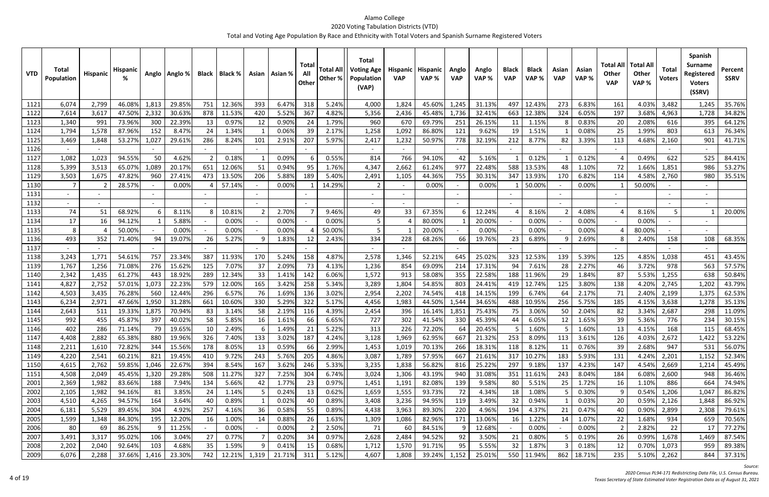Alamo College

2020 Voting Tabulation Districts (VTD)

Total and Voting Age Population By Race and Ethnicity with Total Voters and Spanish Surname Registered Voters

| VTD | Total Population | Hispanic | Hispanic % | Anglo | Anglo % | Black | Black % | Asian | Asian % | Total All Other | Total All Other % | Total Voting Age Population (VAP) | Hispanic VAP | Hispanic VAP % | Anglo VAP | Anglo VAP % | Black VAP | Black VAP % | Asian VAP | Asian VAP % | Total All Other VAP | Total All Other VAP % | Total Voters | Spanish Surname Registered Voters (SSRV) | Percent SSRV |
|---|---|---|---|---|---|---|---|---|---|---|---|---|---|---|---|---|---|---|---|---|---|---|---|---|---|
| 1121 | 6,074 | 2,799 | 46.08% | 1,813 | 29.85% | 751 | 12.36% | 393 | 6.47% | 318 | 5.24% | 4,000 | 1,824 | 45.60% | 1,245 | 31.13% | 497 | 12.43% | 273 | 6.83% | 161 | 4.03% | 3,482 | 1,245 | 35.76% |
| 1122 | 7,614 | 3,617 | 47.50% | 2,332 | 30.63% | 878 | 11.53% | 420 | 5.52% | 367 | 4.82% | 5,356 | 2,436 | 45.48% | 1,736 | 32.41% | 663 | 12.38% | 324 | 6.05% | 197 | 3.68% | 4,963 | 1,728 | 34.82% |
| 1123 | 1,340 | 991 | 73.96% | 300 | 22.39% | 13 | 0.97% | 12 | 0.90% | 24 | 1.79% | 960 | 670 | 69.79% | 251 | 26.15% | 11 | 1.15% | 8 | 0.83% | 20 | 2.08% | 616 | 395 | 64.12% |
| 1124 | 1,794 | 1,578 | 87.96% | 152 | 8.47% | 24 | 1.34% | 1 | 0.06% | 39 | 2.17% | 1,258 | 1,092 | 86.80% | 121 | 9.62% | 19 | 1.51% | 1 | 0.08% | 25 | 1.99% | 803 | 613 | 76.34% |
| 1125 | 3,469 | 1,848 | 53.27% | 1,027 | 29.61% | 286 | 8.24% | 101 | 2.91% | 207 | 5.97% | 2,417 | 1,232 | 50.97% | 778 | 32.19% | 212 | 8.77% | 82 | 3.39% | 113 | 4.68% | 2,160 | 901 | 41.71% |
| 1126 | - | - | | - | | - | | - | | - | | - | - | | - | | - | | - | | - | | - | - | |
| 1127 | 1,082 | 1,023 | 94.55% | 50 | 4.62% | 2 | 0.18% | 1 | 0.09% | 6 | 0.55% | 814 | 766 | 94.10% | 42 | 5.16% | 1 | 0.12% | 1 | 0.12% | 4 | 0.49% | 622 | 525 | 84.41% |
| 1128 | 5,399 | 3,513 | 65.07% | 1,089 | 20.17% | 651 | 12.06% | 51 | 0.94% | 95 | 1.76% | 4,347 | 2,662 | 61.24% | 977 | 22.48% | 588 | 13.53% | 48 | 1.10% | 72 | 1.66% | 1,851 | 986 | 53.27% |
| 1129 | 3,503 | 1,675 | 47.82% | 960 | 27.41% | 473 | 13.50% | 206 | 5.88% | 189 | 5.40% | 2,491 | 1,105 | 44.36% | 755 | 30.31% | 347 | 13.93% | 170 | 6.82% | 114 | 4.58% | 2,760 | 980 | 35.51% |
| 1130 | 7 | 2 | 28.57% | - | 0.00% | 4 | 57.14% | - | 0.00% | 1 | 14.29% | 2 | - | 0.00% | - | 0.00% | 1 | 50.00% | - | 0.00% | 1 | 50.00% | - | - | |
| 1131 | - | - | | - | | - | | - | | - | | - | - | | - | | - | | - | | - | | - | - | |
| 1132 | - | - | | - | | - | | - | | - | | - | - | | - | | - | | - | | - | | - | - | |
| 1133 | 74 | 51 | 68.92% | 6 | 8.11% | 8 | 10.81% | 2 | 2.70% | 7 | 9.46% | 49 | 33 | 67.35% | 6 | 12.24% | 4 | 8.16% | 2 | 4.08% | 4 | 8.16% | 5 | 1 | 20.00% |
| 1134 | 17 | 16 | 94.12% | 1 | 5.88% | - | 0.00% | - | 0.00% | - | 0.00% | 5 | 4 | 80.00% | 1 | 20.00% | - | 0.00% | - | 0.00% | - | 0.00% | - | - | |
| 1135 | 8 | 4 | 50.00% | - | 0.00% | - | 0.00% | - | 0.00% | 4 | 50.00% | 5 | 1 | 20.00% | - | 0.00% | - | 0.00% | - | 0.00% | 4 | 80.00% | - | - | |
| 1136 | 493 | 352 | 71.40% | 94 | 19.07% | 26 | 5.27% | 9 | 1.83% | 12 | 2.43% | 334 | 228 | 68.26% | 66 | 19.76% | 23 | 6.89% | 9 | 2.69% | 8 | 2.40% | 158 | 108 | 68.35% |
| 1137 | - | - | | - | | - | | - | | - | | - | - | | - | | - | | - | | - | | - | - | |
| 1138 | 3,243 | 1,771 | 54.61% | 757 | 23.34% | 387 | 11.93% | 170 | 5.24% | 158 | 4.87% | 2,578 | 1,346 | 52.21% | 645 | 25.02% | 323 | 12.53% | 139 | 5.39% | 125 | 4.85% | 1,038 | 451 | 43.45% |
| 1139 | 1,767 | 1,256 | 71.08% | 276 | 15.62% | 125 | 7.07% | 37 | 2.09% | 73 | 4.13% | 1,236 | 854 | 69.09% | 214 | 17.31% | 94 | 7.61% | 28 | 2.27% | 46 | 3.72% | 978 | 563 | 57.57% |
| 1140 | 2,342 | 1,435 | 61.27% | 443 | 18.92% | 289 | 12.34% | 33 | 1.41% | 142 | 6.06% | 1,572 | 913 | 58.08% | 355 | 22.58% | 188 | 11.96% | 29 | 1.84% | 87 | 5.53% | 1,255 | 638 | 50.84% |
| 1141 | 4,827 | 2,752 | 57.01% | 1,073 | 22.23% | 579 | 12.00% | 165 | 3.42% | 258 | 5.34% | 3,289 | 1,804 | 54.85% | 803 | 24.41% | 419 | 12.74% | 125 | 3.80% | 138 | 4.20% | 2,745 | 1,202 | 43.79% |
| 1142 | 4,503 | 3,435 | 76.28% | 560 | 12.44% | 296 | 6.57% | 76 | 1.69% | 136 | 3.02% | 2,954 | 2,202 | 74.54% | 418 | 14.15% | 199 | 6.74% | 64 | 2.17% | 71 | 2.40% | 2,199 | 1,375 | 62.53% |
| 1143 | 6,234 | 2,971 | 47.66% | 1,950 | 31.28% | 661 | 10.60% | 330 | 5.29% | 322 | 5.17% | 4,456 | 1,983 | 44.50% | 1,544 | 34.65% | 488 | 10.95% | 256 | 5.75% | 185 | 4.15% | 3,638 | 1,278 | 35.13% |
| 1144 | 2,643 | 511 | 19.33% | 1,875 | 70.94% | 83 | 3.14% | 58 | 2.19% | 116 | 4.39% | 2,454 | 396 | 16.14% | 1,851 | 75.43% | 75 | 3.06% | 50 | 2.04% | 82 | 3.34% | 2,687 | 298 | 11.09% |
| 1145 | 992 | 455 | 45.87% | 397 | 40.02% | 58 | 5.85% | 16 | 1.61% | 66 | 6.65% | 727 | 302 | 41.54% | 330 | 45.39% | 44 | 6.05% | 12 | 1.65% | 39 | 5.36% | 776 | 234 | 30.15% |
| 1146 | 402 | 286 | 71.14% | 79 | 19.65% | 10 | 2.49% | 6 | 1.49% | 21 | 5.22% | 313 | 226 | 72.20% | 64 | 20.45% | 5 | 1.60% | 5 | 1.60% | 13 | 4.15% | 168 | 115 | 68.45% |
| 1147 | 4,408 | 2,882 | 65.38% | 880 | 19.96% | 326 | 7.40% | 133 | 3.02% | 187 | 4.24% | 3,128 | 1,969 | 62.95% | 667 | 21.32% | 253 | 8.09% | 113 | 3.61% | 126 | 4.03% | 2,672 | 1,422 | 53.22% |
| 1148 | 2,211 | 1,610 | 72.82% | 344 | 15.56% | 178 | 8.05% | 13 | 0.59% | 66 | 2.99% | 1,453 | 1,019 | 70.13% | 266 | 18.31% | 118 | 8.12% | 11 | 0.76% | 39 | 2.68% | 947 | 531 | 56.07% |
| 1149 | 4,220 | 2,541 | 60.21% | 821 | 19.45% | 410 | 9.72% | 243 | 5.76% | 205 | 4.86% | 3,087 | 1,789 | 57.95% | 667 | 21.61% | 317 | 10.27% | 183 | 5.93% | 131 | 4.24% | 2,201 | 1,152 | 52.34% |
| 1150 | 4,615 | 2,762 | 59.85% | 1,046 | 22.67% | 394 | 8.54% | 167 | 3.62% | 246 | 5.33% | 3,235 | 1,838 | 56.82% | 816 | 25.22% | 297 | 9.18% | 137 | 4.23% | 147 | 4.54% | 2,669 | 1,214 | 45.49% |
| 1151 | 4,508 | 2,049 | 45.45% | 1,320 | 29.28% | 508 | 11.27% | 327 | 7.25% | 304 | 6.74% | 3,024 | 1,306 | 43.19% | 940 | 31.08% | 351 | 11.61% | 243 | 8.04% | 184 | 6.08% | 2,600 | 948 | 36.46% |
| 2001 | 2,369 | 1,982 | 83.66% | 188 | 7.94% | 134 | 5.66% | 42 | 1.77% | 23 | 0.97% | 1,451 | 1,191 | 82.08% | 139 | 9.58% | 80 | 5.51% | 25 | 1.72% | 16 | 1.10% | 886 | 664 | 74.94% |
| 2002 | 2,105 | 1,982 | 94.16% | 81 | 3.85% | 24 | 1.14% | 5 | 0.24% | 13 | 0.62% | 1,659 | 1,555 | 93.73% | 72 | 4.34% | 18 | 1.08% | 5 | 0.30% | 9 | 0.54% | 1,206 | 1,047 | 86.82% |
| 2003 | 4,510 | 4,265 | 94.57% | 164 | 3.64% | 40 | 0.89% | 1 | 0.02% | 40 | 0.89% | 3,408 | 3,236 | 94.95% | 119 | 3.49% | 32 | 0.94% | 1 | 0.03% | 20 | 0.59% | 2,126 | 1,848 | 86.92% |
| 2004 | 6,181 | 5,529 | 89.45% | 304 | 4.92% | 257 | 4.16% | 36 | 0.58% | 55 | 0.89% | 4,438 | 3,963 | 89.30% | 220 | 4.96% | 194 | 4.37% | 21 | 0.47% | 40 | 0.90% | 2,899 | 2,308 | 79.61% |
| 2005 | 1,599 | 1,348 | 84.30% | 195 | 12.20% | 16 | 1.00% | 14 | 0.88% | 26 | 1.63% | 1,309 | 1,086 | 82.96% | 171 | 13.06% | 16 | 1.22% | 14 | 1.07% | 22 | 1.68% | 934 | 659 | 70.56% |
| 2006 | 80 | 69 | 86.25% | 9 | 11.25% | - | 0.00% | - | 0.00% | 2 | 2.50% | 71 | 60 | 84.51% | 9 | 12.68% | - | 0.00% | - | 0.00% | 2 | 2.82% | 22 | 17 | 77.27% |
| 2007 | 3,491 | 3,317 | 95.02% | 106 | 3.04% | 27 | 0.77% | 7 | 0.20% | 34 | 0.97% | 2,628 | 2,484 | 94.52% | 92 | 3.50% | 21 | 0.80% | 5 | 0.19% | 26 | 0.99% | 1,678 | 1,469 | 87.54% |
| 2008 | 2,202 | 2,040 | 92.64% | 103 | 4.68% | 35 | 1.59% | 9 | 0.41% | 15 | 0.68% | 1,712 | 1,570 | 91.71% | 95 | 5.55% | 32 | 1.87% | 3 | 0.18% | 12 | 0.70% | 1,073 | 959 | 89.38% |
| 2009 | 6,076 | 2,288 | 37.66% | 1,416 | 23.30% | 742 | 12.21% | 1,319 | 21.71% | 311 | 5.12% | 4,607 | 1,808 | 39.24% | 1,152 | 25.01% | 550 | 11.94% | 862 | 18.71% | 235 | 5.10% | 2,262 | 844 | 37.31% |

*Source:*
*2020 Census PL94-171 Redistricting Data File, U.S. Census Bureau.*
*Texas Secretary of State Estimated Voter Registration Data as of August 31, 2021*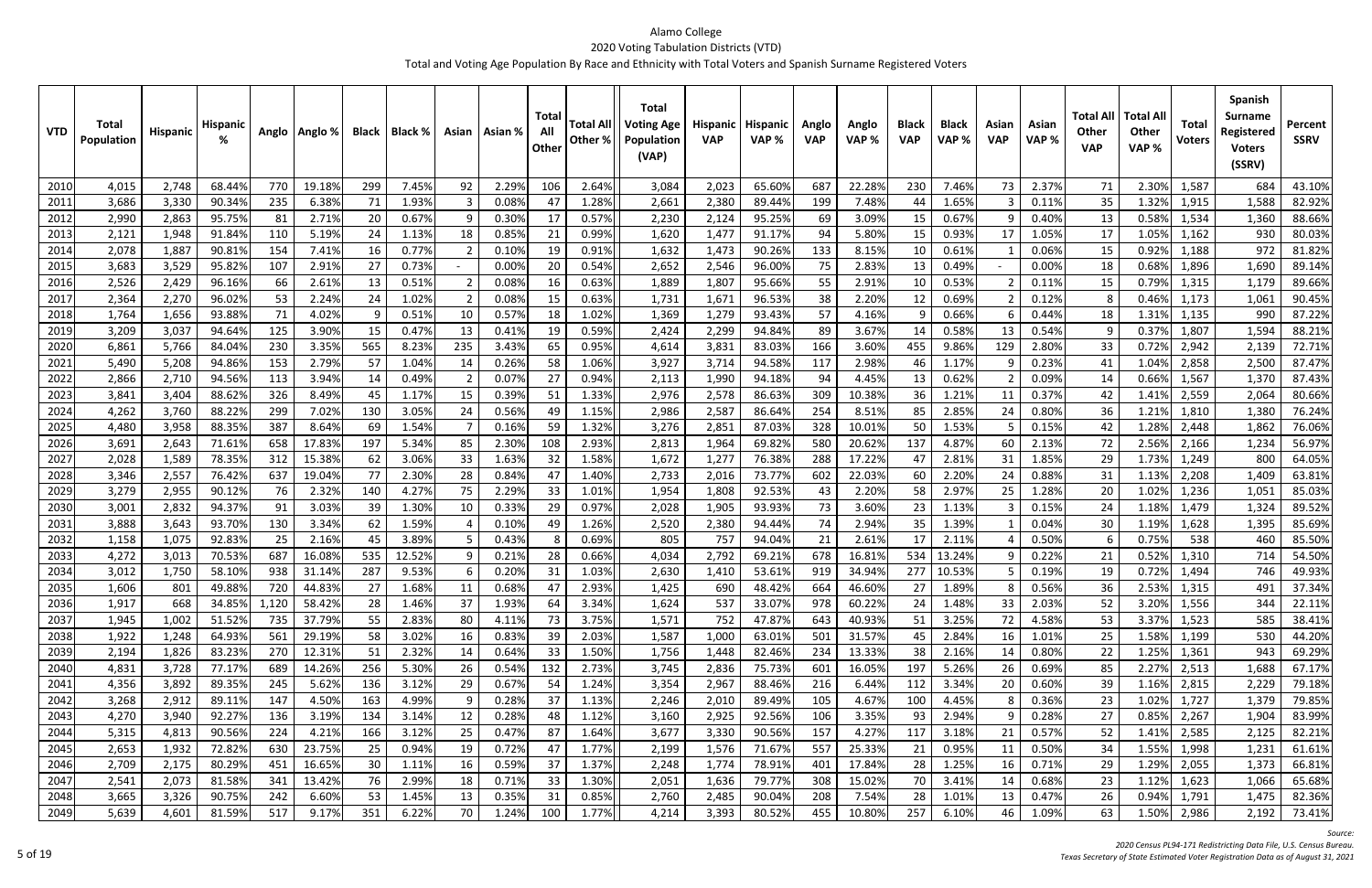# Alamo College

## 2020 Voting Tabulation Districts (VTD)

### Total and Voting Age Population By Race and Ethnicity with Total Voters and Spanish Surname Registered Voters

| VTD | Total Population | Hispanic | Hispanic % | Anglo | Anglo % | Black | Black % | Asian | Asian % | Total All Other | Total All Other % | Total Voting Age Population (VAP) | Hispanic VAP | Hispanic VAP % | Anglo VAP | Anglo VAP % | Black VAP | Black VAP % | Asian VAP | Asian VAP % | Total All Other VAP | Total All Other VAP % | Total Voters | Spanish Surname Registered Voters (SSRV) | Percent SSRV |
|---|---|---|---|---|---|---|---|---|---|---|---|---|---|---|---|---|---|---|---|---|---|---|---|---|---|
| 2010 | 4,015 | 2,748 | 68.44% | 770 | 19.18% | 299 | 7.45% | 92 | 2.29% | 106 | 2.64% | 3,084 | 2,023 | 65.60% | 687 | 22.28% | 230 | 7.46% | 73 | 2.37% | 71 | 2.30% | 1,587 | 684 | 43.10% |
| 2011 | 3,686 | 3,330 | 90.34% | 235 | 6.38% | 71 | 1.93% | 3 | 0.08% | 47 | 1.28% | 2,661 | 2,380 | 89.44% | 199 | 7.48% | 44 | 1.65% | 3 | 0.11% | 35 | 1.32% | 1,915 | 1,588 | 82.92% |
| 2012 | 2,990 | 2,863 | 95.75% | 81 | 2.71% | 20 | 0.67% | 9 | 0.30% | 17 | 0.57% | 2,230 | 2,124 | 95.25% | 69 | 3.09% | 15 | 0.67% | 9 | 0.40% | 13 | 0.58% | 1,534 | 1,360 | 88.66% |
| 2013 | 2,121 | 1,948 | 91.84% | 110 | 5.19% | 24 | 1.13% | 18 | 0.85% | 21 | 0.99% | 1,620 | 1,477 | 91.17% | 94 | 5.80% | 15 | 0.93% | 17 | 1.05% | 17 | 1.05% | 1,162 | 930 | 80.03% |
| 2014 | 2,078 | 1,887 | 90.81% | 154 | 7.41% | 16 | 0.77% | 2 | 0.10% | 19 | 0.91% | 1,632 | 1,473 | 90.26% | 133 | 8.15% | 10 | 0.61% | 1 | 0.06% | 15 | 0.92% | 1,188 | 972 | 81.82% |
| 2015 | 3,683 | 3,529 | 95.82% | 107 | 2.91% | 27 | 0.73% | - | 0.00% | 20 | 0.54% | 2,652 | 2,546 | 96.00% | 75 | 2.83% | 13 | 0.49% | - | 0.00% | 18 | 0.68% | 1,896 | 1,690 | 89.14% |
| 2016 | 2,526 | 2,429 | 96.16% | 66 | 2.61% | 13 | 0.51% | 2 | 0.08% | 16 | 0.63% | 1,889 | 1,807 | 95.66% | 55 | 2.91% | 10 | 0.53% | 2 | 0.11% | 15 | 0.79% | 1,315 | 1,179 | 89.66% |
| 2017 | 2,364 | 2,270 | 96.02% | 53 | 2.24% | 24 | 1.02% | 2 | 0.08% | 15 | 0.63% | 1,731 | 1,671 | 96.53% | 38 | 2.20% | 12 | 0.69% | 2 | 0.12% | 8 | 0.46% | 1,173 | 1,061 | 90.45% |
| 2018 | 1,764 | 1,656 | 93.88% | 71 | 4.02% | 9 | 0.51% | 10 | 0.57% | 18 | 1.02% | 1,369 | 1,279 | 93.43% | 57 | 4.16% | 9 | 0.66% | 6 | 0.44% | 18 | 1.31% | 1,135 | 990 | 87.22% |
| 2019 | 3,209 | 3,037 | 94.64% | 125 | 3.90% | 15 | 0.47% | 13 | 0.41% | 19 | 0.59% | 2,424 | 2,299 | 94.84% | 89 | 3.67% | 14 | 0.58% | 13 | 0.54% | 9 | 0.37% | 1,807 | 1,594 | 88.21% |
| 2020 | 6,861 | 5,766 | 84.04% | 230 | 3.35% | 565 | 8.23% | 235 | 3.43% | 65 | 0.95% | 4,614 | 3,831 | 83.03% | 166 | 3.60% | 455 | 9.86% | 129 | 2.80% | 33 | 0.72% | 2,942 | 2,139 | 72.71% |
| 2021 | 5,490 | 5,208 | 94.86% | 153 | 2.79% | 57 | 1.04% | 14 | 0.26% | 58 | 1.06% | 3,927 | 3,714 | 94.58% | 117 | 2.98% | 46 | 1.17% | 9 | 0.23% | 41 | 1.04% | 2,858 | 2,500 | 87.47% |
| 2022 | 2,866 | 2,710 | 94.56% | 113 | 3.94% | 14 | 0.49% | 2 | 0.07% | 27 | 0.94% | 2,113 | 1,990 | 94.18% | 94 | 4.45% | 13 | 0.62% | 2 | 0.09% | 14 | 0.66% | 1,567 | 1,370 | 87.43% |
| 2023 | 3,841 | 3,404 | 88.62% | 326 | 8.49% | 45 | 1.17% | 15 | 0.39% | 51 | 1.33% | 2,976 | 2,578 | 86.63% | 309 | 10.38% | 36 | 1.21% | 11 | 0.37% | 42 | 1.41% | 2,559 | 2,064 | 80.66% |
| 2024 | 4,262 | 3,760 | 88.22% | 299 | 7.02% | 130 | 3.05% | 24 | 0.56% | 49 | 1.15% | 2,986 | 2,587 | 86.64% | 254 | 8.51% | 85 | 2.85% | 24 | 0.80% | 36 | 1.21% | 1,810 | 1,380 | 76.24% |
| 2025 | 4,480 | 3,958 | 88.35% | 387 | 8.64% | 69 | 1.54% | 7 | 0.16% | 59 | 1.32% | 3,276 | 2,851 | 87.03% | 328 | 10.01% | 50 | 1.53% | 5 | 0.15% | 42 | 1.28% | 2,448 | 1,862 | 76.06% |
| 2026 | 3,691 | 2,643 | 71.61% | 658 | 17.83% | 197 | 5.34% | 85 | 2.30% | 108 | 2.93% | 2,813 | 1,964 | 69.82% | 580 | 20.62% | 137 | 4.87% | 60 | 2.13% | 72 | 2.56% | 2,166 | 1,234 | 56.97% |
| 2027 | 2,028 | 1,589 | 78.35% | 312 | 15.38% | 62 | 3.06% | 33 | 1.63% | 32 | 1.58% | 1,672 | 1,277 | 76.38% | 288 | 17.22% | 47 | 2.81% | 31 | 1.85% | 29 | 1.73% | 1,249 | 800 | 64.05% |
| 2028 | 3,346 | 2,557 | 76.42% | 637 | 19.04% | 77 | 2.30% | 28 | 0.84% | 47 | 1.40% | 2,733 | 2,016 | 73.77% | 602 | 22.03% | 60 | 2.20% | 24 | 0.88% | 31 | 1.13% | 2,208 | 1,409 | 63.81% |
| 2029 | 3,279 | 2,955 | 90.12% | 76 | 2.32% | 140 | 4.27% | 75 | 2.29% | 33 | 1.01% | 1,954 | 1,808 | 92.53% | 43 | 2.20% | 58 | 2.97% | 25 | 1.28% | 20 | 1.02% | 1,236 | 1,051 | 85.03% |
| 2030 | 3,001 | 2,832 | 94.37% | 91 | 3.03% | 39 | 1.30% | 10 | 0.33% | 29 | 0.97% | 2,028 | 1,905 | 93.93% | 73 | 3.60% | 23 | 1.13% | 3 | 0.15% | 24 | 1.18% | 1,479 | 1,324 | 89.52% |
| 2031 | 3,888 | 3,643 | 93.70% | 130 | 3.34% | 62 | 1.59% | 4 | 0.10% | 49 | 1.26% | 2,520 | 2,380 | 94.44% | 74 | 2.94% | 35 | 1.39% | 1 | 0.04% | 30 | 1.19% | 1,628 | 1,395 | 85.69% |
| 2032 | 1,158 | 1,075 | 92.83% | 25 | 2.16% | 45 | 3.89% | 5 | 0.43% | 8 | 0.69% | 805 | 757 | 94.04% | 21 | 2.61% | 17 | 2.11% | 4 | 0.50% | 6 | 0.75% | 538 | 460 | 85.50% |
| 2033 | 4,272 | 3,013 | 70.53% | 687 | 16.08% | 535 | 12.52% | 9 | 0.21% | 28 | 0.66% | 4,034 | 2,792 | 69.21% | 678 | 16.81% | 534 | 13.24% | 9 | 0.22% | 21 | 0.52% | 1,310 | 714 | 54.50% |
| 2034 | 3,012 | 1,750 | 58.10% | 938 | 31.14% | 287 | 9.53% | 6 | 0.20% | 31 | 1.03% | 2,630 | 1,410 | 53.61% | 919 | 34.94% | 277 | 10.53% | 5 | 0.19% | 19 | 0.72% | 1,494 | 746 | 49.93% |
| 2035 | 1,606 | 801 | 49.88% | 720 | 44.83% | 27 | 1.68% | 11 | 0.68% | 47 | 2.93% | 1,425 | 690 | 48.42% | 664 | 46.60% | 27 | 1.89% | 8 | 0.56% | 36 | 2.53% | 1,315 | 491 | 37.34% |
| 2036 | 1,917 | 668 | 34.85% | 1,120 | 58.42% | 28 | 1.46% | 37 | 1.93% | 64 | 3.34% | 1,624 | 537 | 33.07% | 978 | 60.22% | 24 | 1.48% | 33 | 2.03% | 52 | 3.20% | 1,556 | 344 | 22.11% |
| 2037 | 1,945 | 1,002 | 51.52% | 735 | 37.79% | 55 | 2.83% | 80 | 4.11% | 73 | 3.75% | 1,571 | 752 | 47.87% | 643 | 40.93% | 51 | 3.25% | 72 | 4.58% | 53 | 3.37% | 1,523 | 585 | 38.41% |
| 2038 | 1,922 | 1,248 | 64.93% | 561 | 29.19% | 58 | 3.02% | 16 | 0.83% | 39 | 2.03% | 1,587 | 1,000 | 63.01% | 501 | 31.57% | 45 | 2.84% | 16 | 1.01% | 25 | 1.58% | 1,199 | 530 | 44.20% |
| 2039 | 2,194 | 1,826 | 83.23% | 270 | 12.31% | 51 | 2.32% | 14 | 0.64% | 33 | 1.50% | 1,756 | 1,448 | 82.46% | 234 | 13.33% | 38 | 2.16% | 14 | 0.80% | 22 | 1.25% | 1,361 | 943 | 69.29% |
| 2040 | 4,831 | 3,728 | 77.17% | 689 | 14.26% | 256 | 5.30% | 26 | 0.54% | 132 | 2.73% | 3,745 | 2,836 | 75.73% | 601 | 16.05% | 197 | 5.26% | 26 | 0.69% | 85 | 2.27% | 2,513 | 1,688 | 67.17% |
| 2041 | 4,356 | 3,892 | 89.35% | 245 | 5.62% | 136 | 3.12% | 29 | 0.67% | 54 | 1.24% | 3,354 | 2,967 | 88.46% | 216 | 6.44% | 112 | 3.34% | 20 | 0.60% | 39 | 1.16% | 2,815 | 2,229 | 79.18% |
| 2042 | 3,268 | 2,912 | 89.11% | 147 | 4.50% | 163 | 4.99% | 9 | 0.28% | 37 | 1.13% | 2,246 | 2,010 | 89.49% | 105 | 4.67% | 100 | 4.45% | 8 | 0.36% | 23 | 1.02% | 1,727 | 1,379 | 79.85% |
| 2043 | 4,270 | 3,940 | 92.27% | 136 | 3.19% | 134 | 3.14% | 12 | 0.28% | 48 | 1.12% | 3,160 | 2,925 | 92.56% | 106 | 3.35% | 93 | 2.94% | 9 | 0.28% | 27 | 0.85% | 2,267 | 1,904 | 83.99% |
| 2044 | 5,315 | 4,813 | 90.56% | 224 | 4.21% | 166 | 3.12% | 25 | 0.47% | 87 | 1.64% | 3,677 | 3,330 | 90.56% | 157 | 4.27% | 117 | 3.18% | 21 | 0.57% | 52 | 1.41% | 2,585 | 2,125 | 82.21% |
| 2045 | 2,653 | 1,932 | 72.82% | 630 | 23.75% | 25 | 0.94% | 19 | 0.72% | 47 | 1.77% | 2,199 | 1,576 | 71.67% | 557 | 25.33% | 21 | 0.95% | 11 | 0.50% | 34 | 1.55% | 1,998 | 1,231 | 61.61% |
| 2046 | 2,709 | 2,175 | 80.29% | 451 | 16.65% | 30 | 1.11% | 16 | 0.59% | 37 | 1.37% | 2,248 | 1,774 | 78.91% | 401 | 17.84% | 28 | 1.25% | 16 | 0.71% | 29 | 1.29% | 2,055 | 1,373 | 66.81% |
| 2047 | 2,541 | 2,073 | 81.58% | 341 | 13.42% | 76 | 2.99% | 18 | 0.71% | 33 | 1.30% | 2,051 | 1,636 | 79.77% | 308 | 15.02% | 70 | 3.41% | 14 | 0.68% | 23 | 1.12% | 1,623 | 1,066 | 65.68% |
| 2048 | 3,665 | 3,326 | 90.75% | 242 | 6.60% | 53 | 1.45% | 13 | 0.35% | 31 | 0.85% | 2,760 | 2,485 | 90.04% | 208 | 7.54% | 28 | 1.01% | 13 | 0.47% | 26 | 0.94% | 1,791 | 1,475 | 82.36% |
| 2049 | 5,639 | 4,601 | 81.59% | 517 | 9.17% | 351 | 6.22% | 70 | 1.24% | 100 | 1.77% | 4,214 | 3,393 | 80.52% | 455 | 10.80% | 257 | 6.10% | 46 | 1.09% | 63 | 1.50% | 2,986 | 2,192 | 73.41% |

*Source:*
*2020 Census PL94-171 Redistricting Data File, U.S. Census Bureau.*
*Texas Secretary of State Estimated Voter Registration Data as of August 31, 2021*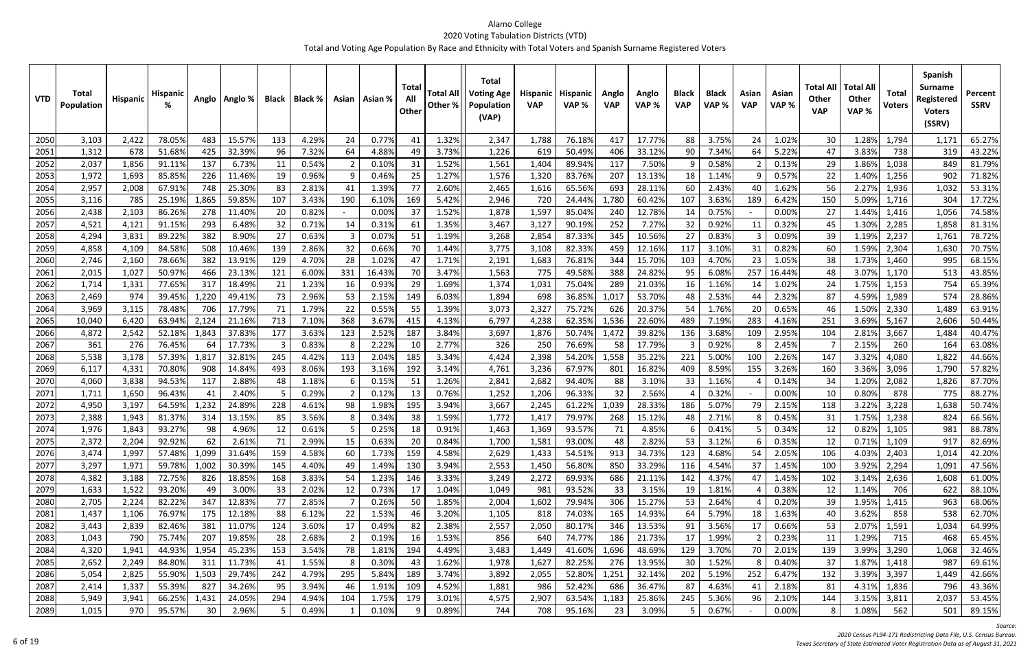# Alamo College

## 2020 Voting Tabulation Districts (VTD)

### Total and Voting Age Population By Race and Ethnicity with Total Voters and Spanish Surname Registered Voters

| VTD | Total Population | Hispanic | Hispanic % | Anglo | Anglo % | Black | Black % | Asian | Asian % | Total All Other | Total All Other % | Total Voting Age Population (VAP) | Hispanic VAP | Hispanic VAP % | Anglo VAP | Anglo VAP % | Black VAP | Black VAP % | Asian VAP | Asian VAP % | Total All Other VAP | Total All Other VAP % | Total Voters | Spanish Surname Registered Voters (SSRV) | Percent SSRV |
|---|---|---|---|---|---|---|---|---|---|---|---|---|---|---|---|---|---|---|---|---|---|---|---|---|---|
| 2050 | 3,103 | 2,422 | 78.05% | 483 | 15.57% | 133 | 4.29% | 24 | 0.77% | 41 | 1.32% | 2,347 | 1,788 | 76.18% | 417 | 17.77% | 88 | 3.75% | 24 | 1.02% | 30 | 1.28% | 1,794 | 1,171 | 65.27% |
| 2051 | 1,312 | 678 | 51.68% | 425 | 32.39% | 96 | 7.32% | 64 | 4.88% | 49 | 3.73% | 1,226 | 619 | 50.49% | 406 | 33.12% | 90 | 7.34% | 64 | 5.22% | 47 | 3.83% | 738 | 319 | 43.22% |
| 2052 | 2,037 | 1,856 | 91.11% | 137 | 6.73% | 11 | 0.54% | 2 | 0.10% | 31 | 1.52% | 1,561 | 1,404 | 89.94% | 117 | 7.50% | 9 | 0.58% | 2 | 0.13% | 29 | 1.86% | 1,038 | 849 | 81.79% |
| 2053 | 1,972 | 1,693 | 85.85% | 226 | 11.46% | 19 | 0.96% | 9 | 0.46% | 25 | 1.27% | 1,576 | 1,320 | 83.76% | 207 | 13.13% | 18 | 1.14% | 9 | 0.57% | 22 | 1.40% | 1,256 | 902 | 71.82% |
| 2054 | 2,957 | 2,008 | 67.91% | 748 | 25.30% | 83 | 2.81% | 41 | 1.39% | 77 | 2.60% | 2,465 | 1,616 | 65.56% | 693 | 28.11% | 60 | 2.43% | 40 | 1.62% | 56 | 2.27% | 1,936 | 1,032 | 53.31% |
| 2055 | 3,116 | 785 | 25.19% | 1,865 | 59.85% | 107 | 3.43% | 190 | 6.10% | 169 | 5.42% | 2,946 | 720 | 24.44% | 1,780 | 60.42% | 107 | 3.63% | 189 | 6.42% | 150 | 5.09% | 1,716 | 304 | 17.72% |
| 2056 | 2,438 | 2,103 | 86.26% | 278 | 11.40% | 20 | 0.82% | - | 0.00% | 37 | 1.52% | 1,878 | 1,597 | 85.04% | 240 | 12.78% | 14 | 0.75% | - | 0.00% | 27 | 1.44% | 1,416 | 1,056 | 74.58% |
| 2057 | 4,521 | 4,121 | 91.15% | 293 | 6.48% | 32 | 0.71% | 14 | 0.31% | 61 | 1.35% | 3,467 | 3,127 | 90.19% | 252 | 7.27% | 32 | 0.92% | 11 | 0.32% | 45 | 1.30% | 2,285 | 1,858 | 81.31% |
| 2058 | 4,294 | 3,831 | 89.22% | 382 | 8.90% | 27 | 0.63% | 3 | 0.07% | 51 | 1.19% | 3,268 | 2,854 | 87.33% | 345 | 10.56% | 27 | 0.83% | 3 | 0.09% | 39 | 1.19% | 2,237 | 1,761 | 78.72% |
| 2059 | 4,858 | 4,109 | 84.58% | 508 | 10.46% | 139 | 2.86% | 32 | 0.66% | 70 | 1.44% | 3,775 | 3,108 | 82.33% | 459 | 12.16% | 117 | 3.10% | 31 | 0.82% | 60 | 1.59% | 2,304 | 1,630 | 70.75% |
| 2060 | 2,746 | 2,160 | 78.66% | 382 | 13.91% | 129 | 4.70% | 28 | 1.02% | 47 | 1.71% | 2,191 | 1,683 | 76.81% | 344 | 15.70% | 103 | 4.70% | 23 | 1.05% | 38 | 1.73% | 1,460 | 995 | 68.15% |
| 2061 | 2,015 | 1,027 | 50.97% | 466 | 23.13% | 121 | 6.00% | 331 | 16.43% | 70 | 3.47% | 1,563 | 775 | 49.58% | 388 | 24.82% | 95 | 6.08% | 257 | 16.44% | 48 | 3.07% | 1,170 | 513 | 43.85% |
| 2062 | 1,714 | 1,331 | 77.65% | 317 | 18.49% | 21 | 1.23% | 16 | 0.93% | 29 | 1.69% | 1,374 | 1,031 | 75.04% | 289 | 21.03% | 16 | 1.16% | 14 | 1.02% | 24 | 1.75% | 1,153 | 754 | 65.39% |
| 2063 | 2,469 | 974 | 39.45% | 1,220 | 49.41% | 73 | 2.96% | 53 | 2.15% | 149 | 6.03% | 1,894 | 698 | 36.85% | 1,017 | 53.70% | 48 | 2.53% | 44 | 2.32% | 87 | 4.59% | 1,989 | 574 | 28.86% |
| 2064 | 3,969 | 3,115 | 78.48% | 706 | 17.79% | 71 | 1.79% | 22 | 0.55% | 55 | 1.39% | 3,073 | 2,327 | 75.72% | 626 | 20.37% | 54 | 1.76% | 20 | 0.65% | 46 | 1.50% | 2,330 | 1,489 | 63.91% |
| 2065 | 10,040 | 6,420 | 63.94% | 2,124 | 21.16% | 713 | 7.10% | 368 | 3.67% | 415 | 4.13% | 6,797 | 4,238 | 62.35% | 1,536 | 22.60% | 489 | 7.19% | 283 | 4.16% | 251 | 3.69% | 5,167 | 2,606 | 50.44% |
| 2066 | 4,872 | 2,542 | 52.18% | 1,843 | 37.83% | 177 | 3.63% | 123 | 2.52% | 187 | 3.84% | 3,697 | 1,876 | 50.74% | 1,472 | 39.82% | 136 | 3.68% | 109 | 2.95% | 104 | 2.81% | 3,667 | 1,484 | 40.47% |
| 2067 | 361 | 276 | 76.45% | 64 | 17.73% | 3 | 0.83% | 8 | 2.22% | 10 | 2.77% | 326 | 250 | 76.69% | 58 | 17.79% | 3 | 0.92% | 8 | 2.45% | 7 | 2.15% | 260 | 164 | 63.08% |
| 2068 | 5,538 | 3,178 | 57.39% | 1,817 | 32.81% | 245 | 4.42% | 113 | 2.04% | 185 | 3.34% | 4,424 | 2,398 | 54.20% | 1,558 | 35.22% | 221 | 5.00% | 100 | 2.26% | 147 | 3.32% | 4,080 | 1,822 | 44.66% |
| 2069 | 6,117 | 4,331 | 70.80% | 908 | 14.84% | 493 | 8.06% | 193 | 3.16% | 192 | 3.14% | 4,761 | 3,236 | 67.97% | 801 | 16.82% | 409 | 8.59% | 155 | 3.26% | 160 | 3.36% | 3,096 | 1,790 | 57.82% |
| 2070 | 4,060 | 3,838 | 94.53% | 117 | 2.88% | 48 | 1.18% | 6 | 0.15% | 51 | 1.26% | 2,841 | 2,682 | 94.40% | 88 | 3.10% | 33 | 1.16% | 4 | 0.14% | 34 | 1.20% | 2,082 | 1,826 | 87.70% |
| 2071 | 1,711 | 1,650 | 96.43% | 41 | 2.40% | 5 | 0.29% | 2 | 0.12% | 13 | 0.76% | 1,252 | 1,206 | 96.33% | 32 | 2.56% | 4 | 0.32% | - | 0.00% | 10 | 0.80% | 878 | 775 | 88.27% |
| 2072 | 4,950 | 3,197 | 64.59% | 1,232 | 24.89% | 228 | 4.61% | 98 | 1.98% | 195 | 3.94% | 3,667 | 2,245 | 61.22% | 1,039 | 28.33% | 186 | 5.07% | 79 | 2.15% | 118 | 3.22% | 3,228 | 1,638 | 50.74% |
| 2073 | 2,388 | 1,943 | 81.37% | 314 | 13.15% | 85 | 3.56% | 8 | 0.34% | 38 | 1.59% | 1,772 | 1,417 | 79.97% | 268 | 15.12% | 48 | 2.71% | 8 | 0.45% | 31 | 1.75% | 1,238 | 824 | 66.56% |
| 2074 | 1,976 | 1,843 | 93.27% | 98 | 4.96% | 12 | 0.61% | 5 | 0.25% | 18 | 0.91% | 1,463 | 1,369 | 93.57% | 71 | 4.85% | 6 | 0.41% | 5 | 0.34% | 12 | 0.82% | 1,105 | 981 | 88.78% |
| 2075 | 2,372 | 2,204 | 92.92% | 62 | 2.61% | 71 | 2.99% | 15 | 0.63% | 20 | 0.84% | 1,700 | 1,581 | 93.00% | 48 | 2.82% | 53 | 3.12% | 6 | 0.35% | 12 | 0.71% | 1,109 | 917 | 82.69% |
| 2076 | 3,474 | 1,997 | 57.48% | 1,099 | 31.64% | 159 | 4.58% | 60 | 1.73% | 159 | 4.58% | 2,629 | 1,433 | 54.51% | 913 | 34.73% | 123 | 4.68% | 54 | 2.05% | 106 | 4.03% | 2,403 | 1,014 | 42.20% |
| 2077 | 3,297 | 1,971 | 59.78% | 1,002 | 30.39% | 145 | 4.40% | 49 | 1.49% | 130 | 3.94% | 2,553 | 1,450 | 56.80% | 850 | 33.29% | 116 | 4.54% | 37 | 1.45% | 100 | 3.92% | 2,294 | 1,091 | 47.56% |
| 2078 | 4,382 | 3,188 | 72.75% | 826 | 18.85% | 168 | 3.83% | 54 | 1.23% | 146 | 3.33% | 3,249 | 2,272 | 69.93% | 686 | 21.11% | 142 | 4.37% | 47 | 1.45% | 102 | 3.14% | 2,636 | 1,608 | 61.00% |
| 2079 | 1,633 | 1,522 | 93.20% | 49 | 3.00% | 33 | 2.02% | 12 | 0.73% | 17 | 1.04% | 1,049 | 981 | 93.52% | 33 | 3.15% | 19 | 1.81% | 4 | 0.38% | 12 | 1.14% | 706 | 622 | 88.10% |
| 2080 | 2,705 | 2,224 | 82.22% | 347 | 12.83% | 77 | 2.85% | 7 | 0.26% | 50 | 1.85% | 2,004 | 1,602 | 79.94% | 306 | 15.27% | 53 | 2.64% | 4 | 0.20% | 39 | 1.95% | 1,415 | 963 | 68.06% |
| 2081 | 1,437 | 1,106 | 76.97% | 175 | 12.18% | 88 | 6.12% | 22 | 1.53% | 46 | 3.20% | 1,105 | 818 | 74.03% | 165 | 14.93% | 64 | 5.79% | 18 | 1.63% | 40 | 3.62% | 858 | 538 | 62.70% |
| 2082 | 3,443 | 2,839 | 82.46% | 381 | 11.07% | 124 | 3.60% | 17 | 0.49% | 82 | 2.38% | 2,557 | 2,050 | 80.17% | 346 | 13.53% | 91 | 3.56% | 17 | 0.66% | 53 | 2.07% | 1,591 | 1,034 | 64.99% |
| 2083 | 1,043 | 790 | 75.74% | 207 | 19.85% | 28 | 2.68% | 2 | 0.19% | 16 | 1.53% | 856 | 640 | 74.77% | 186 | 21.73% | 17 | 1.99% | 2 | 0.23% | 11 | 1.29% | 715 | 468 | 65.45% |
| 2084 | 4,320 | 1,941 | 44.93% | 1,954 | 45.23% | 153 | 3.54% | 78 | 1.81% | 194 | 4.49% | 3,483 | 1,449 | 41.60% | 1,696 | 48.69% | 129 | 3.70% | 70 | 2.01% | 139 | 3.99% | 3,290 | 1,068 | 32.46% |
| 2085 | 2,652 | 2,249 | 84.80% | 311 | 11.73% | 41 | 1.55% | 8 | 0.30% | 43 | 1.62% | 1,978 | 1,627 | 82.25% | 276 | 13.95% | 30 | 1.52% | 8 | 0.40% | 37 | 1.87% | 1,418 | 987 | 69.61% |
| 2086 | 5,054 | 2,825 | 55.90% | 1,503 | 29.74% | 242 | 4.79% | 295 | 5.84% | 189 | 3.74% | 3,892 | 2,055 | 52.80% | 1,251 | 32.14% | 202 | 5.19% | 252 | 6.47% | 132 | 3.39% | 3,397 | 1,449 | 42.66% |
| 2087 | 2,414 | 1,337 | 55.39% | 827 | 34.26% | 95 | 3.94% | 46 | 1.91% | 109 | 4.52% | 1,881 | 986 | 52.42% | 686 | 36.47% | 87 | 4.63% | 41 | 2.18% | 81 | 4.31% | 1,836 | 796 | 43.36% |
| 2088 | 5,949 | 3,941 | 66.25% | 1,431 | 24.05% | 294 | 4.94% | 104 | 1.75% | 179 | 3.01% | 4,575 | 2,907 | 63.54% | 1,183 | 25.86% | 245 | 5.36% | 96 | 2.10% | 144 | 3.15% | 3,811 | 2,037 | 53.45% |
| 2089 | 1,015 | 970 | 95.57% | 30 | 2.96% | 5 | 0.49% | 1 | 0.10% | 9 | 0.89% | 744 | 708 | 95.16% | 23 | 3.09% | 5 | 0.67% | - | 0.00% | 8 | 1.08% | 562 | 501 | 89.15% |

*Source:*
*2020 Census PL94-171 Redistricting Data File, U.S. Census Bureau.*
*Texas Secretary of State Estimated Voter Registration Data as of August 31, 2021*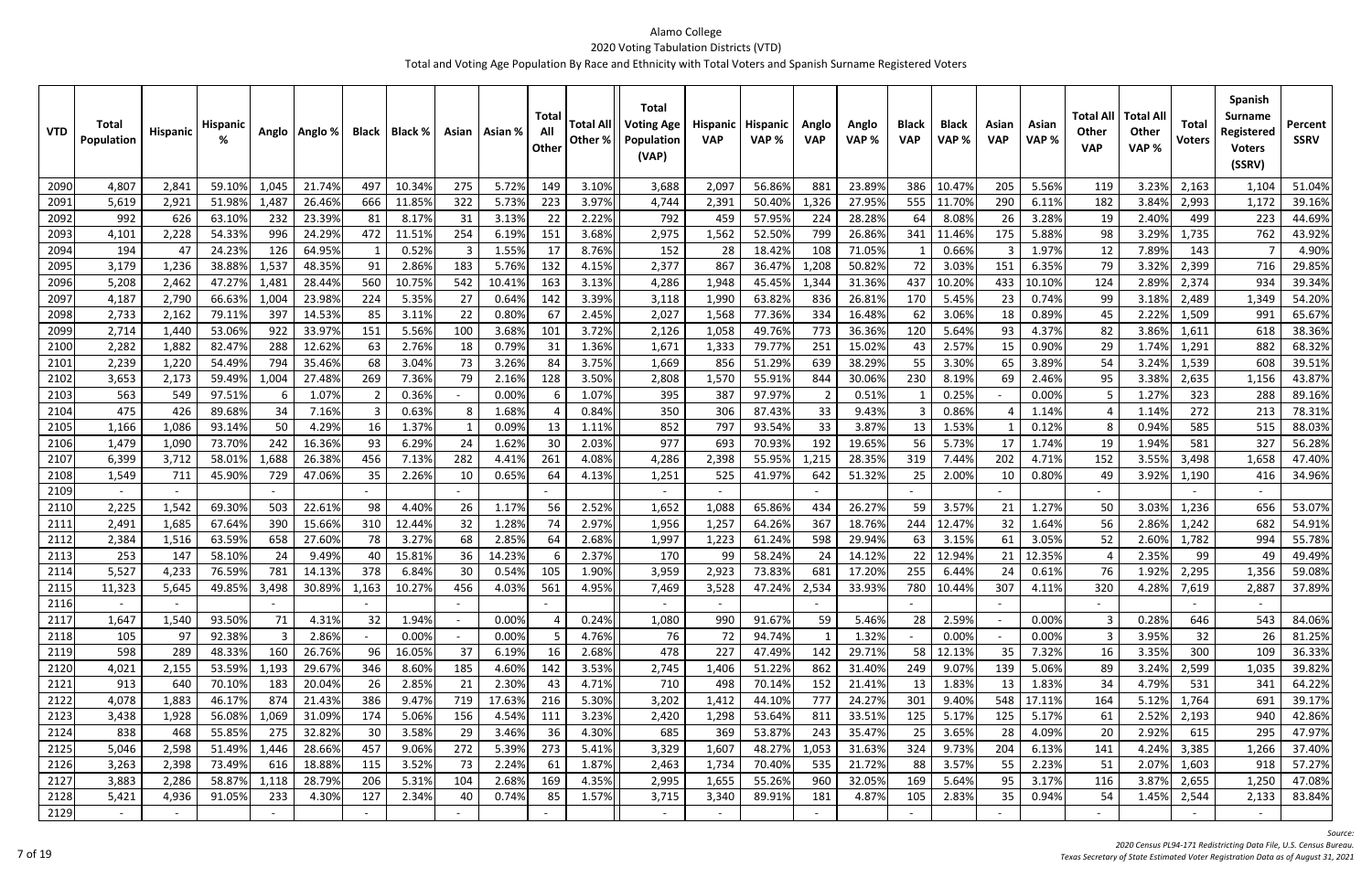# Alamo College

## 2020 Voting Tabulation Districts (VTD)

### Total and Voting Age Population By Race and Ethnicity with Total Voters and Spanish Surname Registered Voters

| VTD | Total Population | Hispanic | Hispanic % | Anglo | Anglo % | Black | Black % | Asian | Asian % | Total All Other | Total All Other % | Total Voting Age Population (VAP) | Hispanic VAP | Hispanic VAP % | Anglo VAP | Anglo VAP % | Black VAP | Black VAP % | Asian VAP | Asian VAP % | Total All Other VAP | Total All Other VAP % | Total Voters | Spanish Surname Registered Voters (SSRV) | Percent SSRV |
|---|---|---|---|---|---|---|---|---|---|---|---|---|---|---|---|---|---|---|---|---|---|---|---|---|---|
| 2090 | 4,807 | 2,841 | 59.10% | 1,045 | 21.74% | 497 | 10.34% | 275 | 5.72% | 149 | 3.10% | 3,688 | 2,097 | 56.86% | 881 | 23.89% | 386 | 10.47% | 205 | 5.56% | 119 | 3.23% | 2,163 | 1,104 | 51.04% |
| 2091 | 5,619 | 2,921 | 51.98% | 1,487 | 26.46% | 666 | 11.85% | 322 | 5.73% | 223 | 3.97% | 4,744 | 2,391 | 50.40% | 1,326 | 27.95% | 555 | 11.70% | 290 | 6.11% | 182 | 3.84% | 2,993 | 1,172 | 39.16% |
| 2092 | 992 | 626 | 63.10% | 232 | 23.39% | 81 | 8.17% | 31 | 3.13% | 22 | 2.22% | 792 | 459 | 57.95% | 224 | 28.28% | 64 | 8.08% | 26 | 3.28% | 19 | 2.40% | 499 | 223 | 44.69% |
| 2093 | 4,101 | 2,228 | 54.33% | 996 | 24.29% | 472 | 11.51% | 254 | 6.19% | 151 | 3.68% | 2,975 | 1,562 | 52.50% | 799 | 26.86% | 341 | 11.46% | 175 | 5.88% | 98 | 3.29% | 1,735 | 762 | 43.92% |
| 2094 | 194 | 47 | 24.23% | 126 | 64.95% | 1 | 0.52% | 3 | 1.55% | 17 | 8.76% | 152 | 28 | 18.42% | 108 | 71.05% | 1 | 0.66% | 3 | 1.97% | 12 | 7.89% | 143 | 7 | 4.90% |
| 2095 | 3,179 | 1,236 | 38.88% | 1,537 | 48.35% | 91 | 2.86% | 183 | 5.76% | 132 | 4.15% | 2,377 | 867 | 36.47% | 1,208 | 50.82% | 72 | 3.03% | 151 | 6.35% | 79 | 3.32% | 2,399 | 716 | 29.85% |
| 2096 | 5,208 | 2,462 | 47.27% | 1,481 | 28.44% | 560 | 10.75% | 542 | 10.41% | 163 | 3.13% | 4,286 | 1,948 | 45.45% | 1,344 | 31.36% | 437 | 10.20% | 433 | 10.10% | 124 | 2.89% | 2,374 | 934 | 39.34% |
| 2097 | 4,187 | 2,790 | 66.63% | 1,004 | 23.98% | 224 | 5.35% | 27 | 0.64% | 142 | 3.39% | 3,118 | 1,990 | 63.82% | 836 | 26.81% | 170 | 5.45% | 23 | 0.74% | 99 | 3.18% | 2,489 | 1,349 | 54.20% |
| 2098 | 2,733 | 2,162 | 79.11% | 397 | 14.53% | 85 | 3.11% | 22 | 0.80% | 67 | 2.45% | 2,027 | 1,568 | 77.36% | 334 | 16.48% | 62 | 3.06% | 18 | 0.89% | 45 | 2.22% | 1,509 | 991 | 65.67% |
| 2099 | 2,714 | 1,440 | 53.06% | 922 | 33.97% | 151 | 5.56% | 100 | 3.68% | 101 | 3.72% | 2,126 | 1,058 | 49.76% | 773 | 36.36% | 120 | 5.64% | 93 | 4.37% | 82 | 3.86% | 1,611 | 618 | 38.36% |
| 2100 | 2,282 | 1,882 | 82.47% | 288 | 12.62% | 63 | 2.76% | 18 | 0.79% | 31 | 1.36% | 1,671 | 1,333 | 79.77% | 251 | 15.02% | 43 | 2.57% | 15 | 0.90% | 29 | 1.74% | 1,291 | 882 | 68.32% |
| 2101 | 2,239 | 1,220 | 54.49% | 794 | 35.46% | 68 | 3.04% | 73 | 3.26% | 84 | 3.75% | 1,669 | 856 | 51.29% | 639 | 38.29% | 55 | 3.30% | 65 | 3.89% | 54 | 3.24% | 1,539 | 608 | 39.51% |
| 2102 | 3,653 | 2,173 | 59.49% | 1,004 | 27.48% | 269 | 7.36% | 79 | 2.16% | 128 | 3.50% | 2,808 | 1,570 | 55.91% | 844 | 30.06% | 230 | 8.19% | 69 | 2.46% | 95 | 3.38% | 2,635 | 1,156 | 43.87% |
| 2103 | 563 | 549 | 97.51% | 6 | 1.07% | 2 | 0.36% | - | 0.00% | 6 | 1.07% | 395 | 387 | 97.97% | 2 | 0.51% | 1 | 0.25% | - | 0.00% | 5 | 1.27% | 323 | 288 | 89.16% |
| 2104 | 475 | 426 | 89.68% | 34 | 7.16% | 3 | 0.63% | 8 | 1.68% | 4 | 0.84% | 350 | 306 | 87.43% | 33 | 9.43% | 3 | 0.86% | 4 | 1.14% | 4 | 1.14% | 272 | 213 | 78.31% |
| 2105 | 1,166 | 1,086 | 93.14% | 50 | 4.29% | 16 | 1.37% | 1 | 0.09% | 13 | 1.11% | 852 | 797 | 93.54% | 33 | 3.87% | 13 | 1.53% | 1 | 0.12% | 8 | 0.94% | 585 | 515 | 88.03% |
| 2106 | 1,479 | 1,090 | 73.70% | 242 | 16.36% | 93 | 6.29% | 24 | 1.62% | 30 | 2.03% | 977 | 693 | 70.93% | 192 | 19.65% | 56 | 5.73% | 17 | 1.74% | 19 | 1.94% | 581 | 327 | 56.28% |
| 2107 | 6,399 | 3,712 | 58.01% | 1,688 | 26.38% | 456 | 7.13% | 282 | 4.41% | 261 | 4.08% | 4,286 | 2,398 | 55.95% | 1,215 | 28.35% | 319 | 7.44% | 202 | 4.71% | 152 | 3.55% | 3,498 | 1,658 | 47.40% |
| 2108 | 1,549 | 711 | 45.90% | 729 | 47.06% | 35 | 2.26% | 10 | 0.65% | 64 | 4.13% | 1,251 | 525 | 41.97% | 642 | 51.32% | 25 | 2.00% | 10 | 0.80% | 49 | 3.92% | 1,190 | 416 | 34.96% |
| 2109 | - | - | | - | | - | | - | | - | | - | - | | - | | - | | - | | - | | - | - | |
| 2110 | 2,225 | 1,542 | 69.30% | 503 | 22.61% | 98 | 4.40% | 26 | 1.17% | 56 | 2.52% | 1,652 | 1,088 | 65.86% | 434 | 26.27% | 59 | 3.57% | 21 | 1.27% | 50 | 3.03% | 1,236 | 656 | 53.07% |
| 2111 | 2,491 | 1,685 | 67.64% | 390 | 15.66% | 310 | 12.44% | 32 | 1.28% | 74 | 2.97% | 1,956 | 1,257 | 64.26% | 367 | 18.76% | 244 | 12.47% | 32 | 1.64% | 56 | 2.86% | 1,242 | 682 | 54.91% |
| 2112 | 2,384 | 1,516 | 63.59% | 658 | 27.60% | 78 | 3.27% | 68 | 2.85% | 64 | 2.68% | 1,997 | 1,223 | 61.24% | 598 | 29.94% | 63 | 3.15% | 61 | 3.05% | 52 | 2.60% | 1,782 | 994 | 55.78% |
| 2113 | 253 | 147 | 58.10% | 24 | 9.49% | 40 | 15.81% | 36 | 14.23% | 6 | 2.37% | 170 | 99 | 58.24% | 24 | 14.12% | 22 | 12.94% | 21 | 12.35% | 4 | 2.35% | 99 | 49 | 49.49% |
| 2114 | 5,527 | 4,233 | 76.59% | 781 | 14.13% | 378 | 6.84% | 30 | 0.54% | 105 | 1.90% | 3,959 | 2,923 | 73.83% | 681 | 17.20% | 255 | 6.44% | 24 | 0.61% | 76 | 1.92% | 2,295 | 1,356 | 59.08% |
| 2115 | 11,323 | 5,645 | 49.85% | 3,498 | 30.89% | 1,163 | 10.27% | 456 | 4.03% | 561 | 4.95% | 7,469 | 3,528 | 47.24% | 2,534 | 33.93% | 780 | 10.44% | 307 | 4.11% | 320 | 4.28% | 7,619 | 2,887 | 37.89% |
| 2116 | - | - | | - | | - | | - | | - | | - | - | | - | | - | | - | | - | | - | - | |
| 2117 | 1,647 | 1,540 | 93.50% | 71 | 4.31% | 32 | 1.94% | - | 0.00% | 4 | 0.24% | 1,080 | 990 | 91.67% | 59 | 5.46% | 28 | 2.59% | - | 0.00% | 3 | 0.28% | 646 | 543 | 84.06% |
| 2118 | 105 | 97 | 92.38% | 3 | 2.86% | - | 0.00% | - | 0.00% | 5 | 4.76% | 76 | 72 | 94.74% | 1 | 1.32% | - | 0.00% | - | 0.00% | 3 | 3.95% | 32 | 26 | 81.25% |
| 2119 | 598 | 289 | 48.33% | 160 | 26.76% | 96 | 16.05% | 37 | 6.19% | 16 | 2.68% | 478 | 227 | 47.49% | 142 | 29.71% | 58 | 12.13% | 35 | 7.32% | 16 | 3.35% | 300 | 109 | 36.33% |
| 2120 | 4,021 | 2,155 | 53.59% | 1,193 | 29.67% | 346 | 8.60% | 185 | 4.60% | 142 | 3.53% | 2,745 | 1,406 | 51.22% | 862 | 31.40% | 249 | 9.07% | 139 | 5.06% | 89 | 3.24% | 2,599 | 1,035 | 39.82% |
| 2121 | 913 | 640 | 70.10% | 183 | 20.04% | 26 | 2.85% | 21 | 2.30% | 43 | 4.71% | 710 | 498 | 70.14% | 152 | 21.41% | 13 | 1.83% | 13 | 1.83% | 34 | 4.79% | 531 | 341 | 64.22% |
| 2122 | 4,078 | 1,883 | 46.17% | 874 | 21.43% | 386 | 9.47% | 719 | 17.63% | 216 | 5.30% | 3,202 | 1,412 | 44.10% | 777 | 24.27% | 301 | 9.40% | 548 | 17.11% | 164 | 5.12% | 1,764 | 691 | 39.17% |
| 2123 | 3,438 | 1,928 | 56.08% | 1,069 | 31.09% | 174 | 5.06% | 156 | 4.54% | 111 | 3.23% | 2,420 | 1,298 | 53.64% | 811 | 33.51% | 125 | 5.17% | 125 | 5.17% | 61 | 2.52% | 2,193 | 940 | 42.86% |
| 2124 | 838 | 468 | 55.85% | 275 | 32.82% | 30 | 3.58% | 29 | 3.46% | 36 | 4.30% | 685 | 369 | 53.87% | 243 | 35.47% | 25 | 3.65% | 28 | 4.09% | 20 | 2.92% | 615 | 295 | 47.97% |
| 2125 | 5,046 | 2,598 | 51.49% | 1,446 | 28.66% | 457 | 9.06% | 272 | 5.39% | 273 | 5.41% | 3,329 | 1,607 | 48.27% | 1,053 | 31.63% | 324 | 9.73% | 204 | 6.13% | 141 | 4.24% | 3,385 | 1,266 | 37.40% |
| 2126 | 3,263 | 2,398 | 73.49% | 616 | 18.88% | 115 | 3.52% | 73 | 2.24% | 61 | 1.87% | 2,463 | 1,734 | 70.40% | 535 | 21.72% | 88 | 3.57% | 55 | 2.23% | 51 | 2.07% | 1,603 | 918 | 57.27% |
| 2127 | 3,883 | 2,286 | 58.87% | 1,118 | 28.79% | 206 | 5.31% | 104 | 2.68% | 169 | 4.35% | 2,995 | 1,655 | 55.26% | 960 | 32.05% | 169 | 5.64% | 95 | 3.17% | 116 | 3.87% | 2,655 | 1,250 | 47.08% |
| 2128 | 5,421 | 4,936 | 91.05% | 233 | 4.30% | 127 | 2.34% | 40 | 0.74% | 85 | 1.57% | 3,715 | 3,340 | 89.91% | 181 | 4.87% | 105 | 2.83% | 35 | 0.94% | 54 | 1.45% | 2,544 | 2,133 | 83.84% |
| 2129 | - | - | | - | | - | | - | | - | | - | - | | - | | - | | - | | - | | - | - | |

*Source:*
*2020 Census PL94-171 Redistricting Data File, U.S. Census Bureau.*
*Texas Secretary of State Estimated Voter Registration Data as of August 31, 2021*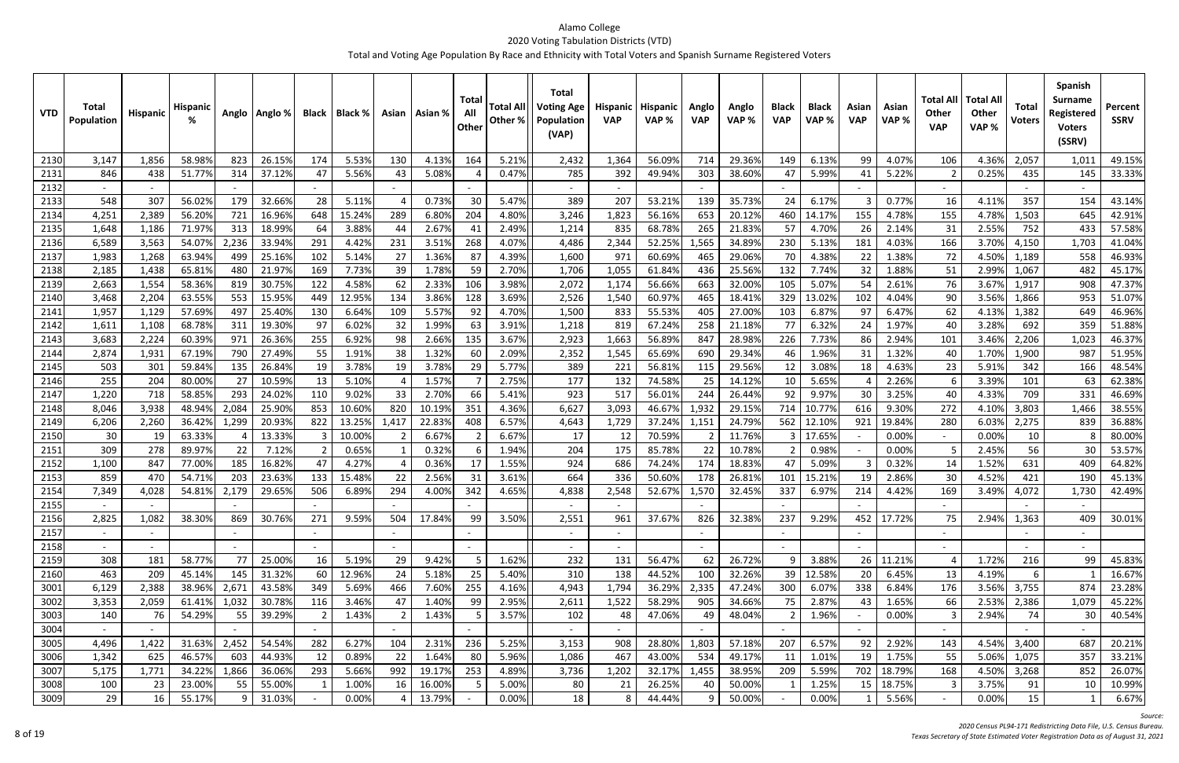# Alamo College

## 2020 Voting Tabulation Districts (VTD)

### Total and Voting Age Population By Race and Ethnicity with Total Voters and Spanish Surname Registered Voters

| VTD | Total Population | Hispanic | Hispanic % | Anglo | Anglo % | Black | Black % | Asian | Asian % | Total All Other | Total All Other % | Total Voting Age Population (VAP) | Hispanic VAP | Hispanic VAP % | Anglo VAP | Anglo VAP % | Black VAP | Black VAP % | Asian VAP | Asian VAP % | Total All Other VAP | Total All Other VAP % | Total Voters | Spanish Surname Registered Voters (SSRV) | Percent SSRV |
|---|---|---|---|---|---|---|---|---|---|---|---|---|---|---|---|---|---|---|---|---|---|---|---|---|---|
| 2130 | 3,147 | 1,856 | 58.98% | 823 | 26.15% | 174 | 5.53% | 130 | 4.13% | 164 | 5.21% | 2,432 | 1,364 | 56.09% | 714 | 29.36% | 149 | 6.13% | 99 | 4.07% | 106 | 4.36% | 2,057 | 1,011 | 49.15% |
| 2131 | 846 | 438 | 51.77% | 314 | 37.12% | 47 | 5.56% | 43 | 5.08% | 4 | 0.47% | 785 | 392 | 49.94% | 303 | 38.60% | 47 | 5.99% | 41 | 5.22% | 2 | 0.25% | 435 | 145 | 33.33% |
| 2132 | - | - | | - | | - | | - | | - | | - | - | | - | | - | | - | | - | | - | - | |
| 2133 | 548 | 307 | 56.02% | 179 | 32.66% | 28 | 5.11% | 4 | 0.73% | 30 | 5.47% | 389 | 207 | 53.21% | 139 | 35.73% | 24 | 6.17% | 3 | 0.77% | 16 | 4.11% | 357 | 154 | 43.14% |
| 2134 | 4,251 | 2,389 | 56.20% | 721 | 16.96% | 648 | 15.24% | 289 | 6.80% | 204 | 4.80% | 3,246 | 1,823 | 56.16% | 653 | 20.12% | 460 | 14.17% | 155 | 4.78% | 155 | 4.78% | 1,503 | 645 | 42.91% |
| 2135 | 1,648 | 1,186 | 71.97% | 313 | 18.99% | 64 | 3.88% | 44 | 2.67% | 41 | 2.49% | 1,214 | 835 | 68.78% | 265 | 21.83% | 57 | 4.70% | 26 | 2.14% | 31 | 2.55% | 752 | 433 | 57.58% |
| 2136 | 6,589 | 3,563 | 54.07% | 2,236 | 33.94% | 291 | 4.42% | 231 | 3.51% | 268 | 4.07% | 4,486 | 2,344 | 52.25% | 1,565 | 34.89% | 230 | 5.13% | 181 | 4.03% | 166 | 3.70% | 4,150 | 1,703 | 41.04% |
| 2137 | 1,983 | 1,268 | 63.94% | 499 | 25.16% | 102 | 5.14% | 27 | 1.36% | 87 | 4.39% | 1,600 | 971 | 60.69% | 465 | 29.06% | 70 | 4.38% | 22 | 1.38% | 72 | 4.50% | 1,189 | 558 | 46.93% |
| 2138 | 2,185 | 1,438 | 65.81% | 480 | 21.97% | 169 | 7.73% | 39 | 1.78% | 59 | 2.70% | 1,706 | 1,055 | 61.84% | 436 | 25.56% | 132 | 7.74% | 32 | 1.88% | 51 | 2.99% | 1,067 | 482 | 45.17% |
| 2139 | 2,663 | 1,554 | 58.36% | 819 | 30.75% | 122 | 4.58% | 62 | 2.33% | 106 | 3.98% | 2,072 | 1,174 | 56.66% | 663 | 32.00% | 105 | 5.07% | 54 | 2.61% | 76 | 3.67% | 1,917 | 908 | 47.37% |
| 2140 | 3,468 | 2,204 | 63.55% | 553 | 15.95% | 449 | 12.95% | 134 | 3.86% | 128 | 3.69% | 2,526 | 1,540 | 60.97% | 465 | 18.41% | 329 | 13.02% | 102 | 4.04% | 90 | 3.56% | 1,866 | 953 | 51.07% |
| 2141 | 1,957 | 1,129 | 57.69% | 497 | 25.40% | 130 | 6.64% | 109 | 5.57% | 92 | 4.70% | 1,500 | 833 | 55.53% | 405 | 27.00% | 103 | 6.87% | 97 | 6.47% | 62 | 4.13% | 1,382 | 649 | 46.96% |
| 2142 | 1,611 | 1,108 | 68.78% | 311 | 19.30% | 97 | 6.02% | 32 | 1.99% | 63 | 3.91% | 1,218 | 819 | 67.24% | 258 | 21.18% | 77 | 6.32% | 24 | 1.97% | 40 | 3.28% | 692 | 359 | 51.88% |
| 2143 | 3,683 | 2,224 | 60.39% | 971 | 26.36% | 255 | 6.92% | 98 | 2.66% | 135 | 3.67% | 2,923 | 1,663 | 56.89% | 847 | 28.98% | 226 | 7.73% | 86 | 2.94% | 101 | 3.46% | 2,206 | 1,023 | 46.37% |
| 2144 | 2,874 | 1,931 | 67.19% | 790 | 27.49% | 55 | 1.91% | 38 | 1.32% | 60 | 2.09% | 2,352 | 1,545 | 65.69% | 690 | 29.34% | 46 | 1.96% | 31 | 1.32% | 40 | 1.70% | 1,900 | 987 | 51.95% |
| 2145 | 503 | 301 | 59.84% | 135 | 26.84% | 19 | 3.78% | 19 | 3.78% | 29 | 5.77% | 389 | 221 | 56.81% | 115 | 29.56% | 12 | 3.08% | 18 | 4.63% | 23 | 5.91% | 342 | 166 | 48.54% |
| 2146 | 255 | 204 | 80.00% | 27 | 10.59% | 13 | 5.10% | 4 | 1.57% | 7 | 2.75% | 177 | 132 | 74.58% | 25 | 14.12% | 10 | 5.65% | 4 | 2.26% | 6 | 3.39% | 101 | 63 | 62.38% |
| 2147 | 1,220 | 718 | 58.85% | 293 | 24.02% | 110 | 9.02% | 33 | 2.70% | 66 | 5.41% | 923 | 517 | 56.01% | 244 | 26.44% | 92 | 9.97% | 30 | 3.25% | 40 | 4.33% | 709 | 331 | 46.69% |
| 2148 | 8,046 | 3,938 | 48.94% | 2,084 | 25.90% | 853 | 10.60% | 820 | 10.19% | 351 | 4.36% | 6,627 | 3,093 | 46.67% | 1,932 | 29.15% | 714 | 10.77% | 616 | 9.30% | 272 | 4.10% | 3,803 | 1,466 | 38.55% |
| 2149 | 6,206 | 2,260 | 36.42% | 1,299 | 20.93% | 822 | 13.25% | 1,417 | 22.83% | 408 | 6.57% | 4,643 | 1,729 | 37.24% | 1,151 | 24.79% | 562 | 12.10% | 921 | 19.84% | 280 | 6.03% | 2,275 | 839 | 36.88% |
| 2150 | 30 | 19 | 63.33% | 4 | 13.33% | 3 | 10.00% | 2 | 6.67% | 2 | 6.67% | 17 | 12 | 70.59% | 2 | 11.76% | 3 | 17.65% | - | 0.00% | - | 0.00% | 10 | 8 | 80.00% |
| 2151 | 309 | 278 | 89.97% | 22 | 7.12% | 2 | 0.65% | 1 | 0.32% | 6 | 1.94% | 204 | 175 | 85.78% | 22 | 10.78% | 2 | 0.98% | - | 0.00% | 5 | 2.45% | 56 | 30 | 53.57% |
| 2152 | 1,100 | 847 | 77.00% | 185 | 16.82% | 47 | 4.27% | 4 | 0.36% | 17 | 1.55% | 924 | 686 | 74.24% | 174 | 18.83% | 47 | 5.09% | 3 | 0.32% | 14 | 1.52% | 631 | 409 | 64.82% |
| 2153 | 859 | 470 | 54.71% | 203 | 23.63% | 133 | 15.48% | 22 | 2.56% | 31 | 3.61% | 664 | 336 | 50.60% | 178 | 26.81% | 101 | 15.21% | 19 | 2.86% | 30 | 4.52% | 421 | 190 | 45.13% |
| 2154 | 7,349 | 4,028 | 54.81% | 2,179 | 29.65% | 506 | 6.89% | 294 | 4.00% | 342 | 4.65% | 4,838 | 2,548 | 52.67% | 1,570 | 32.45% | 337 | 6.97% | 214 | 4.42% | 169 | 3.49% | 4,072 | 1,730 | 42.49% |
| 2155 | - | - | | - | | - | | - | | - | | - | - | | - | | - | | - | | - | | - | - | |
| 2156 | 2,825 | 1,082 | 38.30% | 869 | 30.76% | 271 | 9.59% | 504 | 17.84% | 99 | 3.50% | 2,551 | 961 | 37.67% | 826 | 32.38% | 237 | 9.29% | 452 | 17.72% | 75 | 2.94% | 1,363 | 409 | 30.01% |
| 2157 | - | - | | - | | - | | - | | - | | - | - | | - | | - | | - | | - | | - | - | |
| 2158 | - | - | | - | | - | | - | | - | | - | - | | - | | - | | - | | - | | - | - | |
| 2159 | 308 | 181 | 58.77% | 77 | 25.00% | 16 | 5.19% | 29 | 9.42% | 5 | 1.62% | 232 | 131 | 56.47% | 62 | 26.72% | 9 | 3.88% | 26 | 11.21% | 4 | 1.72% | 216 | 99 | 45.83% |
| 2160 | 463 | 209 | 45.14% | 145 | 31.32% | 60 | 12.96% | 24 | 5.18% | 25 | 5.40% | 310 | 138 | 44.52% | 100 | 32.26% | 39 | 12.58% | 20 | 6.45% | 13 | 4.19% | 6 | 1 | 16.67% |
| 3001 | 6,129 | 2,388 | 38.96% | 2,671 | 43.58% | 349 | 5.69% | 466 | 7.60% | 255 | 4.16% | 4,943 | 1,794 | 36.29% | 2,335 | 47.24% | 300 | 6.07% | 338 | 6.84% | 176 | 3.56% | 3,755 | 874 | 23.28% |
| 3002 | 3,353 | 2,059 | 61.41% | 1,032 | 30.78% | 116 | 3.46% | 47 | 1.40% | 99 | 2.95% | 2,611 | 1,522 | 58.29% | 905 | 34.66% | 75 | 2.87% | 43 | 1.65% | 66 | 2.53% | 2,386 | 1,079 | 45.22% |
| 3003 | 140 | 76 | 54.29% | 55 | 39.29% | 2 | 1.43% | 2 | 1.43% | 5 | 3.57% | 102 | 48 | 47.06% | 49 | 48.04% | 2 | 1.96% | - | 0.00% | 3 | 2.94% | 74 | 30 | 40.54% |
| 3004 | - | - | | - | | - | | - | | - | | - | - | | - | | - | | - | | - | | - | - | |
| 3005 | 4,496 | 1,422 | 31.63% | 2,452 | 54.54% | 282 | 6.27% | 104 | 2.31% | 236 | 5.25% | 3,153 | 908 | 28.80% | 1,803 | 57.18% | 207 | 6.57% | 92 | 2.92% | 143 | 4.54% | 3,400 | 687 | 20.21% |
| 3006 | 1,342 | 625 | 46.57% | 603 | 44.93% | 12 | 0.89% | 22 | 1.64% | 80 | 5.96% | 1,086 | 467 | 43.00% | 534 | 49.17% | 11 | 1.01% | 19 | 1.75% | 55 | 5.06% | 1,075 | 357 | 33.21% |
| 3007 | 5,175 | 1,771 | 34.22% | 1,866 | 36.06% | 293 | 5.66% | 992 | 19.17% | 253 | 4.89% | 3,736 | 1,202 | 32.17% | 1,455 | 38.95% | 209 | 5.59% | 702 | 18.79% | 168 | 4.50% | 3,268 | 852 | 26.07% |
| 3008 | 100 | 23 | 23.00% | 55 | 55.00% | 1 | 1.00% | 16 | 16.00% | 5 | 5.00% | 80 | 21 | 26.25% | 40 | 50.00% | 1 | 1.25% | 15 | 18.75% | 3 | 3.75% | 91 | 10 | 10.99% |
| 3009 | 29 | 16 | 55.17% | 9 | 31.03% | - | 0.00% | 4 | 13.79% | - | 0.00% | 18 | 8 | 44.44% | 9 | 50.00% | - | 0.00% | 1 | 5.56% | - | 0.00% | 15 | 1 | 6.67% |

*Source:*
*2020 Census PL94-171 Redistricting Data File, U.S. Census Bureau.*
*Texas Secretary of State Estimated Voter Registration Data as of August 31, 2021*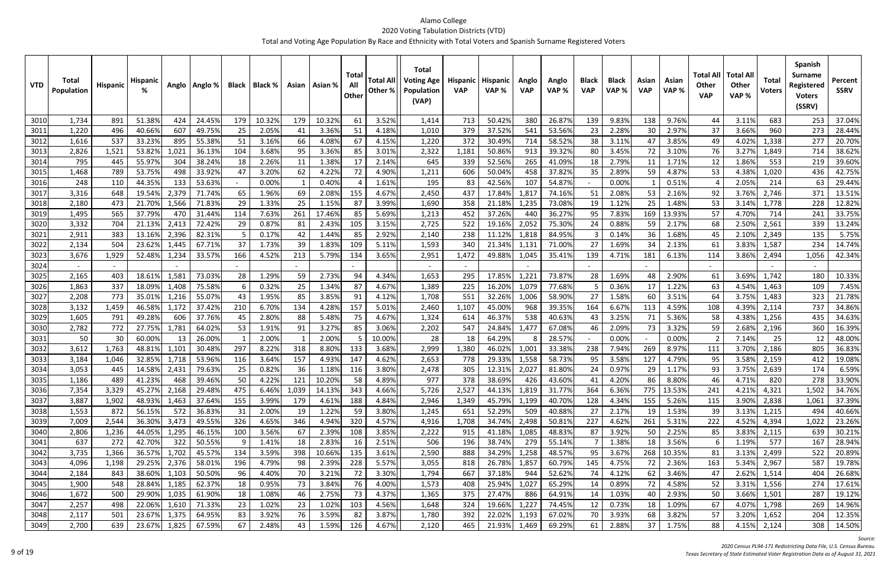# Alamo College

## 2020 Voting Tabulation Districts (VTD)

### Total and Voting Age Population By Race and Ethnicity with Total Voters and Spanish Surname Registered Voters

| VTD | Total Population | Hispanic | Hispanic % | Anglo | Anglo % | Black | Black % | Asian | Asian % | Total All Other | Total All Other % | Total Voting Age Population (VAP) | Hispanic VAP | Hispanic VAP % | Anglo VAP | Anglo VAP % | Black VAP | Black VAP % | Asian VAP | Asian VAP % | Total All Other VAP | Total All Other VAP % | Total Voters | Spanish Surname Registered Voters (SSRV) | Percent SSRV |
|---|---|---|---|---|---|---|---|---|---|---|---|---|---|---|---|---|---|---|---|---|---|---|---|---|---|
| 3010 | 1,734 | 891 | 51.38% | 424 | 24.45% | 179 | 10.32% | 179 | 10.32% | 61 | 3.52% | 1,414 | 713 | 50.42% | 380 | 26.87% | 139 | 9.83% | 138 | 9.76% | 44 | 3.11% | 683 | 253 | 37.04% |
| 3011 | 1,220 | 496 | 40.66% | 607 | 49.75% | 25 | 2.05% | 41 | 3.36% | 51 | 4.18% | 1,010 | 379 | 37.52% | 541 | 53.56% | 23 | 2.28% | 30 | 2.97% | 37 | 3.66% | 960 | 273 | 28.44% |
| 3012 | 1,616 | 537 | 33.23% | 895 | 55.38% | 51 | 3.16% | 66 | 4.08% | 67 | 4.15% | 1,220 | 372 | 30.49% | 714 | 58.52% | 38 | 3.11% | 47 | 3.85% | 49 | 4.02% | 1,338 | 277 | 20.70% |
| 3013 | 2,826 | 1,521 | 53.82% | 1,021 | 36.13% | 104 | 3.68% | 95 | 3.36% | 85 | 3.01% | 2,322 | 1,181 | 50.86% | 913 | 39.32% | 80 | 3.45% | 72 | 3.10% | 76 | 3.27% | 1,849 | 714 | 38.62% |
| 3014 | 795 | 445 | 55.97% | 304 | 38.24% | 18 | 2.26% | 11 | 1.38% | 17 | 2.14% | 645 | 339 | 52.56% | 265 | 41.09% | 18 | 2.79% | 11 | 1.71% | 12 | 1.86% | 553 | 219 | 39.60% |
| 3015 | 1,468 | 789 | 53.75% | 498 | 33.92% | 47 | 3.20% | 62 | 4.22% | 72 | 4.90% | 1,211 | 606 | 50.04% | 458 | 37.82% | 35 | 2.89% | 59 | 4.87% | 53 | 4.38% | 1,020 | 436 | 42.75% |
| 3016 | 248 | 110 | 44.35% | 133 | 53.63% | - | 0.00% | 1 | 0.40% | 4 | 1.61% | 195 | 83 | 42.56% | 107 | 54.87% | - | 0.00% | 1 | 0.51% | 4 | 2.05% | 214 | 63 | 29.44% |
| 3017 | 3,316 | 648 | 19.54% | 2,379 | 71.74% | 65 | 1.96% | 69 | 2.08% | 155 | 4.67% | 2,450 | 437 | 17.84% | 1,817 | 74.16% | 51 | 2.08% | 53 | 2.16% | 92 | 3.76% | 2,746 | 371 | 13.51% |
| 3018 | 2,180 | 473 | 21.70% | 1,566 | 71.83% | 29 | 1.33% | 25 | 1.15% | 87 | 3.99% | 1,690 | 358 | 21.18% | 1,235 | 73.08% | 19 | 1.12% | 25 | 1.48% | 53 | 3.14% | 1,778 | 228 | 12.82% |
| 3019 | 1,495 | 565 | 37.79% | 470 | 31.44% | 114 | 7.63% | 261 | 17.46% | 85 | 5.69% | 1,213 | 452 | 37.26% | 440 | 36.27% | 95 | 7.83% | 169 | 13.93% | 57 | 4.70% | 714 | 241 | 33.75% |
| 3020 | 3,332 | 704 | 21.13% | 2,413 | 72.42% | 29 | 0.87% | 81 | 2.43% | 105 | 3.15% | 2,725 | 522 | 19.16% | 2,052 | 75.30% | 24 | 0.88% | 59 | 2.17% | 68 | 2.50% | 2,561 | 339 | 13.24% |
| 3021 | 2,911 | 383 | 13.16% | 2,396 | 82.31% | 5 | 0.17% | 42 | 1.44% | 85 | 2.92% | 2,140 | 238 | 11.12% | 1,818 | 84.95% | 3 | 0.14% | 36 | 1.68% | 45 | 2.10% | 2,349 | 135 | 5.75% |
| 3022 | 2,134 | 504 | 23.62% | 1,445 | 67.71% | 37 | 1.73% | 39 | 1.83% | 109 | 5.11% | 1,593 | 340 | 21.34% | 1,131 | 71.00% | 27 | 1.69% | 34 | 2.13% | 61 | 3.83% | 1,587 | 234 | 14.74% |
| 3023 | 3,676 | 1,929 | 52.48% | 1,234 | 33.57% | 166 | 4.52% | 213 | 5.79% | 134 | 3.65% | 2,951 | 1,472 | 49.88% | 1,045 | 35.41% | 139 | 4.71% | 181 | 6.13% | 114 | 3.86% | 2,494 | 1,056 | 42.34% |
| 3024 | - | - | | - | | - | | - | | - | | - | - | | - | | - | | - | | - | | - | - | |
| 3025 | 2,165 | 403 | 18.61% | 1,581 | 73.03% | 28 | 1.29% | 59 | 2.73% | 94 | 4.34% | 1,653 | 295 | 17.85% | 1,221 | 73.87% | 28 | 1.69% | 48 | 2.90% | 61 | 3.69% | 1,742 | 180 | 10.33% |
| 3026 | 1,863 | 337 | 18.09% | 1,408 | 75.58% | 6 | 0.32% | 25 | 1.34% | 87 | 4.67% | 1,389 | 225 | 16.20% | 1,079 | 77.68% | 5 | 0.36% | 17 | 1.22% | 63 | 4.54% | 1,463 | 109 | 7.45% |
| 3027 | 2,208 | 773 | 35.01% | 1,216 | 55.07% | 43 | 1.95% | 85 | 3.85% | 91 | 4.12% | 1,708 | 551 | 32.26% | 1,006 | 58.90% | 27 | 1.58% | 60 | 3.51% | 64 | 3.75% | 1,483 | 323 | 21.78% |
| 3028 | 3,132 | 1,459 | 46.58% | 1,172 | 37.42% | 210 | 6.70% | 134 | 4.28% | 157 | 5.01% | 2,460 | 1,107 | 45.00% | 968 | 39.35% | 164 | 6.67% | 113 | 4.59% | 108 | 4.39% | 2,114 | 737 | 34.86% |
| 3029 | 1,605 | 791 | 49.28% | 606 | 37.76% | 45 | 2.80% | 88 | 5.48% | 75 | 4.67% | 1,324 | 614 | 46.37% | 538 | 40.63% | 43 | 3.25% | 71 | 5.36% | 58 | 4.38% | 1,256 | 435 | 34.63% |
| 3030 | 2,782 | 772 | 27.75% | 1,781 | 64.02% | 53 | 1.91% | 91 | 3.27% | 85 | 3.06% | 2,202 | 547 | 24.84% | 1,477 | 67.08% | 46 | 2.09% | 73 | 3.32% | 59 | 2.68% | 2,196 | 360 | 16.39% |
| 3031 | 50 | 30 | 60.00% | 13 | 26.00% | 1 | 2.00% | 1 | 2.00% | 5 | 10.00% | 28 | 18 | 64.29% | 8 | 28.57% | - | 0.00% | - | 0.00% | 2 | 7.14% | 25 | 12 | 48.00% |
| 3032 | 3,612 | 1,763 | 48.81% | 1,101 | 30.48% | 297 | 8.22% | 318 | 8.80% | 133 | 3.68% | 2,999 | 1,380 | 46.02% | 1,001 | 33.38% | 238 | 7.94% | 269 | 8.97% | 111 | 3.70% | 2,186 | 805 | 36.83% |
| 3033 | 3,184 | 1,046 | 32.85% | 1,718 | 53.96% | 116 | 3.64% | 157 | 4.93% | 147 | 4.62% | 2,653 | 778 | 29.33% | 1,558 | 58.73% | 95 | 3.58% | 127 | 4.79% | 95 | 3.58% | 2,159 | 412 | 19.08% |
| 3034 | 3,053 | 445 | 14.58% | 2,431 | 79.63% | 25 | 0.82% | 36 | 1.18% | 116 | 3.80% | 2,478 | 305 | 12.31% | 2,027 | 81.80% | 24 | 0.97% | 29 | 1.17% | 93 | 3.75% | 2,639 | 174 | 6.59% |
| 3035 | 1,186 | 489 | 41.23% | 468 | 39.46% | 50 | 4.22% | 121 | 10.20% | 58 | 4.89% | 977 | 378 | 38.69% | 426 | 43.60% | 41 | 4.20% | 86 | 8.80% | 46 | 4.71% | 820 | 278 | 33.90% |
| 3036 | 7,354 | 3,329 | 45.27% | 2,168 | 29.48% | 475 | 6.46% | 1,039 | 14.13% | 343 | 4.66% | 5,726 | 2,527 | 44.13% | 1,819 | 31.77% | 364 | 6.36% | 775 | 13.53% | 241 | 4.21% | 4,321 | 1,502 | 34.76% |
| 3037 | 3,887 | 1,902 | 48.93% | 1,463 | 37.64% | 155 | 3.99% | 179 | 4.61% | 188 | 4.84% | 2,946 | 1,349 | 45.79% | 1,199 | 40.70% | 128 | 4.34% | 155 | 5.26% | 115 | 3.90% | 2,838 | 1,061 | 37.39% |
| 3038 | 1,553 | 872 | 56.15% | 572 | 36.83% | 31 | 2.00% | 19 | 1.22% | 59 | 3.80% | 1,245 | 651 | 52.29% | 509 | 40.88% | 27 | 2.17% | 19 | 1.53% | 39 | 3.13% | 1,215 | 494 | 40.66% |
| 3039 | 7,009 | 2,544 | 36.30% | 3,473 | 49.55% | 326 | 4.65% | 346 | 4.94% | 320 | 4.57% | 4,916 | 1,708 | 34.74% | 2,498 | 50.81% | 227 | 4.62% | 261 | 5.31% | 222 | 4.52% | 4,394 | 1,022 | 23.26% |
| 3040 | 2,806 | 1,236 | 44.05% | 1,295 | 46.15% | 100 | 3.56% | 67 | 2.39% | 108 | 3.85% | 2,222 | 915 | 41.18% | 1,085 | 48.83% | 87 | 3.92% | 50 | 2.25% | 85 | 3.83% | 2,115 | 639 | 30.21% |
| 3041 | 637 | 272 | 42.70% | 322 | 50.55% | 9 | 1.41% | 18 | 2.83% | 16 | 2.51% | 506 | 196 | 38.74% | 279 | 55.14% | 7 | 1.38% | 18 | 3.56% | 6 | 1.19% | 577 | 167 | 28.94% |
| 3042 | 3,735 | 1,366 | 36.57% | 1,702 | 45.57% | 134 | 3.59% | 398 | 10.66% | 135 | 3.61% | 2,590 | 888 | 34.29% | 1,258 | 48.57% | 95 | 3.67% | 268 | 10.35% | 81 | 3.13% | 2,499 | 522 | 20.89% |
| 3043 | 4,096 | 1,198 | 29.25% | 2,376 | 58.01% | 196 | 4.79% | 98 | 2.39% | 228 | 5.57% | 3,055 | 818 | 26.78% | 1,857 | 60.79% | 145 | 4.75% | 72 | 2.36% | 163 | 5.34% | 2,967 | 587 | 19.78% |
| 3044 | 2,184 | 843 | 38.60% | 1,103 | 50.50% | 96 | 4.40% | 70 | 3.21% | 72 | 3.30% | 1,794 | 667 | 37.18% | 944 | 52.62% | 74 | 4.12% | 62 | 3.46% | 47 | 2.62% | 1,514 | 404 | 26.68% |
| 3045 | 1,900 | 548 | 28.84% | 1,185 | 62.37% | 18 | 0.95% | 73 | 3.84% | 76 | 4.00% | 1,573 | 408 | 25.94% | 1,027 | 65.29% | 14 | 0.89% | 72 | 4.58% | 52 | 3.31% | 1,556 | 274 | 17.61% |
| 3046 | 1,672 | 500 | 29.90% | 1,035 | 61.90% | 18 | 1.08% | 46 | 2.75% | 73 | 4.37% | 1,365 | 375 | 27.47% | 886 | 64.91% | 14 | 1.03% | 40 | 2.93% | 50 | 3.66% | 1,501 | 287 | 19.12% |
| 3047 | 2,257 | 498 | 22.06% | 1,610 | 71.33% | 23 | 1.02% | 23 | 1.02% | 103 | 4.56% | 1,648 | 324 | 19.66% | 1,227 | 74.45% | 12 | 0.73% | 18 | 1.09% | 67 | 4.07% | 1,798 | 269 | 14.96% |
| 3048 | 2,117 | 501 | 23.67% | 1,375 | 64.95% | 83 | 3.92% | 76 | 3.59% | 82 | 3.87% | 1,780 | 392 | 22.02% | 1,193 | 67.02% | 70 | 3.93% | 68 | 3.82% | 57 | 3.20% | 1,652 | 204 | 12.35% |
| 3049 | 2,700 | 639 | 23.67% | 1,825 | 67.59% | 67 | 2.48% | 43 | 1.59% | 126 | 4.67% | 2,120 | 465 | 21.93% | 1,469 | 69.29% | 61 | 2.88% | 37 | 1.75% | 88 | 4.15% | 2,124 | 308 | 14.50% |

*Source:*
*2020 Census PL94-171 Redistricting Data File, U.S. Census Bureau.*
*Texas Secretary of State Estimated Voter Registration Data as of August 31, 2021*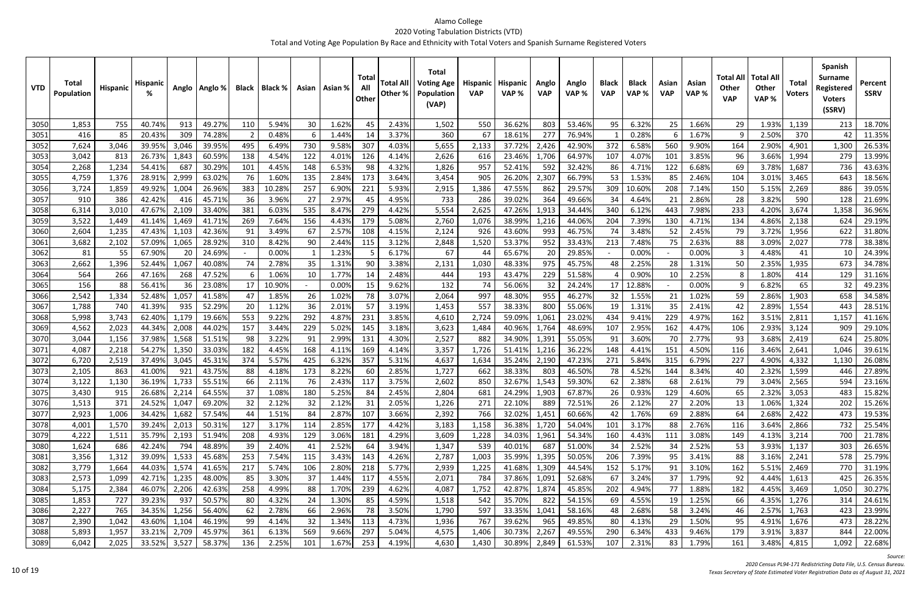# Alamo College
## 2020 Voting Tabulation Districts (VTD)
### Total and Voting Age Population By Race and Ethnicity with Total Voters and Spanish Surname Registered Voters

| VTD | Total Population | Hispanic | Hispanic % | Anglo | Anglo % | Black | Black % | Asian | Asian % | Total All Other | Total All Other % | Total Voting Age Population (VAP) | Hispanic VAP | Hispanic VAP % | Anglo VAP | Anglo VAP % | Black VAP | Black VAP % | Asian VAP | Asian VAP % | Total All Other VAP | Total All Other VAP % | Total Voters | Spanish Surname Registered Voters (SSRV) | Percent SSRV |
|---|---|---|---|---|---|---|---|---|---|---|---|---|---|---|---|---|---|---|---|---|---|---|---|---|---|
| 3050 | 1,853 | 755 | 40.74% | 913 | 49.27% | 110 | 5.94% | 30 | 1.62% | 45 | 2.43% | 1,502 | 550 | 36.62% | 803 | 53.46% | 95 | 6.32% | 25 | 1.66% | 29 | 1.93% | 1,139 | 213 | 18.70% |
| 3051 | 416 | 85 | 20.43% | 309 | 74.28% | 2 | 0.48% | 6 | 1.44% | 14 | 3.37% | 360 | 67 | 18.61% | 277 | 76.94% | 1 | 0.28% | 6 | 1.67% | 9 | 2.50% | 370 | 42 | 11.35% |
| 3052 | 7,624 | 3,046 | 39.95% | 3,046 | 39.95% | 495 | 6.49% | 730 | 9.58% | 307 | 4.03% | 5,655 | 2,133 | 37.72% | 2,426 | 42.90% | 372 | 6.58% | 560 | 9.90% | 164 | 2.90% | 4,901 | 1,300 | 26.53% |
| 3053 | 3,042 | 813 | 26.73% | 1,843 | 60.59% | 138 | 4.54% | 122 | 4.01% | 126 | 4.14% | 2,626 | 616 | 23.46% | 1,706 | 64.97% | 107 | 4.07% | 101 | 3.85% | 96 | 3.66% | 1,994 | 279 | 13.99% |
| 3054 | 2,268 | 1,234 | 54.41% | 687 | 30.29% | 101 | 4.45% | 148 | 6.53% | 98 | 4.32% | 1,826 | 957 | 52.41% | 592 | 32.42% | 86 | 4.71% | 122 | 6.68% | 69 | 3.78% | 1,687 | 736 | 43.63% |
| 3055 | 4,759 | 1,376 | 28.91% | 2,999 | 63.02% | 76 | 1.60% | 135 | 2.84% | 173 | 3.64% | 3,454 | 905 | 26.20% | 2,307 | 66.79% | 53 | 1.53% | 85 | 2.46% | 104 | 3.01% | 3,465 | 643 | 18.56% |
| 3056 | 3,724 | 1,859 | 49.92% | 1,004 | 26.96% | 383 | 10.28% | 257 | 6.90% | 221 | 5.93% | 2,915 | 1,386 | 47.55% | 862 | 29.57% | 309 | 10.60% | 208 | 7.14% | 150 | 5.15% | 2,269 | 886 | 39.05% |
| 3057 | 910 | 386 | 42.42% | 416 | 45.71% | 36 | 3.96% | 27 | 2.97% | 45 | 4.95% | 733 | 286 | 39.02% | 364 | 49.66% | 34 | 4.64% | 21 | 2.86% | 28 | 3.82% | 590 | 128 | 21.69% |
| 3058 | 6,314 | 3,010 | 47.67% | 2,109 | 33.40% | 381 | 6.03% | 535 | 8.47% | 279 | 4.42% | 5,554 | 2,625 | 47.26% | 1,913 | 34.44% | 340 | 6.12% | 443 | 7.98% | 233 | 4.20% | 3,674 | 1,358 | 36.96% |
| 3059 | 3,522 | 1,449 | 41.14% | 1,469 | 41.71% | 269 | 7.64% | 156 | 4.43% | 179 | 5.08% | 2,760 | 1,076 | 38.99% | 1,216 | 44.06% | 204 | 7.39% | 130 | 4.71% | 134 | 4.86% | 2,138 | 624 | 29.19% |
| 3060 | 2,604 | 1,235 | 47.43% | 1,103 | 42.36% | 91 | 3.49% | 67 | 2.57% | 108 | 4.15% | 2,124 | 926 | 43.60% | 993 | 46.75% | 74 | 3.48% | 52 | 2.45% | 79 | 3.72% | 1,956 | 622 | 31.80% |
| 3061 | 3,682 | 2,102 | 57.09% | 1,065 | 28.92% | 310 | 8.42% | 90 | 2.44% | 115 | 3.12% | 2,848 | 1,520 | 53.37% | 952 | 33.43% | 213 | 7.48% | 75 | 2.63% | 88 | 3.09% | 2,027 | 778 | 38.38% |
| 3062 | 81 | 55 | 67.90% | 20 | 24.69% | - | 0.00% | 1 | 1.23% | 5 | 6.17% | 67 | 44 | 65.67% | 20 | 29.85% | - | 0.00% | - | 0.00% | 3 | 4.48% | 41 | 10 | 24.39% |
| 3063 | 2,662 | 1,396 | 52.44% | 1,067 | 40.08% | 74 | 2.78% | 35 | 1.31% | 90 | 3.38% | 2,131 | 1,030 | 48.33% | 975 | 45.75% | 48 | 2.25% | 28 | 1.31% | 50 | 2.35% | 1,935 | 673 | 34.78% |
| 3064 | 564 | 266 | 47.16% | 268 | 47.52% | 6 | 1.06% | 10 | 1.77% | 14 | 2.48% | 444 | 193 | 43.47% | 229 | 51.58% | 4 | 0.90% | 10 | 2.25% | 8 | 1.80% | 414 | 129 | 31.16% |
| 3065 | 156 | 88 | 56.41% | 36 | 23.08% | 17 | 10.90% | - | 0.00% | 15 | 9.62% | 132 | 74 | 56.06% | 32 | 24.24% | 17 | 12.88% | - | 0.00% | 9 | 6.82% | 65 | 32 | 49.23% |
| 3066 | 2,542 | 1,334 | 52.48% | 1,057 | 41.58% | 47 | 1.85% | 26 | 1.02% | 78 | 3.07% | 2,064 | 997 | 48.30% | 955 | 46.27% | 32 | 1.55% | 21 | 1.02% | 59 | 2.86% | 1,903 | 658 | 34.58% |
| 3067 | 1,788 | 740 | 41.39% | 935 | 52.29% | 20 | 1.12% | 36 | 2.01% | 57 | 3.19% | 1,453 | 557 | 38.33% | 800 | 55.06% | 19 | 1.31% | 35 | 2.41% | 42 | 2.89% | 1,554 | 443 | 28.51% |
| 3068 | 5,998 | 3,743 | 62.40% | 1,179 | 19.66% | 553 | 9.22% | 292 | 4.87% | 231 | 3.85% | 4,610 | 2,724 | 59.09% | 1,061 | 23.02% | 434 | 9.41% | 229 | 4.97% | 162 | 3.51% | 2,811 | 1,157 | 41.16% |
| 3069 | 4,562 | 2,023 | 44.34% | 2,008 | 44.02% | 157 | 3.44% | 229 | 5.02% | 145 | 3.18% | 3,623 | 1,484 | 40.96% | 1,764 | 48.69% | 107 | 2.95% | 162 | 4.47% | 106 | 2.93% | 3,124 | 909 | 29.10% |
| 3070 | 3,044 | 1,156 | 37.98% | 1,568 | 51.51% | 98 | 3.22% | 91 | 2.99% | 131 | 4.30% | 2,527 | 882 | 34.90% | 1,391 | 55.05% | 91 | 3.60% | 70 | 2.77% | 93 | 3.68% | 2,419 | 624 | 25.80% |
| 3071 | 4,087 | 2,218 | 54.27% | 1,350 | 33.03% | 182 | 4.45% | 168 | 4.11% | 169 | 4.14% | 3,357 | 1,726 | 51.41% | 1,216 | 36.22% | 148 | 4.41% | 151 | 4.50% | 116 | 3.46% | 2,641 | 1,046 | 39.61% |
| 3072 | 6,720 | 2,519 | 37.49% | 3,045 | 45.31% | 374 | 5.57% | 425 | 6.32% | 357 | 5.31% | 4,637 | 1,634 | 35.24% | 2,190 | 47.23% | 271 | 5.84% | 315 | 6.79% | 227 | 4.90% | 4,332 | 1,130 | 26.08% |
| 3073 | 2,105 | 863 | 41.00% | 921 | 43.75% | 88 | 4.18% | 173 | 8.22% | 60 | 2.85% | 1,727 | 662 | 38.33% | 803 | 46.50% | 78 | 4.52% | 144 | 8.34% | 40 | 2.32% | 1,599 | 446 | 27.89% |
| 3074 | 3,122 | 1,130 | 36.19% | 1,733 | 55.51% | 66 | 2.11% | 76 | 2.43% | 117 | 3.75% | 2,602 | 850 | 32.67% | 1,543 | 59.30% | 62 | 2.38% | 68 | 2.61% | 79 | 3.04% | 2,565 | 594 | 23.16% |
| 3075 | 3,430 | 915 | 26.68% | 2,214 | 64.55% | 37 | 1.08% | 180 | 5.25% | 84 | 2.45% | 2,804 | 681 | 24.29% | 1,903 | 67.87% | 26 | 0.93% | 129 | 4.60% | 65 | 2.32% | 3,053 | 483 | 15.82% |
| 3076 | 1,513 | 371 | 24.52% | 1,047 | 69.20% | 32 | 2.12% | 32 | 2.12% | 31 | 2.05% | 1,226 | 271 | 22.10% | 889 | 72.51% | 26 | 2.12% | 27 | 2.20% | 13 | 1.06% | 1,324 | 202 | 15.26% |
| 3077 | 2,923 | 1,006 | 34.42% | 1,682 | 57.54% | 44 | 1.51% | 84 | 2.87% | 107 | 3.66% | 2,392 | 766 | 32.02% | 1,451 | 60.66% | 42 | 1.76% | 69 | 2.88% | 64 | 2.68% | 2,422 | 473 | 19.53% |
| 3078 | 4,001 | 1,570 | 39.24% | 2,013 | 50.31% | 127 | 3.17% | 114 | 2.85% | 177 | 4.42% | 3,183 | 1,158 | 36.38% | 1,720 | 54.04% | 101 | 3.17% | 88 | 2.76% | 116 | 3.64% | 2,866 | 732 | 25.54% |
| 3079 | 4,222 | 1,511 | 35.79% | 2,193 | 51.94% | 208 | 4.93% | 129 | 3.06% | 181 | 4.29% | 3,609 | 1,228 | 34.03% | 1,961 | 54.34% | 160 | 4.43% | 111 | 3.08% | 149 | 4.13% | 3,214 | 700 | 21.78% |
| 3080 | 1,624 | 686 | 42.24% | 794 | 48.89% | 39 | 2.40% | 41 | 2.52% | 64 | 3.94% | 1,347 | 539 | 40.01% | 687 | 51.00% | 34 | 2.52% | 34 | 2.52% | 53 | 3.93% | 1,137 | 303 | 26.65% |
| 3081 | 3,356 | 1,312 | 39.09% | 1,533 | 45.68% | 253 | 7.54% | 115 | 3.43% | 143 | 4.26% | 2,787 | 1,003 | 35.99% | 1,395 | 50.05% | 206 | 7.39% | 95 | 3.41% | 88 | 3.16% | 2,241 | 578 | 25.79% |
| 3082 | 3,779 | 1,664 | 44.03% | 1,574 | 41.65% | 217 | 5.74% | 106 | 2.80% | 218 | 5.77% | 2,939 | 1,225 | 41.68% | 1,309 | 44.54% | 152 | 5.17% | 91 | 3.10% | 162 | 5.51% | 2,469 | 770 | 31.19% |
| 3083 | 2,573 | 1,099 | 42.71% | 1,235 | 48.00% | 85 | 3.30% | 37 | 1.44% | 117 | 4.55% | 2,071 | 784 | 37.86% | 1,091 | 52.68% | 67 | 3.24% | 37 | 1.79% | 92 | 4.44% | 1,613 | 425 | 26.35% |
| 3084 | 5,175 | 2,384 | 46.07% | 2,206 | 42.63% | 258 | 4.99% | 88 | 1.70% | 239 | 4.62% | 4,087 | 1,752 | 42.87% | 1,874 | 45.85% | 202 | 4.94% | 77 | 1.88% | 182 | 4.45% | 3,469 | 1,050 | 30.27% |
| 3085 | 1,853 | 727 | 39.23% | 937 | 50.57% | 80 | 4.32% | 24 | 1.30% | 85 | 4.59% | 1,518 | 542 | 35.70% | 822 | 54.15% | 69 | 4.55% | 19 | 1.25% | 66 | 4.35% | 1,276 | 314 | 24.61% |
| 3086 | 2,227 | 765 | 34.35% | 1,256 | 56.40% | 62 | 2.78% | 66 | 2.96% | 78 | 3.50% | 1,790 | 597 | 33.35% | 1,041 | 58.16% | 48 | 2.68% | 58 | 3.24% | 46 | 2.57% | 1,763 | 423 | 23.99% |
| 3087 | 2,390 | 1,042 | 43.60% | 1,104 | 46.19% | 99 | 4.14% | 32 | 1.34% | 113 | 4.73% | 1,936 | 767 | 39.62% | 965 | 49.85% | 80 | 4.13% | 29 | 1.50% | 95 | 4.91% | 1,676 | 473 | 28.22% |
| 3088 | 5,893 | 1,957 | 33.21% | 2,709 | 45.97% | 361 | 6.13% | 569 | 9.66% | 297 | 5.04% | 4,575 | 1,406 | 30.73% | 2,267 | 49.55% | 290 | 6.34% | 433 | 9.46% | 179 | 3.91% | 3,837 | 844 | 22.00% |
| 3089 | 6,042 | 2,025 | 33.52% | 3,527 | 58.37% | 136 | 2.25% | 101 | 1.67% | 253 | 4.19% | 4,630 | 1,430 | 30.89% | 2,849 | 61.53% | 107 | 2.31% | 83 | 1.79% | 161 | 3.48% | 4,815 | 1,092 | 22.68% |

*Source:*
*2020 Census PL94-171 Redistricting Data File, U.S. Census Bureau.*
*Texas Secretary of State Estimated Voter Registration Data as of August 31, 2021*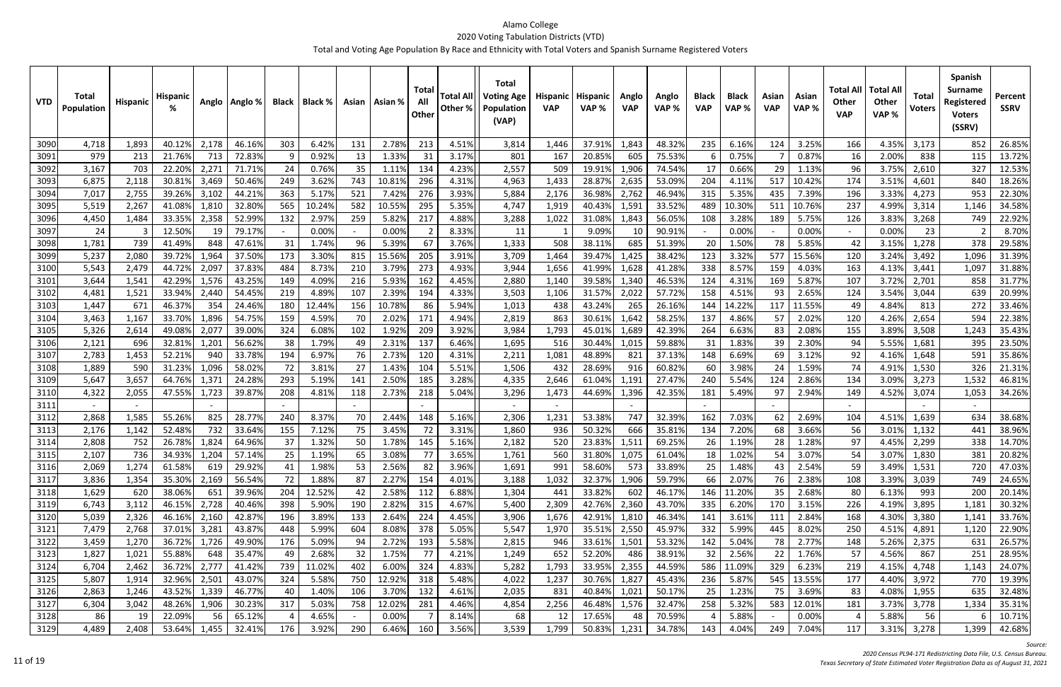# Alamo College

## 2020 Voting Tabulation Districts (VTD)

### Total and Voting Age Population By Race and Ethnicity with Total Voters and Spanish Surname Registered Voters

| VTD | Total Population | Hispanic | Hispanic % | Anglo | Anglo % | Black | Black % | Asian | Asian % | Total All Other | Total All Other % | Total Voting Age Population (VAP) | Hispanic VAP | Hispanic VAP % | Anglo VAP | Anglo VAP % | Black VAP | Black VAP % | Asian VAP | Asian VAP % | Total All Other VAP | Total All Other VAP % | Total Voters | Spanish Surname Registered Voters (SSRV) | Percent SSRV |
|---|---|---|---|---|---|---|---|---|---|---|---|---|---|---|---|---|---|---|---|---|---|---|---|---|---|
| 3090 | 4,718 | 1,893 | 40.12% | 2,178 | 46.16% | 303 | 6.42% | 131 | 2.78% | 213 | 4.51% | 3,814 | 1,446 | 37.91% | 1,843 | 48.32% | 235 | 6.16% | 124 | 3.25% | 166 | 4.35% | 3,173 | 852 | 26.85% |
| 3091 | 979 | 213 | 21.76% | 713 | 72.83% | 9 | 0.92% | 13 | 1.33% | 31 | 3.17% | 801 | 167 | 20.85% | 605 | 75.53% | 6 | 0.75% | 7 | 0.87% | 16 | 2.00% | 838 | 115 | 13.72% |
| 3092 | 3,167 | 703 | 22.20% | 2,271 | 71.71% | 24 | 0.76% | 35 | 1.11% | 134 | 4.23% | 2,557 | 509 | 19.91% | 1,906 | 74.54% | 17 | 0.66% | 29 | 1.13% | 96 | 3.75% | 2,610 | 327 | 12.53% |
| 3093 | 6,875 | 2,118 | 30.81% | 3,469 | 50.46% | 249 | 3.62% | 743 | 10.81% | 296 | 4.31% | 4,963 | 1,433 | 28.87% | 2,635 | 53.09% | 204 | 4.11% | 517 | 10.42% | 174 | 3.51% | 4,601 | 840 | 18.26% |
| 3094 | 7,017 | 2,755 | 39.26% | 3,102 | 44.21% | 363 | 5.17% | 521 | 7.42% | 276 | 3.93% | 5,884 | 2,176 | 36.98% | 2,762 | 46.94% | 315 | 5.35% | 435 | 7.39% | 196 | 3.33% | 4,273 | 953 | 22.30% |
| 3095 | 5,519 | 2,267 | 41.08% | 1,810 | 32.80% | 565 | 10.24% | 582 | 10.55% | 295 | 5.35% | 4,747 | 1,919 | 40.43% | 1,591 | 33.52% | 489 | 10.30% | 511 | 10.76% | 237 | 4.99% | 3,314 | 1,146 | 34.58% |
| 3096 | 4,450 | 1,484 | 33.35% | 2,358 | 52.99% | 132 | 2.97% | 259 | 5.82% | 217 | 4.88% | 3,288 | 1,022 | 31.08% | 1,843 | 56.05% | 108 | 3.28% | 189 | 5.75% | 126 | 3.83% | 3,268 | 749 | 22.92% |
| 3097 | 24 | 3 | 12.50% | 19 | 79.17% | - | 0.00% | - | 0.00% | 2 | 8.33% | 11 | 1 | 9.09% | 10 | 90.91% | - | 0.00% | - | 0.00% | - | 0.00% | 23 | 2 | 8.70% |
| 3098 | 1,781 | 739 | 41.49% | 848 | 47.61% | 31 | 1.74% | 96 | 5.39% | 67 | 3.76% | 1,333 | 508 | 38.11% | 685 | 51.39% | 20 | 1.50% | 78 | 5.85% | 42 | 3.15% | 1,278 | 378 | 29.58% |
| 3099 | 5,237 | 2,080 | 39.72% | 1,964 | 37.50% | 173 | 3.30% | 815 | 15.56% | 205 | 3.91% | 3,709 | 1,464 | 39.47% | 1,425 | 38.42% | 123 | 3.32% | 577 | 15.56% | 120 | 3.24% | 3,492 | 1,096 | 31.39% |
| 3100 | 5,543 | 2,479 | 44.72% | 2,097 | 37.83% | 484 | 8.73% | 210 | 3.79% | 273 | 4.93% | 3,944 | 1,656 | 41.99% | 1,628 | 41.28% | 338 | 8.57% | 159 | 4.03% | 163 | 4.13% | 3,441 | 1,097 | 31.88% |
| 3101 | 3,644 | 1,541 | 42.29% | 1,576 | 43.25% | 149 | 4.09% | 216 | 5.93% | 162 | 4.45% | 2,880 | 1,140 | 39.58% | 1,340 | 46.53% | 124 | 4.31% | 169 | 5.87% | 107 | 3.72% | 2,701 | 858 | 31.77% |
| 3102 | 4,481 | 1,521 | 33.94% | 2,440 | 54.45% | 219 | 4.89% | 107 | 2.39% | 194 | 4.33% | 3,503 | 1,106 | 31.57% | 2,022 | 57.72% | 158 | 4.51% | 93 | 2.65% | 124 | 3.54% | 3,044 | 639 | 20.99% |
| 3103 | 1,447 | 671 | 46.37% | 354 | 24.46% | 180 | 12.44% | 156 | 10.78% | 86 | 5.94% | 1,013 | 438 | 43.24% | 265 | 26.16% | 144 | 14.22% | 117 | 11.55% | 49 | 4.84% | 813 | 272 | 33.46% |
| 3104 | 3,463 | 1,167 | 33.70% | 1,896 | 54.75% | 159 | 4.59% | 70 | 2.02% | 171 | 4.94% | 2,819 | 863 | 30.61% | 1,642 | 58.25% | 137 | 4.86% | 57 | 2.02% | 120 | 4.26% | 2,654 | 594 | 22.38% |
| 3105 | 5,326 | 2,614 | 49.08% | 2,077 | 39.00% | 324 | 6.08% | 102 | 1.92% | 209 | 3.92% | 3,984 | 1,793 | 45.01% | 1,689 | 42.39% | 264 | 6.63% | 83 | 2.08% | 155 | 3.89% | 3,508 | 1,243 | 35.43% |
| 3106 | 2,121 | 696 | 32.81% | 1,201 | 56.62% | 38 | 1.79% | 49 | 2.31% | 137 | 6.46% | 1,695 | 516 | 30.44% | 1,015 | 59.88% | 31 | 1.83% | 39 | 2.30% | 94 | 5.55% | 1,681 | 395 | 23.50% |
| 3107 | 2,783 | 1,453 | 52.21% | 940 | 33.78% | 194 | 6.97% | 76 | 2.73% | 120 | 4.31% | 2,211 | 1,081 | 48.89% | 821 | 37.13% | 148 | 6.69% | 69 | 3.12% | 92 | 4.16% | 1,648 | 591 | 35.86% |
| 3108 | 1,889 | 590 | 31.23% | 1,096 | 58.02% | 72 | 3.81% | 27 | 1.43% | 104 | 5.51% | 1,506 | 432 | 28.69% | 916 | 60.82% | 60 | 3.98% | 24 | 1.59% | 74 | 4.91% | 1,530 | 326 | 21.31% |
| 3109 | 5,647 | 3,657 | 64.76% | 1,371 | 24.28% | 293 | 5.19% | 141 | 2.50% | 185 | 3.28% | 4,335 | 2,646 | 61.04% | 1,191 | 27.47% | 240 | 5.54% | 124 | 2.86% | 134 | 3.09% | 3,273 | 1,532 | 46.81% |
| 3110 | 4,322 | 2,055 | 47.55% | 1,723 | 39.87% | 208 | 4.81% | 118 | 2.73% | 218 | 5.04% | 3,296 | 1,473 | 44.69% | 1,396 | 42.35% | 181 | 5.49% | 97 | 2.94% | 149 | 4.52% | 3,074 | 1,053 | 34.26% |
| 3111 | - | - | | - | | - | | - | | - | | - | - | | - | | - | | - | | - | | - | - | |
| 3112 | 2,868 | 1,585 | 55.26% | 825 | 28.77% | 240 | 8.37% | 70 | 2.44% | 148 | 5.16% | 2,306 | 1,231 | 53.38% | 747 | 32.39% | 162 | 7.03% | 62 | 2.69% | 104 | 4.51% | 1,639 | 634 | 38.68% |
| 3113 | 2,176 | 1,142 | 52.48% | 732 | 33.64% | 155 | 7.12% | 75 | 3.45% | 72 | 3.31% | 1,860 | 936 | 50.32% | 666 | 35.81% | 134 | 7.20% | 68 | 3.66% | 56 | 3.01% | 1,132 | 441 | 38.96% |
| 3114 | 2,808 | 752 | 26.78% | 1,824 | 64.96% | 37 | 1.32% | 50 | 1.78% | 145 | 5.16% | 2,182 | 520 | 23.83% | 1,511 | 69.25% | 26 | 1.19% | 28 | 1.28% | 97 | 4.45% | 2,299 | 338 | 14.70% |
| 3115 | 2,107 | 736 | 34.93% | 1,204 | 57.14% | 25 | 1.19% | 65 | 3.08% | 77 | 3.65% | 1,761 | 560 | 31.80% | 1,075 | 61.04% | 18 | 1.02% | 54 | 3.07% | 54 | 3.07% | 1,830 | 381 | 20.82% |
| 3116 | 2,069 | 1,274 | 61.58% | 619 | 29.92% | 41 | 1.98% | 53 | 2.56% | 82 | 3.96% | 1,691 | 991 | 58.60% | 573 | 33.89% | 25 | 1.48% | 43 | 2.54% | 59 | 3.49% | 1,531 | 720 | 47.03% |
| 3117 | 3,836 | 1,354 | 35.30% | 2,169 | 56.54% | 72 | 1.88% | 87 | 2.27% | 154 | 4.01% | 3,188 | 1,032 | 32.37% | 1,906 | 59.79% | 66 | 2.07% | 76 | 2.38% | 108 | 3.39% | 3,039 | 749 | 24.65% |
| 3118 | 1,629 | 620 | 38.06% | 651 | 39.96% | 204 | 12.52% | 42 | 2.58% | 112 | 6.88% | 1,304 | 441 | 33.82% | 602 | 46.17% | 146 | 11.20% | 35 | 2.68% | 80 | 6.13% | 993 | 200 | 20.14% |
| 3119 | 6,743 | 3,112 | 46.15% | 2,728 | 40.46% | 398 | 5.90% | 190 | 2.82% | 315 | 4.67% | 5,400 | 2,309 | 42.76% | 2,360 | 43.70% | 335 | 6.20% | 170 | 3.15% | 226 | 4.19% | 3,895 | 1,181 | 30.32% |
| 3120 | 5,039 | 2,326 | 46.16% | 2,160 | 42.87% | 196 | 3.89% | 133 | 2.64% | 224 | 4.45% | 3,906 | 1,676 | 42.91% | 1,810 | 46.34% | 141 | 3.61% | 111 | 2.84% | 168 | 4.30% | 3,380 | 1,141 | 33.76% |
| 3121 | 7,479 | 2,768 | 37.01% | 3,281 | 43.87% | 448 | 5.99% | 604 | 8.08% | 378 | 5.05% | 5,547 | 1,970 | 35.51% | 2,550 | 45.97% | 332 | 5.99% | 445 | 8.02% | 250 | 4.51% | 4,891 | 1,120 | 22.90% |
| 3122 | 3,459 | 1,270 | 36.72% | 1,726 | 49.90% | 176 | 5.09% | 94 | 2.72% | 193 | 5.58% | 2,815 | 946 | 33.61% | 1,501 | 53.32% | 142 | 5.04% | 78 | 2.77% | 148 | 5.26% | 2,375 | 631 | 26.57% |
| 3123 | 1,827 | 1,021 | 55.88% | 648 | 35.47% | 49 | 2.68% | 32 | 1.75% | 77 | 4.21% | 1,249 | 652 | 52.20% | 486 | 38.91% | 32 | 2.56% | 22 | 1.76% | 57 | 4.56% | 867 | 251 | 28.95% |
| 3124 | 6,704 | 2,462 | 36.72% | 2,777 | 41.42% | 739 | 11.02% | 402 | 6.00% | 324 | 4.83% | 5,282 | 1,793 | 33.95% | 2,355 | 44.59% | 586 | 11.09% | 329 | 6.23% | 219 | 4.15% | 4,748 | 1,143 | 24.07% |
| 3125 | 5,807 | 1,914 | 32.96% | 2,501 | 43.07% | 324 | 5.58% | 750 | 12.92% | 318 | 5.48% | 4,022 | 1,237 | 30.76% | 1,827 | 45.43% | 236 | 5.87% | 545 | 13.55% | 177 | 4.40% | 3,972 | 770 | 19.39% |
| 3126 | 2,863 | 1,246 | 43.52% | 1,339 | 46.77% | 40 | 1.40% | 106 | 3.70% | 132 | 4.61% | 2,035 | 831 | 40.84% | 1,021 | 50.17% | 25 | 1.23% | 75 | 3.69% | 83 | 4.08% | 1,955 | 635 | 32.48% |
| 3127 | 6,304 | 3,042 | 48.26% | 1,906 | 30.23% | 317 | 5.03% | 758 | 12.02% | 281 | 4.46% | 4,854 | 2,256 | 46.48% | 1,576 | 32.47% | 258 | 5.32% | 583 | 12.01% | 181 | 3.73% | 3,778 | 1,334 | 35.31% |
| 3128 | 86 | 19 | 22.09% | 56 | 65.12% | 4 | 4.65% | - | 0.00% | 7 | 8.14% | 68 | 12 | 17.65% | 48 | 70.59% | 4 | 5.88% | - | 0.00% | 4 | 5.88% | 56 | 6 | 10.71% |
| 3129 | 4,489 | 2,408 | 53.64% | 1,455 | 32.41% | 176 | 3.92% | 290 | 6.46% | 160 | 3.56% | 3,539 | 1,799 | 50.83% | 1,231 | 34.78% | 143 | 4.04% | 249 | 7.04% | 117 | 3.31% | 3,278 | 1,399 | 42.68% |

*Source:*
*2020 Census PL94-171 Redistricting Data File, U.S. Census Bureau.*
*Texas Secretary of State Estimated Voter Registration Data as of August 31, 2021*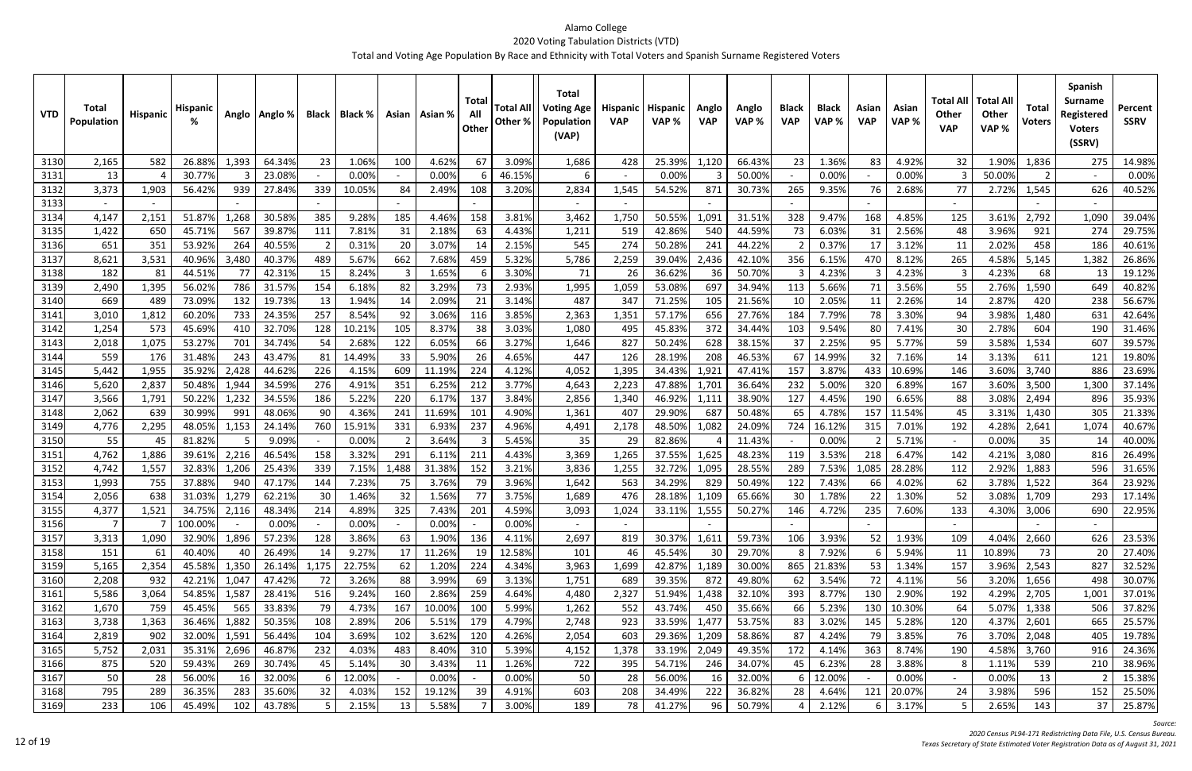# Alamo College

## 2020 Voting Tabulation Districts (VTD)

### Total and Voting Age Population By Race and Ethnicity with Total Voters and Spanish Surname Registered Voters

| VTD | Total Population | Hispanic | Hispanic % | Anglo | Anglo % | Black | Black % | Asian | Asian % | Total All Other | Total All Other % | Total Voting Age Population (VAP) | Hispanic VAP | Hispanic VAP % | Anglo VAP | Anglo VAP % | Black VAP | Black VAP % | Asian VAP | Asian VAP % | Total All Other VAP | Total All Other VAP % | Total Voters | Spanish Surname Registered Voters (SSRV) | Percent SSRV |
|---|---|---|---|---|---|---|---|---|---|---|---|---|---|---|---|---|---|---|---|---|---|---|---|---|---|
| 3130 | 2,165 | 582 | 26.88% | 1,393 | 64.34% | 23 | 1.06% | 100 | 4.62% | 67 | 3.09% | 1,686 | 428 | 25.39% | 1,120 | 66.43% | 23 | 1.36% | 83 | 4.92% | 32 | 1.90% | 1,836 | 275 | 14.98% |
| 3131 | 13 | 4 | 30.77% | 3 | 23.08% | - | 0.00% | - | 0.00% | 6 | 46.15% | 6 | - | 0.00% | 3 | 50.00% | - | 0.00% | - | 0.00% | 3 | 50.00% | 2 | - | 0.00% |
| 3132 | 3,373 | 1,903 | 56.42% | 939 | 27.84% | 339 | 10.05% | 84 | 2.49% | 108 | 3.20% | 2,834 | 1,545 | 54.52% | 871 | 30.73% | 265 | 9.35% | 76 | 2.68% | 77 | 2.72% | 1,545 | 626 | 40.52% |
| 3133 | - | - | | - | | - | | - | | - | | - | - | | - | | - | | - | | - | | - | - | |
| 3134 | 4,147 | 2,151 | 51.87% | 1,268 | 30.58% | 385 | 9.28% | 185 | 4.46% | 158 | 3.81% | 3,462 | 1,750 | 50.55% | 1,091 | 31.51% | 328 | 9.47% | 168 | 4.85% | 125 | 3.61% | 2,792 | 1,090 | 39.04% |
| 3135 | 1,422 | 650 | 45.71% | 567 | 39.87% | 111 | 7.81% | 31 | 2.18% | 63 | 4.43% | 1,211 | 519 | 42.86% | 540 | 44.59% | 73 | 6.03% | 31 | 2.56% | 48 | 3.96% | 921 | 274 | 29.75% |
| 3136 | 651 | 351 | 53.92% | 264 | 40.55% | 2 | 0.31% | 20 | 3.07% | 14 | 2.15% | 545 | 274 | 50.28% | 241 | 44.22% | 2 | 0.37% | 17 | 3.12% | 11 | 2.02% | 458 | 186 | 40.61% |
| 3137 | 8,621 | 3,531 | 40.96% | 3,480 | 40.37% | 489 | 5.67% | 662 | 7.68% | 459 | 5.32% | 5,786 | 2,259 | 39.04% | 2,436 | 42.10% | 356 | 6.15% | 470 | 8.12% | 265 | 4.58% | 5,145 | 1,382 | 26.86% |
| 3138 | 182 | 81 | 44.51% | 77 | 42.31% | 15 | 8.24% | 3 | 1.65% | 6 | 3.30% | 71 | 26 | 36.62% | 36 | 50.70% | 3 | 4.23% | 3 | 4.23% | 3 | 4.23% | 68 | 13 | 19.12% |
| 3139 | 2,490 | 1,395 | 56.02% | 786 | 31.57% | 154 | 6.18% | 82 | 3.29% | 73 | 2.93% | 1,995 | 1,059 | 53.08% | 697 | 34.94% | 113 | 5.66% | 71 | 3.56% | 55 | 2.76% | 1,590 | 649 | 40.82% |
| 3140 | 669 | 489 | 73.09% | 132 | 19.73% | 13 | 1.94% | 14 | 2.09% | 21 | 3.14% | 487 | 347 | 71.25% | 105 | 21.56% | 10 | 2.05% | 11 | 2.26% | 14 | 2.87% | 420 | 238 | 56.67% |
| 3141 | 3,010 | 1,812 | 60.20% | 733 | 24.35% | 257 | 8.54% | 92 | 3.06% | 116 | 3.85% | 2,363 | 1,351 | 57.17% | 656 | 27.76% | 184 | 7.79% | 78 | 3.30% | 94 | 3.98% | 1,480 | 631 | 42.64% |
| 3142 | 1,254 | 573 | 45.69% | 410 | 32.70% | 128 | 10.21% | 105 | 8.37% | 38 | 3.03% | 1,080 | 495 | 45.83% | 372 | 34.44% | 103 | 9.54% | 80 | 7.41% | 30 | 2.78% | 604 | 190 | 31.46% |
| 3143 | 2,018 | 1,075 | 53.27% | 701 | 34.74% | 54 | 2.68% | 122 | 6.05% | 66 | 3.27% | 1,646 | 827 | 50.24% | 628 | 38.15% | 37 | 2.25% | 95 | 5.77% | 59 | 3.58% | 1,534 | 607 | 39.57% |
| 3144 | 559 | 176 | 31.48% | 243 | 43.47% | 81 | 14.49% | 33 | 5.90% | 26 | 4.65% | 447 | 126 | 28.19% | 208 | 46.53% | 67 | 14.99% | 32 | 7.16% | 14 | 3.13% | 611 | 121 | 19.80% |
| 3145 | 5,442 | 1,955 | 35.92% | 2,428 | 44.62% | 226 | 4.15% | 609 | 11.19% | 224 | 4.12% | 4,052 | 1,395 | 34.43% | 1,921 | 47.41% | 157 | 3.87% | 433 | 10.69% | 146 | 3.60% | 3,740 | 886 | 23.69% |
| 3146 | 5,620 | 2,837 | 50.48% | 1,944 | 34.59% | 276 | 4.91% | 351 | 6.25% | 212 | 3.77% | 4,643 | 2,223 | 47.88% | 1,701 | 36.64% | 232 | 5.00% | 320 | 6.89% | 167 | 3.60% | 3,500 | 1,300 | 37.14% |
| 3147 | 3,566 | 1,791 | 50.22% | 1,232 | 34.55% | 186 | 5.22% | 220 | 6.17% | 137 | 3.84% | 2,856 | 1,340 | 46.92% | 1,111 | 38.90% | 127 | 4.45% | 190 | 6.65% | 88 | 3.08% | 2,494 | 896 | 35.93% |
| 3148 | 2,062 | 639 | 30.99% | 991 | 48.06% | 90 | 4.36% | 241 | 11.69% | 101 | 4.90% | 1,361 | 407 | 29.90% | 687 | 50.48% | 65 | 4.78% | 157 | 11.54% | 45 | 3.31% | 1,430 | 305 | 21.33% |
| 3149 | 4,776 | 2,295 | 48.05% | 1,153 | 24.14% | 760 | 15.91% | 331 | 6.93% | 237 | 4.96% | 4,491 | 2,178 | 48.50% | 1,082 | 24.09% | 724 | 16.12% | 315 | 7.01% | 192 | 4.28% | 2,641 | 1,074 | 40.67% |
| 3150 | 55 | 45 | 81.82% | 5 | 9.09% | - | 0.00% | 2 | 3.64% | 3 | 5.45% | 35 | 29 | 82.86% | 4 | 11.43% | - | 0.00% | 2 | 5.71% | - | 0.00% | 35 | 14 | 40.00% |
| 3151 | 4,762 | 1,886 | 39.61% | 2,216 | 46.54% | 158 | 3.32% | 291 | 6.11% | 211 | 4.43% | 3,369 | 1,265 | 37.55% | 1,625 | 48.23% | 119 | 3.53% | 218 | 6.47% | 142 | 4.21% | 3,080 | 816 | 26.49% |
| 3152 | 4,742 | 1,557 | 32.83% | 1,206 | 25.43% | 339 | 7.15% | 1,488 | 31.38% | 152 | 3.21% | 3,836 | 1,255 | 32.72% | 1,095 | 28.55% | 289 | 7.53% | 1,085 | 28.28% | 112 | 2.92% | 1,883 | 596 | 31.65% |
| 3153 | 1,993 | 755 | 37.88% | 940 | 47.17% | 144 | 7.23% | 75 | 3.76% | 79 | 3.96% | 1,642 | 563 | 34.29% | 829 | 50.49% | 122 | 7.43% | 66 | 4.02% | 62 | 3.78% | 1,522 | 364 | 23.92% |
| 3154 | 2,056 | 638 | 31.03% | 1,279 | 62.21% | 30 | 1.46% | 32 | 1.56% | 77 | 3.75% | 1,689 | 476 | 28.18% | 1,109 | 65.66% | 30 | 1.78% | 22 | 1.30% | 52 | 3.08% | 1,709 | 293 | 17.14% |
| 3155 | 4,377 | 1,521 | 34.75% | 2,116 | 48.34% | 214 | 4.89% | 325 | 7.43% | 201 | 4.59% | 3,093 | 1,024 | 33.11% | 1,555 | 50.27% | 146 | 4.72% | 235 | 7.60% | 133 | 4.30% | 3,006 | 690 | 22.95% |
| 3156 | 7 | 7 | 100.00% | - | 0.00% | - | 0.00% | - | 0.00% | - | 0.00% | - | - | | - | | - | | - | | - | | - | - | |
| 3157 | 3,313 | 1,090 | 32.90% | 1,896 | 57.23% | 128 | 3.86% | 63 | 1.90% | 136 | 4.11% | 2,697 | 819 | 30.37% | 1,611 | 59.73% | 106 | 3.93% | 52 | 1.93% | 109 | 4.04% | 2,660 | 626 | 23.53% |
| 3158 | 151 | 61 | 40.40% | 40 | 26.49% | 14 | 9.27% | 17 | 11.26% | 19 | 12.58% | 101 | 46 | 45.54% | 30 | 29.70% | 8 | 7.92% | 6 | 5.94% | 11 | 10.89% | 73 | 20 | 27.40% |
| 3159 | 5,165 | 2,354 | 45.58% | 1,350 | 26.14% | 1,175 | 22.75% | 62 | 1.20% | 224 | 4.34% | 3,963 | 1,699 | 42.87% | 1,189 | 30.00% | 865 | 21.83% | 53 | 1.34% | 157 | 3.96% | 2,543 | 827 | 32.52% |
| 3160 | 2,208 | 932 | 42.21% | 1,047 | 47.42% | 72 | 3.26% | 88 | 3.99% | 69 | 3.13% | 1,751 | 689 | 39.35% | 872 | 49.80% | 62 | 3.54% | 72 | 4.11% | 56 | 3.20% | 1,656 | 498 | 30.07% |
| 3161 | 5,586 | 3,064 | 54.85% | 1,587 | 28.41% | 516 | 9.24% | 160 | 2.86% | 259 | 4.64% | 4,480 | 2,327 | 51.94% | 1,438 | 32.10% | 393 | 8.77% | 130 | 2.90% | 192 | 4.29% | 2,705 | 1,001 | 37.01% |
| 3162 | 1,670 | 759 | 45.45% | 565 | 33.83% | 79 | 4.73% | 167 | 10.00% | 100 | 5.99% | 1,262 | 552 | 43.74% | 450 | 35.66% | 66 | 5.23% | 130 | 10.30% | 64 | 5.07% | 1,338 | 506 | 37.82% |
| 3163 | 3,738 | 1,363 | 36.46% | 1,882 | 50.35% | 108 | 2.89% | 206 | 5.51% | 179 | 4.79% | 2,748 | 923 | 33.59% | 1,477 | 53.75% | 83 | 3.02% | 145 | 5.28% | 120 | 4.37% | 2,601 | 665 | 25.57% |
| 3164 | 2,819 | 902 | 32.00% | 1,591 | 56.44% | 104 | 3.69% | 102 | 3.62% | 120 | 4.26% | 2,054 | 603 | 29.36% | 1,209 | 58.86% | 87 | 4.24% | 79 | 3.85% | 76 | 3.70% | 2,048 | 405 | 19.78% |
| 3165 | 5,752 | 2,031 | 35.31% | 2,696 | 46.87% | 232 | 4.03% | 483 | 8.40% | 310 | 5.39% | 4,152 | 1,378 | 33.19% | 2,049 | 49.35% | 172 | 4.14% | 363 | 8.74% | 190 | 4.58% | 3,760 | 916 | 24.36% |
| 3166 | 875 | 520 | 59.43% | 269 | 30.74% | 45 | 5.14% | 30 | 3.43% | 11 | 1.26% | 722 | 395 | 54.71% | 246 | 34.07% | 45 | 6.23% | 28 | 3.88% | 8 | 1.11% | 539 | 210 | 38.96% |
| 3167 | 50 | 28 | 56.00% | 16 | 32.00% | 6 | 12.00% | - | 0.00% | - | 0.00% | 50 | 28 | 56.00% | 16 | 32.00% | 6 | 12.00% | - | 0.00% | - | 0.00% | 13 | 2 | 15.38% |
| 3168 | 795 | 289 | 36.35% | 283 | 35.60% | 32 | 4.03% | 152 | 19.12% | 39 | 4.91% | 603 | 208 | 34.49% | 222 | 36.82% | 28 | 4.64% | 121 | 20.07% | 24 | 3.98% | 596 | 152 | 25.50% |
| 3169 | 233 | 106 | 45.49% | 102 | 43.78% | 5 | 2.15% | 13 | 5.58% | 7 | 3.00% | 189 | 78 | 41.27% | 96 | 50.79% | 4 | 2.12% | 6 | 3.17% | 5 | 2.65% | 143 | 37 | 25.87% |

*Source:*
*2020 Census PL94-171 Redistricting Data File, U.S. Census Bureau.*
*Texas Secretary of State Estimated Voter Registration Data as of August 31, 2021*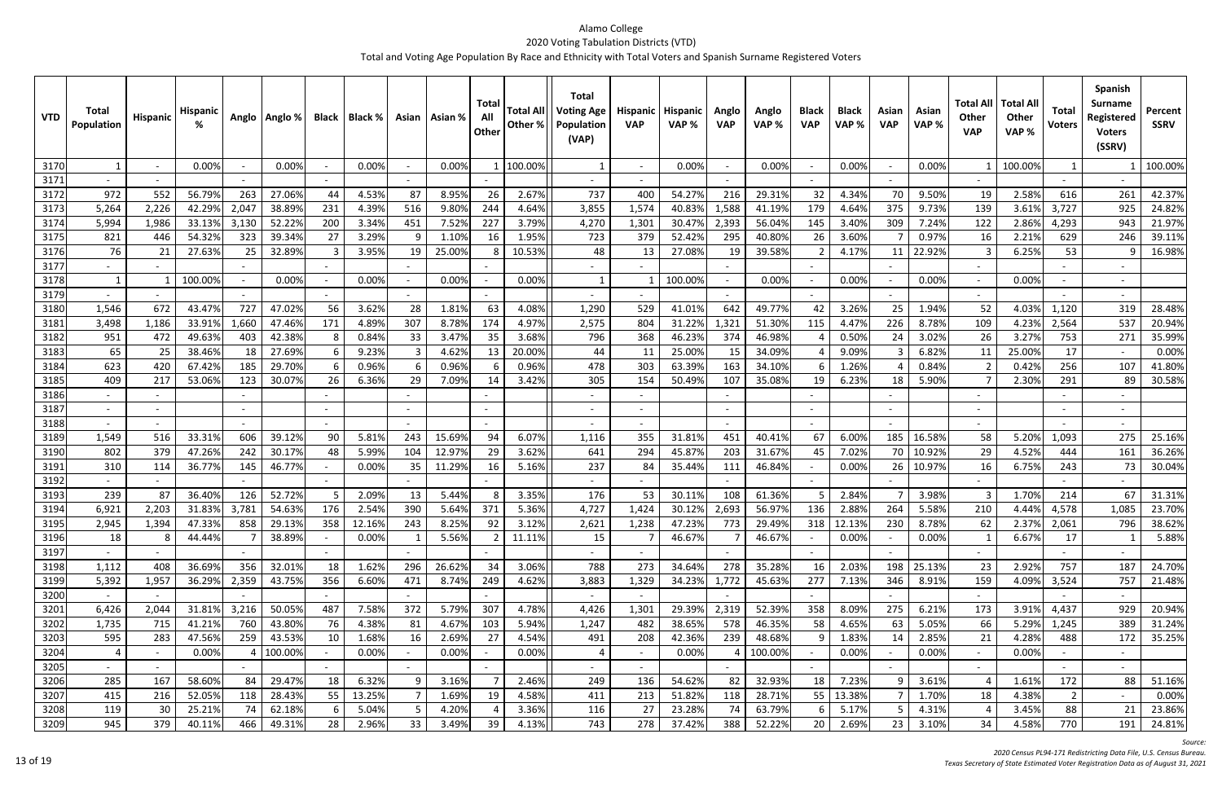# Alamo College

## 2020 Voting Tabulation Districts (VTD)

### Total and Voting Age Population By Race and Ethnicity with Total Voters and Spanish Surname Registered Voters

| VTD | Total Population | Hispanic | Hispanic % | Anglo | Anglo % | Black | Black % | Asian | Asian % | Total All Other | Total All Other % | Total Voting Age Population (VAP) | Hispanic VAP | Hispanic VAP % | Anglo VAP | Anglo VAP % | Black VAP | Black VAP % | Asian VAP | Asian VAP % | Total All Other VAP | Total All Other VAP % | Total Voters | Spanish Surname Registered Voters (SSRV) | Percent SSRV |
|---|---|---|---|---|---|---|---|---|---|---|---|---|---|---|---|---|---|---|---|---|---|---|---|---|---|
| 3170 | 1 | - | 0.00% | - | 0.00% | - | 0.00% | - | 0.00% | 1 | 100.00% | 1 | - | 0.00% | - | 0.00% | - | 0.00% | - | 0.00% | 1 | 100.00% | 1 | 1 | 100.00% |
| 3171 | - | - | | - | | - | | - | | - | | - | - | | - | | - | | - | | - | | - | - | |
| 3172 | 972 | 552 | 56.79% | 263 | 27.06% | 44 | 4.53% | 87 | 8.95% | 26 | 2.67% | 737 | 400 | 54.27% | 216 | 29.31% | 32 | 4.34% | 70 | 9.50% | 19 | 2.58% | 616 | 261 | 42.37% |
| 3173 | 5,264 | 2,226 | 42.29% | 2,047 | 38.89% | 231 | 4.39% | 516 | 9.80% | 244 | 4.64% | 3,855 | 1,574 | 40.83% | 1,588 | 41.19% | 179 | 4.64% | 375 | 9.73% | 139 | 3.61% | 3,727 | 925 | 24.82% |
| 3174 | 5,994 | 1,986 | 33.13% | 3,130 | 52.22% | 200 | 3.34% | 451 | 7.52% | 227 | 3.79% | 4,270 | 1,301 | 30.47% | 2,393 | 56.04% | 145 | 3.40% | 309 | 7.24% | 122 | 2.86% | 4,293 | 943 | 21.97% |
| 3175 | 821 | 446 | 54.32% | 323 | 39.34% | 27 | 3.29% | 9 | 1.10% | 16 | 1.95% | 723 | 379 | 52.42% | 295 | 40.80% | 26 | 3.60% | 7 | 0.97% | 16 | 2.21% | 629 | 246 | 39.11% |
| 3176 | 76 | 21 | 27.63% | 25 | 32.89% | 3 | 3.95% | 19 | 25.00% | 8 | 10.53% | 48 | 13 | 27.08% | 19 | 39.58% | 2 | 4.17% | 11 | 22.92% | 3 | 6.25% | 53 | 9 | 16.98% |
| 3177 | - | - | | - | | - | | - | | - | | - | - | | - | | - | | - | | - | | - | - | |
| 3178 | 1 | 1 | 100.00% | - | 0.00% | - | 0.00% | - | 0.00% | - | 0.00% | 1 | 1 | 100.00% | - | 0.00% | - | 0.00% | - | 0.00% | - | 0.00% | - | - | |
| 3179 | - | - | | - | | - | | - | | - | | - | - | | - | | - | | - | | - | | - | - | |
| 3180 | 1,546 | 672 | 43.47% | 727 | 47.02% | 56 | 3.62% | 28 | 1.81% | 63 | 4.08% | 1,290 | 529 | 41.01% | 642 | 49.77% | 42 | 3.26% | 25 | 1.94% | 52 | 4.03% | 1,120 | 319 | 28.48% |
| 3181 | 3,498 | 1,186 | 33.91% | 1,660 | 47.46% | 171 | 4.89% | 307 | 8.78% | 174 | 4.97% | 2,575 | 804 | 31.22% | 1,321 | 51.30% | 115 | 4.47% | 226 | 8.78% | 109 | 4.23% | 2,564 | 537 | 20.94% |
| 3182 | 951 | 472 | 49.63% | 403 | 42.38% | 8 | 0.84% | 33 | 3.47% | 35 | 3.68% | 796 | 368 | 46.23% | 374 | 46.98% | 4 | 0.50% | 24 | 3.02% | 26 | 3.27% | 753 | 271 | 35.99% |
| 3183 | 65 | 25 | 38.46% | 18 | 27.69% | 6 | 9.23% | 3 | 4.62% | 13 | 20.00% | 44 | 11 | 25.00% | 15 | 34.09% | 4 | 9.09% | 3 | 6.82% | 11 | 25.00% | 17 | - | 0.00% |
| 3184 | 623 | 420 | 67.42% | 185 | 29.70% | 6 | 0.96% | 6 | 0.96% | 6 | 0.96% | 478 | 303 | 63.39% | 163 | 34.10% | 6 | 1.26% | 4 | 0.84% | 2 | 0.42% | 256 | 107 | 41.80% |
| 3185 | 409 | 217 | 53.06% | 123 | 30.07% | 26 | 6.36% | 29 | 7.09% | 14 | 3.42% | 305 | 154 | 50.49% | 107 | 35.08% | 19 | 6.23% | 18 | 5.90% | 7 | 2.30% | 291 | 89 | 30.58% |
| 3186 | - | - | | - | | - | | - | | - | | - | - | | - | | - | | - | | - | | - | - | |
| 3187 | - | - | | - | | - | | - | | - | | - | - | | - | | - | | - | | - | | - | - | |
| 3188 | - | - | | - | | - | | - | | - | | - | - | | - | | - | | - | | - | | - | - | |
| 3189 | 1,549 | 516 | 33.31% | 606 | 39.12% | 90 | 5.81% | 243 | 15.69% | 94 | 6.07% | 1,116 | 355 | 31.81% | 451 | 40.41% | 67 | 6.00% | 185 | 16.58% | 58 | 5.20% | 1,093 | 275 | 25.16% |
| 3190 | 802 | 379 | 47.26% | 242 | 30.17% | 48 | 5.99% | 104 | 12.97% | 29 | 3.62% | 641 | 294 | 45.87% | 203 | 31.67% | 45 | 7.02% | 70 | 10.92% | 29 | 4.52% | 444 | 161 | 36.26% |
| 3191 | 310 | 114 | 36.77% | 145 | 46.77% | - | 0.00% | 35 | 11.29% | 16 | 5.16% | 237 | 84 | 35.44% | 111 | 46.84% | - | 0.00% | 26 | 10.97% | 16 | 6.75% | 243 | 73 | 30.04% |
| 3192 | - | - | | - | | - | | - | | - | | - | - | | - | | - | | - | | - | | - | - | |
| 3193 | 239 | 87 | 36.40% | 126 | 52.72% | 5 | 2.09% | 13 | 5.44% | 8 | 3.35% | 176 | 53 | 30.11% | 108 | 61.36% | 5 | 2.84% | 7 | 3.98% | 3 | 1.70% | 214 | 67 | 31.31% |
| 3194 | 6,921 | 2,203 | 31.83% | 3,781 | 54.63% | 176 | 2.54% | 390 | 5.64% | 371 | 5.36% | 4,727 | 1,424 | 30.12% | 2,693 | 56.97% | 136 | 2.88% | 264 | 5.58% | 210 | 4.44% | 4,578 | 1,085 | 23.70% |
| 3195 | 2,945 | 1,394 | 47.33% | 858 | 29.13% | 358 | 12.16% | 243 | 8.25% | 92 | 3.12% | 2,621 | 1,238 | 47.23% | 773 | 29.49% | 318 | 12.13% | 230 | 8.78% | 62 | 2.37% | 2,061 | 796 | 38.62% |
| 3196 | 18 | 8 | 44.44% | 7 | 38.89% | - | 0.00% | 1 | 5.56% | 2 | 11.11% | 15 | 7 | 46.67% | 7 | 46.67% | - | 0.00% | - | 0.00% | 1 | 6.67% | 17 | 1 | 5.88% |
| 3197 | - | - | | - | | - | | - | | - | | - | - | | - | | - | | - | | - | | - | - | |
| 3198 | 1,112 | 408 | 36.69% | 356 | 32.01% | 18 | 1.62% | 296 | 26.62% | 34 | 3.06% | 788 | 273 | 34.64% | 278 | 35.28% | 16 | 2.03% | 198 | 25.13% | 23 | 2.92% | 757 | 187 | 24.70% |
| 3199 | 5,392 | 1,957 | 36.29% | 2,359 | 43.75% | 356 | 6.60% | 471 | 8.74% | 249 | 4.62% | 3,883 | 1,329 | 34.23% | 1,772 | 45.63% | 277 | 7.13% | 346 | 8.91% | 159 | 4.09% | 3,524 | 757 | 21.48% |
| 3200 | - | - | | - | | - | | - | | - | | - | - | | - | | - | | - | | - | | - | - | |
| 3201 | 6,426 | 2,044 | 31.81% | 3,216 | 50.05% | 487 | 7.58% | 372 | 5.79% | 307 | 4.78% | 4,426 | 1,301 | 29.39% | 2,319 | 52.39% | 358 | 8.09% | 275 | 6.21% | 173 | 3.91% | 4,437 | 929 | 20.94% |
| 3202 | 1,735 | 715 | 41.21% | 760 | 43.80% | 76 | 4.38% | 81 | 4.67% | 103 | 5.94% | 1,247 | 482 | 38.65% | 578 | 46.35% | 58 | 4.65% | 63 | 5.05% | 66 | 5.29% | 1,245 | 389 | 31.24% |
| 3203 | 595 | 283 | 47.56% | 259 | 43.53% | 10 | 1.68% | 16 | 2.69% | 27 | 4.54% | 491 | 208 | 42.36% | 239 | 48.68% | 9 | 1.83% | 14 | 2.85% | 21 | 4.28% | 488 | 172 | 35.25% |
| 3204 | 4 | - | 0.00% | 4 | 100.00% | - | 0.00% | - | 0.00% | - | 0.00% | 4 | - | 0.00% | 4 | 100.00% | - | 0.00% | - | 0.00% | - | 0.00% | - | - | |
| 3205 | - | - | | - | | - | | - | | - | | - | - | | - | | - | | - | | - | | - | - | |
| 3206 | 285 | 167 | 58.60% | 84 | 29.47% | 18 | 6.32% | 9 | 3.16% | 7 | 2.46% | 249 | 136 | 54.62% | 82 | 32.93% | 18 | 7.23% | 9 | 3.61% | 4 | 1.61% | 172 | 88 | 51.16% |
| 3207 | 415 | 216 | 52.05% | 118 | 28.43% | 55 | 13.25% | 7 | 1.69% | 19 | 4.58% | 411 | 213 | 51.82% | 118 | 28.71% | 55 | 13.38% | 7 | 1.70% | 18 | 4.38% | 2 | - | 0.00% |
| 3208 | 119 | 30 | 25.21% | 74 | 62.18% | 6 | 5.04% | 5 | 4.20% | 4 | 3.36% | 116 | 27 | 23.28% | 74 | 63.79% | 6 | 5.17% | 5 | 4.31% | 4 | 3.45% | 88 | 21 | 23.86% |
| 3209 | 945 | 379 | 40.11% | 466 | 49.31% | 28 | 2.96% | 33 | 3.49% | 39 | 4.13% | 743 | 278 | 37.42% | 388 | 52.22% | 20 | 2.69% | 23 | 3.10% | 34 | 4.58% | 770 | 191 | 24.81% |

*Source:*
*2020 Census PL94-171 Redistricting Data File, U.S. Census Bureau.*
*Texas Secretary of State Estimated Voter Registration Data as of August 31, 2021*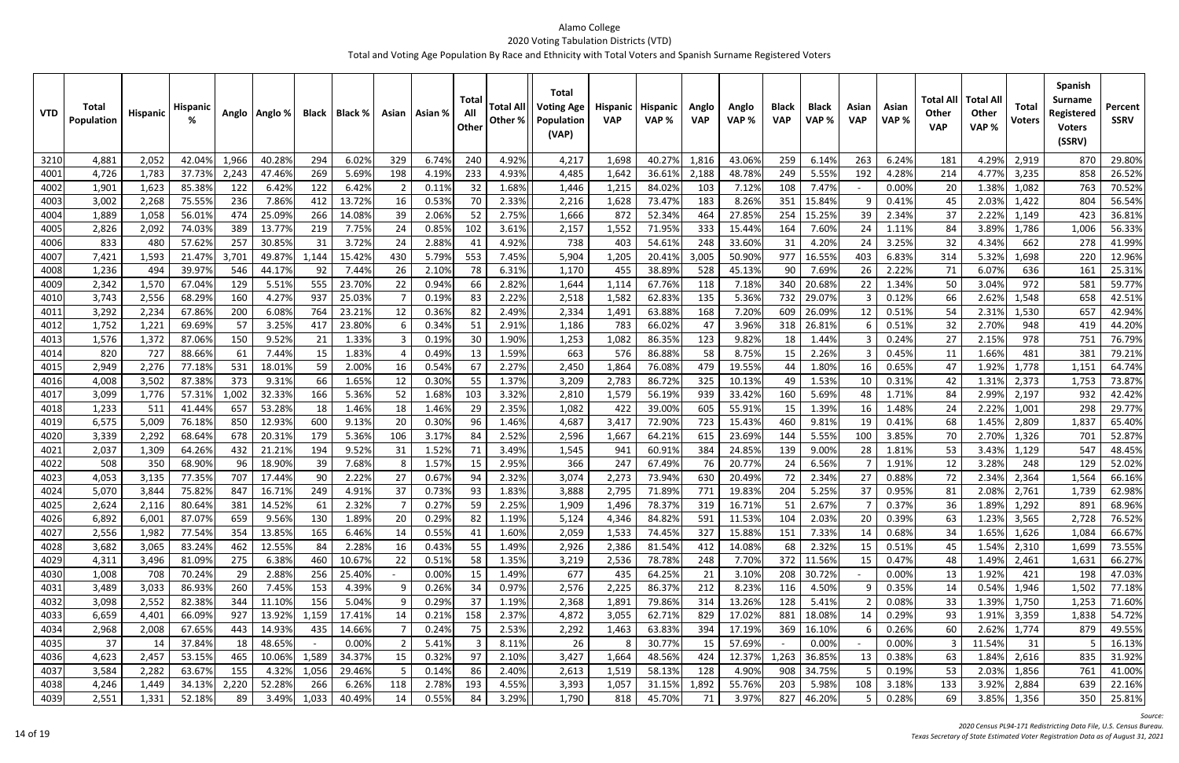# Alamo College

## 2020 Voting Tabulation Districts (VTD)

### Total and Voting Age Population By Race and Ethnicity with Total Voters and Spanish Surname Registered Voters

| VTD | Total Population | Hispanic | Hispanic % | Anglo | Anglo % | Black | Black % | Asian | Asian % | Total All Other | Total All Other % | Total Voting Age Population (VAP) | Hispanic VAP | Hispanic VAP % | Anglo VAP | Anglo VAP % | Black VAP | Black VAP % | Asian VAP | Asian VAP % | Total All Other VAP | Total All Other VAP % | Total Voters | Spanish Surname Registered Voters (SSRV) | Percent SSRV |
|---|---|---|---|---|---|---|---|---|---|---|---|---|---|---|---|---|---|---|---|---|---|---|---|---|---|
| 3210 | 4,881 | 2,052 | 42.04% | 1,966 | 40.28% | 294 | 6.02% | 329 | 6.74% | 240 | 4.92% | 4,217 | 1,698 | 40.27% | 1,816 | 43.06% | 259 | 6.14% | 263 | 6.24% | 181 | 4.29% | 2,919 | 870 | 29.80% |
| 4001 | 4,726 | 1,783 | 37.73% | 2,243 | 47.46% | 269 | 5.69% | 198 | 4.19% | 233 | 4.93% | 4,485 | 1,642 | 36.61% | 2,188 | 48.78% | 249 | 5.55% | 192 | 4.28% | 214 | 4.77% | 3,235 | 858 | 26.52% |
| 4002 | 1,901 | 1,623 | 85.38% | 122 | 6.42% | 122 | 6.42% | 2 | 0.11% | 32 | 1.68% | 1,446 | 1,215 | 84.02% | 103 | 7.12% | 108 | 7.47% | - | 0.00% | 20 | 1.38% | 1,082 | 763 | 70.52% |
| 4003 | 3,002 | 2,268 | 75.55% | 236 | 7.86% | 412 | 13.72% | 16 | 0.53% | 70 | 2.33% | 2,216 | 1,628 | 73.47% | 183 | 8.26% | 351 | 15.84% | 9 | 0.41% | 45 | 2.03% | 1,422 | 804 | 56.54% |
| 4004 | 1,889 | 1,058 | 56.01% | 474 | 25.09% | 266 | 14.08% | 39 | 2.06% | 52 | 2.75% | 1,666 | 872 | 52.34% | 464 | 27.85% | 254 | 15.25% | 39 | 2.34% | 37 | 2.22% | 1,149 | 423 | 36.81% |
| 4005 | 2,826 | 2,092 | 74.03% | 389 | 13.77% | 219 | 7.75% | 24 | 0.85% | 102 | 3.61% | 2,157 | 1,552 | 71.95% | 333 | 15.44% | 164 | 7.60% | 24 | 1.11% | 84 | 3.89% | 1,786 | 1,006 | 56.33% |
| 4006 | 833 | 480 | 57.62% | 257 | 30.85% | 31 | 3.72% | 24 | 2.88% | 41 | 4.92% | 738 | 403 | 54.61% | 248 | 33.60% | 31 | 4.20% | 24 | 3.25% | 32 | 4.34% | 662 | 278 | 41.99% |
| 4007 | 7,421 | 1,593 | 21.47% | 3,701 | 49.87% | 1,144 | 15.42% | 430 | 5.79% | 553 | 7.45% | 5,904 | 1,205 | 20.41% | 3,005 | 50.90% | 977 | 16.55% | 403 | 6.83% | 314 | 5.32% | 1,698 | 220 | 12.96% |
| 4008 | 1,236 | 494 | 39.97% | 546 | 44.17% | 92 | 7.44% | 26 | 2.10% | 78 | 6.31% | 1,170 | 455 | 38.89% | 528 | 45.13% | 90 | 7.69% | 26 | 2.22% | 71 | 6.07% | 636 | 161 | 25.31% |
| 4009 | 2,342 | 1,570 | 67.04% | 129 | 5.51% | 555 | 23.70% | 22 | 0.94% | 66 | 2.82% | 1,644 | 1,114 | 67.76% | 118 | 7.18% | 340 | 20.68% | 22 | 1.34% | 50 | 3.04% | 972 | 581 | 59.77% |
| 4010 | 3,743 | 2,556 | 68.29% | 160 | 4.27% | 937 | 25.03% | 7 | 0.19% | 83 | 2.22% | 2,518 | 1,582 | 62.83% | 135 | 5.36% | 732 | 29.07% | 3 | 0.12% | 66 | 2.62% | 1,548 | 658 | 42.51% |
| 4011 | 3,292 | 2,234 | 67.86% | 200 | 6.08% | 764 | 23.21% | 12 | 0.36% | 82 | 2.49% | 2,334 | 1,491 | 63.88% | 168 | 7.20% | 609 | 26.09% | 12 | 0.51% | 54 | 2.31% | 1,530 | 657 | 42.94% |
| 4012 | 1,752 | 1,221 | 69.69% | 57 | 3.25% | 417 | 23.80% | 6 | 0.34% | 51 | 2.91% | 1,186 | 783 | 66.02% | 47 | 3.96% | 318 | 26.81% | 6 | 0.51% | 32 | 2.70% | 948 | 419 | 44.20% |
| 4013 | 1,576 | 1,372 | 87.06% | 150 | 9.52% | 21 | 1.33% | 3 | 0.19% | 30 | 1.90% | 1,253 | 1,082 | 86.35% | 123 | 9.82% | 18 | 1.44% | 3 | 0.24% | 27 | 2.15% | 978 | 751 | 76.79% |
| 4014 | 820 | 727 | 88.66% | 61 | 7.44% | 15 | 1.83% | 4 | 0.49% | 13 | 1.59% | 663 | 576 | 86.88% | 58 | 8.75% | 15 | 2.26% | 3 | 0.45% | 11 | 1.66% | 481 | 381 | 79.21% |
| 4015 | 2,949 | 2,276 | 77.18% | 531 | 18.01% | 59 | 2.00% | 16 | 0.54% | 67 | 2.27% | 2,450 | 1,864 | 76.08% | 479 | 19.55% | 44 | 1.80% | 16 | 0.65% | 47 | 1.92% | 1,778 | 1,151 | 64.74% |
| 4016 | 4,008 | 3,502 | 87.38% | 373 | 9.31% | 66 | 1.65% | 12 | 0.30% | 55 | 1.37% | 3,209 | 2,783 | 86.72% | 325 | 10.13% | 49 | 1.53% | 10 | 0.31% | 42 | 1.31% | 2,373 | 1,753 | 73.87% |
| 4017 | 3,099 | 1,776 | 57.31% | 1,002 | 32.33% | 166 | 5.36% | 52 | 1.68% | 103 | 3.32% | 2,810 | 1,579 | 56.19% | 939 | 33.42% | 160 | 5.69% | 48 | 1.71% | 84 | 2.99% | 2,197 | 932 | 42.42% |
| 4018 | 1,233 | 511 | 41.44% | 657 | 53.28% | 18 | 1.46% | 18 | 1.46% | 29 | 2.35% | 1,082 | 422 | 39.00% | 605 | 55.91% | 15 | 1.39% | 16 | 1.48% | 24 | 2.22% | 1,001 | 298 | 29.77% |
| 4019 | 6,575 | 5,009 | 76.18% | 850 | 12.93% | 600 | 9.13% | 20 | 0.30% | 96 | 1.46% | 4,687 | 3,417 | 72.90% | 723 | 15.43% | 460 | 9.81% | 19 | 0.41% | 68 | 1.45% | 2,809 | 1,837 | 65.40% |
| 4020 | 3,339 | 2,292 | 68.64% | 678 | 20.31% | 179 | 5.36% | 106 | 3.17% | 84 | 2.52% | 2,596 | 1,667 | 64.21% | 615 | 23.69% | 144 | 5.55% | 100 | 3.85% | 70 | 2.70% | 1,326 | 701 | 52.87% |
| 4021 | 2,037 | 1,309 | 64.26% | 432 | 21.21% | 194 | 9.52% | 31 | 1.52% | 71 | 3.49% | 1,545 | 941 | 60.91% | 384 | 24.85% | 139 | 9.00% | 28 | 1.81% | 53 | 3.43% | 1,129 | 547 | 48.45% |
| 4022 | 508 | 350 | 68.90% | 96 | 18.90% | 39 | 7.68% | 8 | 1.57% | 15 | 2.95% | 366 | 247 | 67.49% | 76 | 20.77% | 24 | 6.56% | 7 | 1.91% | 12 | 3.28% | 248 | 129 | 52.02% |
| 4023 | 4,053 | 3,135 | 77.35% | 707 | 17.44% | 90 | 2.22% | 27 | 0.67% | 94 | 2.32% | 3,074 | 2,273 | 73.94% | 630 | 20.49% | 72 | 2.34% | 27 | 0.88% | 72 | 2.34% | 2,364 | 1,564 | 66.16% |
| 4024 | 5,070 | 3,844 | 75.82% | 847 | 16.71% | 249 | 4.91% | 37 | 0.73% | 93 | 1.83% | 3,888 | 2,795 | 71.89% | 771 | 19.83% | 204 | 5.25% | 37 | 0.95% | 81 | 2.08% | 2,761 | 1,739 | 62.98% |
| 4025 | 2,624 | 2,116 | 80.64% | 381 | 14.52% | 61 | 2.32% | 7 | 0.27% | 59 | 2.25% | 1,909 | 1,496 | 78.37% | 319 | 16.71% | 51 | 2.67% | 7 | 0.37% | 36 | 1.89% | 1,292 | 891 | 68.96% |
| 4026 | 6,892 | 6,001 | 87.07% | 659 | 9.56% | 130 | 1.89% | 20 | 0.29% | 82 | 1.19% | 5,124 | 4,346 | 84.82% | 591 | 11.53% | 104 | 2.03% | 20 | 0.39% | 63 | 1.23% | 3,565 | 2,728 | 76.52% |
| 4027 | 2,556 | 1,982 | 77.54% | 354 | 13.85% | 165 | 6.46% | 14 | 0.55% | 41 | 1.60% | 2,059 | 1,533 | 74.45% | 327 | 15.88% | 151 | 7.33% | 14 | 0.68% | 34 | 1.65% | 1,626 | 1,084 | 66.67% |
| 4028 | 3,682 | 3,065 | 83.24% | 462 | 12.55% | 84 | 2.28% | 16 | 0.43% | 55 | 1.49% | 2,926 | 2,386 | 81.54% | 412 | 14.08% | 68 | 2.32% | 15 | 0.51% | 45 | 1.54% | 2,310 | 1,699 | 73.55% |
| 4029 | 4,311 | 3,496 | 81.09% | 275 | 6.38% | 460 | 10.67% | 22 | 0.51% | 58 | 1.35% | 3,219 | 2,536 | 78.78% | 248 | 7.70% | 372 | 11.56% | 15 | 0.47% | 48 | 1.49% | 2,461 | 1,631 | 66.27% |
| 4030 | 1,008 | 708 | 70.24% | 29 | 2.88% | 256 | 25.40% | - | 0.00% | 15 | 1.49% | 677 | 435 | 64.25% | 21 | 3.10% | 208 | 30.72% | - | 0.00% | 13 | 1.92% | 421 | 198 | 47.03% |
| 4031 | 3,489 | 3,033 | 86.93% | 260 | 7.45% | 153 | 4.39% | 9 | 0.26% | 34 | 0.97% | 2,576 | 2,225 | 86.37% | 212 | 8.23% | 116 | 4.50% | 9 | 0.35% | 14 | 0.54% | 1,946 | 1,502 | 77.18% |
| 4032 | 3,098 | 2,552 | 82.38% | 344 | 11.10% | 156 | 5.04% | 9 | 0.29% | 37 | 1.19% | 2,368 | 1,891 | 79.86% | 314 | 13.26% | 128 | 5.41% | 2 | 0.08% | 33 | 1.39% | 1,750 | 1,253 | 71.60% |
| 4033 | 6,659 | 4,401 | 66.09% | 927 | 13.92% | 1,159 | 17.41% | 14 | 0.21% | 158 | 2.37% | 4,872 | 3,055 | 62.71% | 829 | 17.02% | 881 | 18.08% | 14 | 0.29% | 93 | 1.91% | 3,359 | 1,838 | 54.72% |
| 4034 | 2,968 | 2,008 | 67.65% | 443 | 14.93% | 435 | 14.66% | 7 | 0.24% | 75 | 2.53% | 2,292 | 1,463 | 63.83% | 394 | 17.19% | 369 | 16.10% | 6 | 0.26% | 60 | 2.62% | 1,774 | 879 | 49.55% |
| 4035 | 37 | 14 | 37.84% | 18 | 48.65% | - | 0.00% | 2 | 5.41% | 3 | 8.11% | 26 | 8 | 30.77% | 15 | 57.69% | - | 0.00% | - | 0.00% | 3 | 11.54% | 31 | 5 | 16.13% |
| 4036 | 4,623 | 2,457 | 53.15% | 465 | 10.06% | 1,589 | 34.37% | 15 | 0.32% | 97 | 2.10% | 3,427 | 1,664 | 48.56% | 424 | 12.37% | 1,263 | 36.85% | 13 | 0.38% | 63 | 1.84% | 2,616 | 835 | 31.92% |
| 4037 | 3,584 | 2,282 | 63.67% | 155 | 4.32% | 1,056 | 29.46% | 5 | 0.14% | 86 | 2.40% | 2,613 | 1,519 | 58.13% | 128 | 4.90% | 908 | 34.75% | 5 | 0.19% | 53 | 2.03% | 1,856 | 761 | 41.00% |
| 4038 | 4,246 | 1,449 | 34.13% | 2,220 | 52.28% | 266 | 6.26% | 118 | 2.78% | 193 | 4.55% | 3,393 | 1,057 | 31.15% | 1,892 | 55.76% | 203 | 5.98% | 108 | 3.18% | 133 | 3.92% | 2,884 | 639 | 22.16% |
| 4039 | 2,551 | 1,331 | 52.18% | 89 | 3.49% | 1,033 | 40.49% | 14 | 0.55% | 84 | 3.29% | 1,790 | 818 | 45.70% | 71 | 3.97% | 827 | 46.20% | 5 | 0.28% | 69 | 3.85% | 1,356 | 350 | 25.81% |

*Source:*
*2020 Census PL94-171 Redistricting Data File, U.S. Census Bureau.*
*Texas Secretary of State Estimated Voter Registration Data as of August 31, 2021*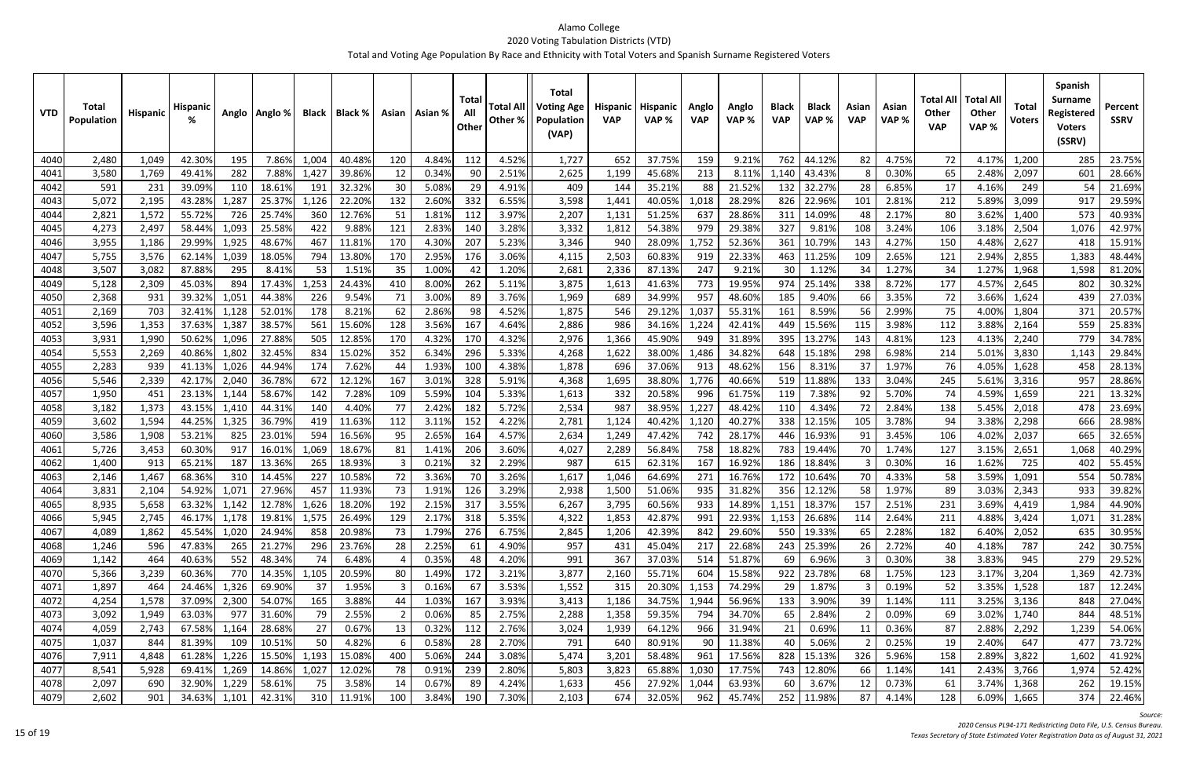# Alamo College
## 2020 Voting Tabulation Districts (VTD)
### Total and Voting Age Population By Race and Ethnicity with Total Voters and Spanish Surname Registered Voters

| VTD | Total Population | Hispanic | Hispanic % | Anglo | Anglo % | Black | Black % | Asian | Asian % | Total All Other | Total All Other % | Total Voting Age Population (VAP) | Hispanic VAP | Hispanic VAP % | Anglo VAP | Anglo VAP % | Black VAP | Black VAP % | Asian VAP | Asian VAP % | Total All Other VAP | Total All Other VAP % | Total Voters | Spanish Surname Registered Voters (SSRV) | Percent SSRV |
|---|---|---|---|---|---|---|---|---|---|---|---|---|---|---|---|---|---|---|---|---|---|---|---|---|---|
| 4040 | 2,480 | 1,049 | 42.30% | 195 | 7.86% | 1,004 | 40.48% | 120 | 4.84% | 112 | 4.52% | 1,727 | 652 | 37.75% | 159 | 9.21% | 762 | 44.12% | 82 | 4.75% | 72 | 4.17% | 1,200 | 285 | 23.75% |
| 4041 | 3,580 | 1,769 | 49.41% | 282 | 7.88% | 1,427 | 39.86% | 12 | 0.34% | 90 | 2.51% | 2,625 | 1,199 | 45.68% | 213 | 8.11% | 1,140 | 43.43% | 8 | 0.30% | 65 | 2.48% | 2,097 | 601 | 28.66% |
| 4042 | 591 | 231 | 39.09% | 110 | 18.61% | 191 | 32.32% | 30 | 5.08% | 29 | 4.91% | 409 | 144 | 35.21% | 88 | 21.52% | 132 | 32.27% | 28 | 6.85% | 17 | 4.16% | 249 | 54 | 21.69% |
| 4043 | 5,072 | 2,195 | 43.28% | 1,287 | 25.37% | 1,126 | 22.20% | 132 | 2.60% | 332 | 6.55% | 3,598 | 1,441 | 40.05% | 1,018 | 28.29% | 826 | 22.96% | 101 | 2.81% | 212 | 5.89% | 3,099 | 917 | 29.59% |
| 4044 | 2,821 | 1,572 | 55.72% | 726 | 25.74% | 360 | 12.76% | 51 | 1.81% | 112 | 3.97% | 2,207 | 1,131 | 51.25% | 637 | 28.86% | 311 | 14.09% | 48 | 2.17% | 80 | 3.62% | 1,400 | 573 | 40.93% |
| 4045 | 4,273 | 2,497 | 58.44% | 1,093 | 25.58% | 422 | 9.88% | 121 | 2.83% | 140 | 3.28% | 3,332 | 1,812 | 54.38% | 979 | 29.38% | 327 | 9.81% | 108 | 3.24% | 106 | 3.18% | 2,504 | 1,076 | 42.97% |
| 4046 | 3,955 | 1,186 | 29.99% | 1,925 | 48.67% | 467 | 11.81% | 170 | 4.30% | 207 | 5.23% | 3,346 | 940 | 28.09% | 1,752 | 52.36% | 361 | 10.79% | 143 | 4.27% | 150 | 4.48% | 2,627 | 418 | 15.91% |
| 4047 | 5,755 | 3,576 | 62.14% | 1,039 | 18.05% | 794 | 13.80% | 170 | 2.95% | 176 | 3.06% | 4,115 | 2,503 | 60.83% | 919 | 22.33% | 463 | 11.25% | 109 | 2.65% | 121 | 2.94% | 2,855 | 1,383 | 48.44% |
| 4048 | 3,507 | 3,082 | 87.88% | 295 | 8.41% | 53 | 1.51% | 35 | 1.00% | 42 | 1.20% | 2,681 | 2,336 | 87.13% | 247 | 9.21% | 30 | 1.12% | 34 | 1.27% | 34 | 1.27% | 1,968 | 1,598 | 81.20% |
| 4049 | 5,128 | 2,309 | 45.03% | 894 | 17.43% | 1,253 | 24.43% | 410 | 8.00% | 262 | 5.11% | 3,875 | 1,613 | 41.63% | 773 | 19.95% | 974 | 25.14% | 338 | 8.72% | 177 | 4.57% | 2,645 | 802 | 30.32% |
| 4050 | 2,368 | 931 | 39.32% | 1,051 | 44.38% | 226 | 9.54% | 71 | 3.00% | 89 | 3.76% | 1,969 | 689 | 34.99% | 957 | 48.60% | 185 | 9.40% | 66 | 3.35% | 72 | 3.66% | 1,624 | 439 | 27.03% |
| 4051 | 2,169 | 703 | 32.41% | 1,128 | 52.01% | 178 | 8.21% | 62 | 2.86% | 98 | 4.52% | 1,875 | 546 | 29.12% | 1,037 | 55.31% | 161 | 8.59% | 56 | 2.99% | 75 | 4.00% | 1,804 | 371 | 20.57% |
| 4052 | 3,596 | 1,353 | 37.63% | 1,387 | 38.57% | 561 | 15.60% | 128 | 3.56% | 167 | 4.64% | 2,886 | 986 | 34.16% | 1,224 | 42.41% | 449 | 15.56% | 115 | 3.98% | 112 | 3.88% | 2,164 | 559 | 25.83% |
| 4053 | 3,931 | 1,990 | 50.62% | 1,096 | 27.88% | 505 | 12.85% | 170 | 4.32% | 170 | 4.32% | 2,976 | 1,366 | 45.90% | 949 | 31.89% | 395 | 13.27% | 143 | 4.81% | 123 | 4.13% | 2,240 | 779 | 34.78% |
| 4054 | 5,553 | 2,269 | 40.86% | 1,802 | 32.45% | 834 | 15.02% | 352 | 6.34% | 296 | 5.33% | 4,268 | 1,622 | 38.00% | 1,486 | 34.82% | 648 | 15.18% | 298 | 6.98% | 214 | 5.01% | 3,830 | 1,143 | 29.84% |
| 4055 | 2,283 | 939 | 41.13% | 1,026 | 44.94% | 174 | 7.62% | 44 | 1.93% | 100 | 4.38% | 1,878 | 696 | 37.06% | 913 | 48.62% | 156 | 8.31% | 37 | 1.97% | 76 | 4.05% | 1,628 | 458 | 28.13% |
| 4056 | 5,546 | 2,339 | 42.17% | 2,040 | 36.78% | 672 | 12.12% | 167 | 3.01% | 328 | 5.91% | 4,368 | 1,695 | 38.80% | 1,776 | 40.66% | 519 | 11.88% | 133 | 3.04% | 245 | 5.61% | 3,316 | 957 | 28.86% |
| 4057 | 1,950 | 451 | 23.13% | 1,144 | 58.67% | 142 | 7.28% | 109 | 5.59% | 104 | 5.33% | 1,613 | 332 | 20.58% | 996 | 61.75% | 119 | 7.38% | 92 | 5.70% | 74 | 4.59% | 1,659 | 221 | 13.32% |
| 4058 | 3,182 | 1,373 | 43.15% | 1,410 | 44.31% | 140 | 4.40% | 77 | 2.42% | 182 | 5.72% | 2,534 | 987 | 38.95% | 1,227 | 48.42% | 110 | 4.34% | 72 | 2.84% | 138 | 5.45% | 2,018 | 478 | 23.69% |
| 4059 | 3,602 | 1,594 | 44.25% | 1,325 | 36.79% | 419 | 11.63% | 112 | 3.11% | 152 | 4.22% | 2,781 | 1,124 | 40.42% | 1,120 | 40.27% | 338 | 12.15% | 105 | 3.78% | 94 | 3.38% | 2,298 | 666 | 28.98% |
| 4060 | 3,586 | 1,908 | 53.21% | 825 | 23.01% | 594 | 16.56% | 95 | 2.65% | 164 | 4.57% | 2,634 | 1,249 | 47.42% | 742 | 28.17% | 446 | 16.93% | 91 | 3.45% | 106 | 4.02% | 2,037 | 665 | 32.65% |
| 4061 | 5,726 | 3,453 | 60.30% | 917 | 16.01% | 1,069 | 18.67% | 81 | 1.41% | 206 | 3.60% | 4,027 | 2,289 | 56.84% | 758 | 18.82% | 783 | 19.44% | 70 | 1.74% | 127 | 3.15% | 2,651 | 1,068 | 40.29% |
| 4062 | 1,400 | 913 | 65.21% | 187 | 13.36% | 265 | 18.93% | 3 | 0.21% | 32 | 2.29% | 987 | 615 | 62.31% | 167 | 16.92% | 186 | 18.84% | 3 | 0.30% | 16 | 1.62% | 725 | 402 | 55.45% |
| 4063 | 2,146 | 1,467 | 68.36% | 310 | 14.45% | 227 | 10.58% | 72 | 3.36% | 70 | 3.26% | 1,617 | 1,046 | 64.69% | 271 | 16.76% | 172 | 10.64% | 70 | 4.33% | 58 | 3.59% | 1,091 | 554 | 50.78% |
| 4064 | 3,831 | 2,104 | 54.92% | 1,071 | 27.96% | 457 | 11.93% | 73 | 1.91% | 126 | 3.29% | 2,938 | 1,500 | 51.06% | 935 | 31.82% | 356 | 12.12% | 58 | 1.97% | 89 | 3.03% | 2,343 | 933 | 39.82% |
| 4065 | 8,935 | 5,658 | 63.32% | 1,142 | 12.78% | 1,626 | 18.20% | 192 | 2.15% | 317 | 3.55% | 6,267 | 3,795 | 60.56% | 933 | 14.89% | 1,151 | 18.37% | 157 | 2.51% | 231 | 3.69% | 4,419 | 1,984 | 44.90% |
| 4066 | 5,945 | 2,745 | 46.17% | 1,178 | 19.81% | 1,575 | 26.49% | 129 | 2.17% | 318 | 5.35% | 4,322 | 1,853 | 42.87% | 991 | 22.93% | 1,153 | 26.68% | 114 | 2.64% | 211 | 4.88% | 3,424 | 1,071 | 31.28% |
| 4067 | 4,089 | 1,862 | 45.54% | 1,020 | 24.94% | 858 | 20.98% | 73 | 1.79% | 276 | 6.75% | 2,845 | 1,206 | 42.39% | 842 | 29.60% | 550 | 19.33% | 65 | 2.28% | 182 | 6.40% | 2,052 | 635 | 30.95% |
| 4068 | 1,246 | 596 | 47.83% | 265 | 21.27% | 296 | 23.76% | 28 | 2.25% | 61 | 4.90% | 957 | 431 | 45.04% | 217 | 22.68% | 243 | 25.39% | 26 | 2.72% | 40 | 4.18% | 787 | 242 | 30.75% |
| 4069 | 1,142 | 464 | 40.63% | 552 | 48.34% | 74 | 6.48% | 4 | 0.35% | 48 | 4.20% | 991 | 367 | 37.03% | 514 | 51.87% | 69 | 6.96% | 3 | 0.30% | 38 | 3.83% | 945 | 279 | 29.52% |
| 4070 | 5,366 | 3,239 | 60.36% | 770 | 14.35% | 1,105 | 20.59% | 80 | 1.49% | 172 | 3.21% | 3,877 | 2,160 | 55.71% | 604 | 15.58% | 922 | 23.78% | 68 | 1.75% | 123 | 3.17% | 3,204 | 1,369 | 42.73% |
| 4071 | 1,897 | 464 | 24.46% | 1,326 | 69.90% | 37 | 1.95% | 3 | 0.16% | 67 | 3.53% | 1,552 | 315 | 20.30% | 1,153 | 74.29% | 29 | 1.87% | 3 | 0.19% | 52 | 3.35% | 1,528 | 187 | 12.24% |
| 4072 | 4,254 | 1,578 | 37.09% | 2,300 | 54.07% | 165 | 3.88% | 44 | 1.03% | 167 | 3.93% | 3,413 | 1,186 | 34.75% | 1,944 | 56.96% | 133 | 3.90% | 39 | 1.14% | 111 | 3.25% | 3,136 | 848 | 27.04% |
| 4073 | 3,092 | 1,949 | 63.03% | 977 | 31.60% | 79 | 2.55% | 2 | 0.06% | 85 | 2.75% | 2,288 | 1,358 | 59.35% | 794 | 34.70% | 65 | 2.84% | 2 | 0.09% | 69 | 3.02% | 1,740 | 844 | 48.51% |
| 4074 | 4,059 | 2,743 | 67.58% | 1,164 | 28.68% | 27 | 0.67% | 13 | 0.32% | 112 | 2.76% | 3,024 | 1,939 | 64.12% | 966 | 31.94% | 21 | 0.69% | 11 | 0.36% | 87 | 2.88% | 2,292 | 1,239 | 54.06% |
| 4075 | 1,037 | 844 | 81.39% | 109 | 10.51% | 50 | 4.82% | 6 | 0.58% | 28 | 2.70% | 791 | 640 | 80.91% | 90 | 11.38% | 40 | 5.06% | 2 | 0.25% | 19 | 2.40% | 647 | 477 | 73.72% |
| 4076 | 7,911 | 4,848 | 61.28% | 1,226 | 15.50% | 1,193 | 15.08% | 400 | 5.06% | 244 | 3.08% | 5,474 | 3,201 | 58.48% | 961 | 17.56% | 828 | 15.13% | 326 | 5.96% | 158 | 2.89% | 3,822 | 1,602 | 41.92% |
| 4077 | 8,541 | 5,928 | 69.41% | 1,269 | 14.86% | 1,027 | 12.02% | 78 | 0.91% | 239 | 2.80% | 5,803 | 3,823 | 65.88% | 1,030 | 17.75% | 743 | 12.80% | 66 | 1.14% | 141 | 2.43% | 3,766 | 1,974 | 52.42% |
| 4078 | 2,097 | 690 | 32.90% | 1,229 | 58.61% | 75 | 3.58% | 14 | 0.67% | 89 | 4.24% | 1,633 | 456 | 27.92% | 1,044 | 63.93% | 60 | 3.67% | 12 | 0.73% | 61 | 3.74% | 1,368 | 262 | 19.15% |
| 4079 | 2,602 | 901 | 34.63% | 1,101 | 42.31% | 310 | 11.91% | 100 | 3.84% | 190 | 7.30% | 2,103 | 674 | 32.05% | 962 | 45.74% | 252 | 11.98% | 87 | 4.14% | 128 | 6.09% | 1,665 | 374 | 22.46% |

*Source:*
*2020 Census PL94-171 Redistricting Data File, U.S. Census Bureau.*
*Texas Secretary of State Estimated Voter Registration Data as of August 31, 2021*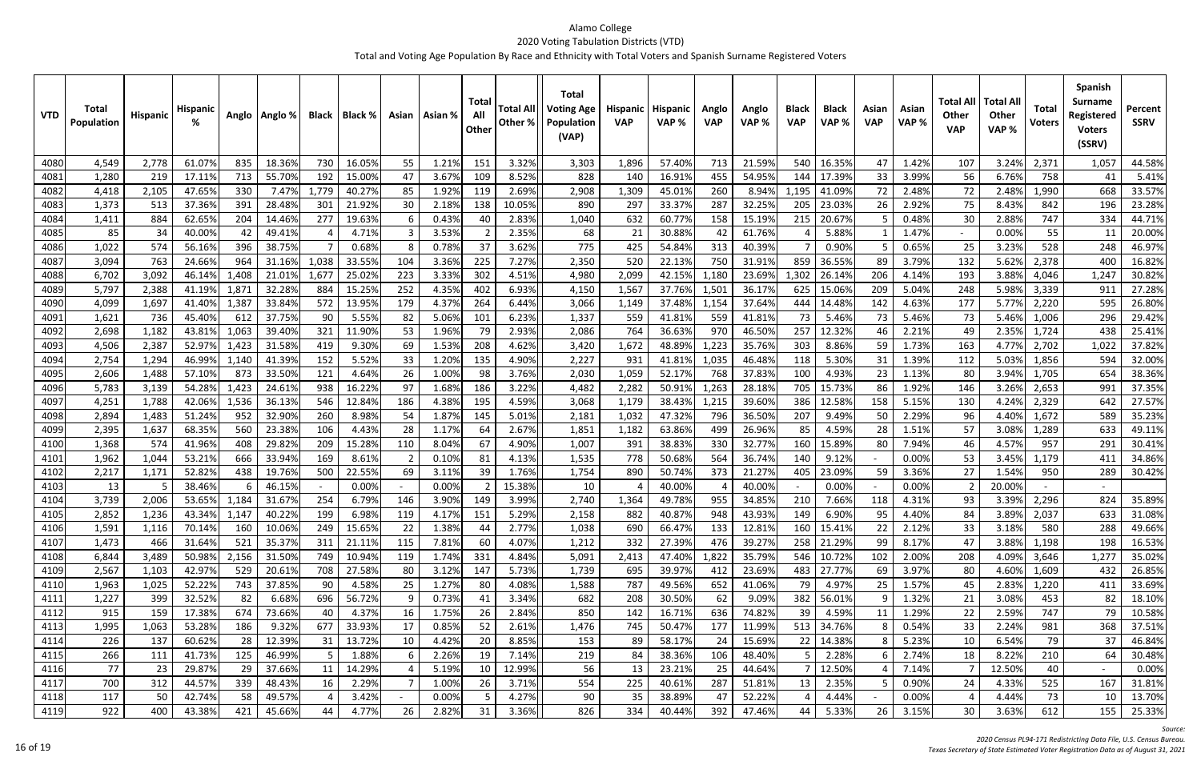# Alamo College

## 2020 Voting Tabulation Districts (VTD)

### Total and Voting Age Population By Race and Ethnicity with Total Voters and Spanish Surname Registered Voters

| VTD | Total Population | Hispanic | Hispanic % | Anglo | Anglo % | Black | Black % | Asian | Asian % | Total All Other | Total All Other % | Total Voting Age Population (VAP) | Hispanic VAP | Hispanic VAP % | Anglo VAP | Anglo VAP % | Black VAP | Black VAP % | Asian VAP | Asian VAP % | Total All Other VAP | Total All Other VAP % | Total Voters | Spanish Surname Registered Voters (SSRV) | Percent SSRV |
|---|---|---|---|---|---|---|---|---|---|---|---|---|---|---|---|---|---|---|---|---|---|---|---|---|---|
| 4080 | 4,549 | 2,778 | 61.07% | 835 | 18.36% | 730 | 16.05% | 55 | 1.21% | 151 | 3.32% | 3,303 | 1,896 | 57.40% | 713 | 21.59% | 540 | 16.35% | 47 | 1.42% | 107 | 3.24% | 2,371 | 1,057 | 44.58% |
| 4081 | 1,280 | 219 | 17.11% | 713 | 55.70% | 192 | 15.00% | 47 | 3.67% | 109 | 8.52% | 828 | 140 | 16.91% | 455 | 54.95% | 144 | 17.39% | 33 | 3.99% | 56 | 6.76% | 758 | 41 | 5.41% |
| 4082 | 4,418 | 2,105 | 47.65% | 330 | 7.47% | 1,779 | 40.27% | 85 | 1.92% | 119 | 2.69% | 2,908 | 1,309 | 45.01% | 260 | 8.94% | 1,195 | 41.09% | 72 | 2.48% | 72 | 2.48% | 1,990 | 668 | 33.57% |
| 4083 | 1,373 | 513 | 37.36% | 391 | 28.48% | 301 | 21.92% | 30 | 2.18% | 138 | 10.05% | 890 | 297 | 33.37% | 287 | 32.25% | 205 | 23.03% | 26 | 2.92% | 75 | 8.43% | 842 | 196 | 23.28% |
| 4084 | 1,411 | 884 | 62.65% | 204 | 14.46% | 277 | 19.63% | 6 | 0.43% | 40 | 2.83% | 1,040 | 632 | 60.77% | 158 | 15.19% | 215 | 20.67% | 5 | 0.48% | 30 | 2.88% | 747 | 334 | 44.71% |
| 4085 | 85 | 34 | 40.00% | 42 | 49.41% | 4 | 4.71% | 3 | 3.53% | 2 | 2.35% | 68 | 21 | 30.88% | 42 | 61.76% | 4 | 5.88% | 1 | 1.47% | - | 0.00% | 55 | 11 | 20.00% |
| 4086 | 1,022 | 574 | 56.16% | 396 | 38.75% | 7 | 0.68% | 8 | 0.78% | 37 | 3.62% | 775 | 425 | 54.84% | 313 | 40.39% | 7 | 0.90% | 5 | 0.65% | 25 | 3.23% | 528 | 248 | 46.97% |
| 4087 | 3,094 | 763 | 24.66% | 964 | 31.16% | 1,038 | 33.55% | 104 | 3.36% | 225 | 7.27% | 2,350 | 520 | 22.13% | 750 | 31.91% | 859 | 36.55% | 89 | 3.79% | 132 | 5.62% | 2,378 | 400 | 16.82% |
| 4088 | 6,702 | 3,092 | 46.14% | 1,408 | 21.01% | 1,677 | 25.02% | 223 | 3.33% | 302 | 4.51% | 4,980 | 2,099 | 42.15% | 1,180 | 23.69% | 1,302 | 26.14% | 206 | 4.14% | 193 | 3.88% | 4,046 | 1,247 | 30.82% |
| 4089 | 5,797 | 2,388 | 41.19% | 1,871 | 32.28% | 884 | 15.25% | 252 | 4.35% | 402 | 6.93% | 4,150 | 1,567 | 37.76% | 1,501 | 36.17% | 625 | 15.06% | 209 | 5.04% | 248 | 5.98% | 3,339 | 911 | 27.28% |
| 4090 | 4,099 | 1,697 | 41.40% | 1,387 | 33.84% | 572 | 13.95% | 179 | 4.37% | 264 | 6.44% | 3,066 | 1,149 | 37.48% | 1,154 | 37.64% | 444 | 14.48% | 142 | 4.63% | 177 | 5.77% | 2,220 | 595 | 26.80% |
| 4091 | 1,621 | 736 | 45.40% | 612 | 37.75% | 90 | 5.55% | 82 | 5.06% | 101 | 6.23% | 1,337 | 559 | 41.81% | 559 | 41.81% | 73 | 5.46% | 73 | 5.46% | 73 | 5.46% | 1,006 | 296 | 29.42% |
| 4092 | 2,698 | 1,182 | 43.81% | 1,063 | 39.40% | 321 | 11.90% | 53 | 1.96% | 79 | 2.93% | 2,086 | 764 | 36.63% | 970 | 46.50% | 257 | 12.32% | 46 | 2.21% | 49 | 2.35% | 1,724 | 438 | 25.41% |
| 4093 | 4,506 | 2,387 | 52.97% | 1,423 | 31.58% | 419 | 9.30% | 69 | 1.53% | 208 | 4.62% | 3,420 | 1,672 | 48.89% | 1,223 | 35.76% | 303 | 8.86% | 59 | 1.73% | 163 | 4.77% | 2,702 | 1,022 | 37.82% |
| 4094 | 2,754 | 1,294 | 46.99% | 1,140 | 41.39% | 152 | 5.52% | 33 | 1.20% | 135 | 4.90% | 2,227 | 931 | 41.81% | 1,035 | 46.48% | 118 | 5.30% | 31 | 1.39% | 112 | 5.03% | 1,856 | 594 | 32.00% |
| 4095 | 2,606 | 1,488 | 57.10% | 873 | 33.50% | 121 | 4.64% | 26 | 1.00% | 98 | 3.76% | 2,030 | 1,059 | 52.17% | 768 | 37.83% | 100 | 4.93% | 23 | 1.13% | 80 | 3.94% | 1,705 | 654 | 38.36% |
| 4096 | 5,783 | 3,139 | 54.28% | 1,423 | 24.61% | 938 | 16.22% | 97 | 1.68% | 186 | 3.22% | 4,482 | 2,282 | 50.91% | 1,263 | 28.18% | 705 | 15.73% | 86 | 1.92% | 146 | 3.26% | 2,653 | 991 | 37.35% |
| 4097 | 4,251 | 1,788 | 42.06% | 1,536 | 36.13% | 546 | 12.84% | 186 | 4.38% | 195 | 4.59% | 3,068 | 1,179 | 38.43% | 1,215 | 39.60% | 386 | 12.58% | 158 | 5.15% | 130 | 4.24% | 2,329 | 642 | 27.57% |
| 4098 | 2,894 | 1,483 | 51.24% | 952 | 32.90% | 260 | 8.98% | 54 | 1.87% | 145 | 5.01% | 2,181 | 1,032 | 47.32% | 796 | 36.50% | 207 | 9.49% | 50 | 2.29% | 96 | 4.40% | 1,672 | 589 | 35.23% |
| 4099 | 2,395 | 1,637 | 68.35% | 560 | 23.38% | 106 | 4.43% | 28 | 1.17% | 64 | 2.67% | 1,851 | 1,182 | 63.86% | 499 | 26.96% | 85 | 4.59% | 28 | 1.51% | 57 | 3.08% | 1,289 | 633 | 49.11% |
| 4100 | 1,368 | 574 | 41.96% | 408 | 29.82% | 209 | 15.28% | 110 | 8.04% | 67 | 4.90% | 1,007 | 391 | 38.83% | 330 | 32.77% | 160 | 15.89% | 80 | 7.94% | 46 | 4.57% | 957 | 291 | 30.41% |
| 4101 | 1,962 | 1,044 | 53.21% | 666 | 33.94% | 169 | 8.61% | 2 | 0.10% | 81 | 4.13% | 1,535 | 778 | 50.68% | 564 | 36.74% | 140 | 9.12% | - | 0.00% | 53 | 3.45% | 1,179 | 411 | 34.86% |
| 4102 | 2,217 | 1,171 | 52.82% | 438 | 19.76% | 500 | 22.55% | 69 | 3.11% | 39 | 1.76% | 1,754 | 890 | 50.74% | 373 | 21.27% | 405 | 23.09% | 59 | 3.36% | 27 | 1.54% | 950 | 289 | 30.42% |
| 4103 | 13 | 5 | 38.46% | 6 | 46.15% | - | 0.00% | - | 0.00% | 2 | 15.38% | 10 | 4 | 40.00% | 4 | 40.00% | - | 0.00% | - | 0.00% | 2 | 20.00% | - | - | |
| 4104 | 3,739 | 2,006 | 53.65% | 1,184 | 31.67% | 254 | 6.79% | 146 | 3.90% | 149 | 3.99% | 2,740 | 1,364 | 49.78% | 955 | 34.85% | 210 | 7.66% | 118 | 4.31% | 93 | 3.39% | 2,296 | 824 | 35.89% |
| 4105 | 2,852 | 1,236 | 43.34% | 1,147 | 40.22% | 199 | 6.98% | 119 | 4.17% | 151 | 5.29% | 2,158 | 882 | 40.87% | 948 | 43.93% | 149 | 6.90% | 95 | 4.40% | 84 | 3.89% | 2,037 | 633 | 31.08% |
| 4106 | 1,591 | 1,116 | 70.14% | 160 | 10.06% | 249 | 15.65% | 22 | 1.38% | 44 | 2.77% | 1,038 | 690 | 66.47% | 133 | 12.81% | 160 | 15.41% | 22 | 2.12% | 33 | 3.18% | 580 | 288 | 49.66% |
| 4107 | 1,473 | 466 | 31.64% | 521 | 35.37% | 311 | 21.11% | 115 | 7.81% | 60 | 4.07% | 1,212 | 332 | 27.39% | 476 | 39.27% | 258 | 21.29% | 99 | 8.17% | 47 | 3.88% | 1,198 | 198 | 16.53% |
| 4108 | 6,844 | 3,489 | 50.98% | 2,156 | 31.50% | 749 | 10.94% | 119 | 1.74% | 331 | 4.84% | 5,091 | 2,413 | 47.40% | 1,822 | 35.79% | 546 | 10.72% | 102 | 2.00% | 208 | 4.09% | 3,646 | 1,277 | 35.02% |
| 4109 | 2,567 | 1,103 | 42.97% | 529 | 20.61% | 708 | 27.58% | 80 | 3.12% | 147 | 5.73% | 1,739 | 695 | 39.97% | 412 | 23.69% | 483 | 27.77% | 69 | 3.97% | 80 | 4.60% | 1,609 | 432 | 26.85% |
| 4110 | 1,963 | 1,025 | 52.22% | 743 | 37.85% | 90 | 4.58% | 25 | 1.27% | 80 | 4.08% | 1,588 | 787 | 49.56% | 652 | 41.06% | 79 | 4.97% | 25 | 1.57% | 45 | 2.83% | 1,220 | 411 | 33.69% |
| 4111 | 1,227 | 399 | 32.52% | 82 | 6.68% | 696 | 56.72% | 9 | 0.73% | 41 | 3.34% | 682 | 208 | 30.50% | 62 | 9.09% | 382 | 56.01% | 9 | 1.32% | 21 | 3.08% | 453 | 82 | 18.10% |
| 4112 | 915 | 159 | 17.38% | 674 | 73.66% | 40 | 4.37% | 16 | 1.75% | 26 | 2.84% | 850 | 142 | 16.71% | 636 | 74.82% | 39 | 4.59% | 11 | 1.29% | 22 | 2.59% | 747 | 79 | 10.58% |
| 4113 | 1,995 | 1,063 | 53.28% | 186 | 9.32% | 677 | 33.93% | 17 | 0.85% | 52 | 2.61% | 1,476 | 745 | 50.47% | 177 | 11.99% | 513 | 34.76% | 8 | 0.54% | 33 | 2.24% | 981 | 368 | 37.51% |
| 4114 | 226 | 137 | 60.62% | 28 | 12.39% | 31 | 13.72% | 10 | 4.42% | 20 | 8.85% | 153 | 89 | 58.17% | 24 | 15.69% | 22 | 14.38% | 8 | 5.23% | 10 | 6.54% | 79 | 37 | 46.84% |
| 4115 | 266 | 111 | 41.73% | 125 | 46.99% | 5 | 1.88% | 6 | 2.26% | 19 | 7.14% | 219 | 84 | 38.36% | 106 | 48.40% | 5 | 2.28% | 6 | 2.74% | 18 | 8.22% | 210 | 64 | 30.48% |
| 4116 | 77 | 23 | 29.87% | 29 | 37.66% | 11 | 14.29% | 4 | 5.19% | 10 | 12.99% | 56 | 13 | 23.21% | 25 | 44.64% | 7 | 12.50% | 4 | 7.14% | 7 | 12.50% | 40 | - | 0.00% |
| 4117 | 700 | 312 | 44.57% | 339 | 48.43% | 16 | 2.29% | 7 | 1.00% | 26 | 3.71% | 554 | 225 | 40.61% | 287 | 51.81% | 13 | 2.35% | 5 | 0.90% | 24 | 4.33% | 525 | 167 | 31.81% |
| 4118 | 117 | 50 | 42.74% | 58 | 49.57% | 4 | 3.42% | - | 0.00% | 5 | 4.27% | 90 | 35 | 38.89% | 47 | 52.22% | 4 | 4.44% | - | 0.00% | 4 | 4.44% | 73 | 10 | 13.70% |
| 4119 | 922 | 400 | 43.38% | 421 | 45.66% | 44 | 4.77% | 26 | 2.82% | 31 | 3.36% | 826 | 334 | 40.44% | 392 | 47.46% | 44 | 5.33% | 26 | 3.15% | 30 | 3.63% | 612 | 155 | 25.33% |

*Source:*
*2020 Census PL94-171 Redistricting Data File, U.S. Census Bureau.*
*Texas Secretary of State Estimated Voter Registration Data as of August 31, 2021*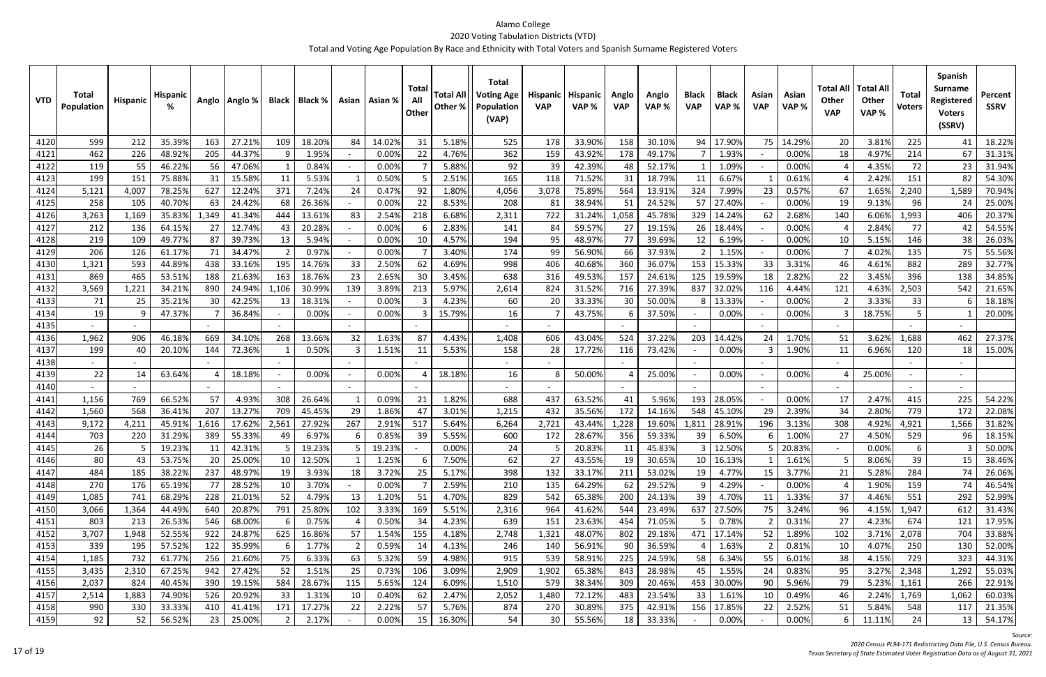# Alamo College

## 2020 Voting Tabulation Districts (VTD)

### Total and Voting Age Population By Race and Ethnicity with Total Voters and Spanish Surname Registered Voters

| VTD | Total Population | Hispanic | Hispanic % | Anglo | Anglo % | Black | Black % | Asian | Asian % | Total All Other | Total All Other % | Total Voting Age Population (VAP) | Hispanic VAP | Hispanic VAP % | Anglo VAP | Anglo VAP % | Black VAP | Black VAP % | Asian VAP | Asian VAP % | Total All Other VAP | Total All Other VAP % | Total Voters | Spanish Surname Registered Voters (SSRV) | Percent SSRV |
|---|---|---|---|---|---|---|---|---|---|---|---|---|---|---|---|---|---|---|---|---|---|---|---|---|---|
| 4120 | 599 | 212 | 35.39% | 163 | 27.21% | 109 | 18.20% | 84 | 14.02% | 31 | 5.18% | 525 | 178 | 33.90% | 158 | 30.10% | 94 | 17.90% | 75 | 14.29% | 20 | 3.81% | 225 | 41 | 18.22% |
| 4121 | 462 | 226 | 48.92% | 205 | 44.37% | 9 | 1.95% | - | 0.00% | 22 | 4.76% | 362 | 159 | 43.92% | 178 | 49.17% | 7 | 1.93% | - | 0.00% | 18 | 4.97% | 214 | 67 | 31.31% |
| 4122 | 119 | 55 | 46.22% | 56 | 47.06% | 1 | 0.84% | - | 0.00% | 7 | 5.88% | 92 | 39 | 42.39% | 48 | 52.17% | 1 | 1.09% | - | 0.00% | 4 | 4.35% | 72 | 23 | 31.94% |
| 4123 | 199 | 151 | 75.88% | 31 | 15.58% | 11 | 5.53% | 1 | 0.50% | 5 | 2.51% | 165 | 118 | 71.52% | 31 | 18.79% | 11 | 6.67% | 1 | 0.61% | 4 | 2.42% | 151 | 82 | 54.30% |
| 4124 | 5,121 | 4,007 | 78.25% | 627 | 12.24% | 371 | 7.24% | 24 | 0.47% | 92 | 1.80% | 4,056 | 3,078 | 75.89% | 564 | 13.91% | 324 | 7.99% | 23 | 0.57% | 67 | 1.65% | 2,240 | 1,589 | 70.94% |
| 4125 | 258 | 105 | 40.70% | 63 | 24.42% | 68 | 26.36% | - | 0.00% | 22 | 8.53% | 208 | 81 | 38.94% | 51 | 24.52% | 57 | 27.40% | - | 0.00% | 19 | 9.13% | 96 | 24 | 25.00% |
| 4126 | 3,263 | 1,169 | 35.83% | 1,349 | 41.34% | 444 | 13.61% | 83 | 2.54% | 218 | 6.68% | 2,311 | 722 | 31.24% | 1,058 | 45.78% | 329 | 14.24% | 62 | 2.68% | 140 | 6.06% | 1,993 | 406 | 20.37% |
| 4127 | 212 | 136 | 64.15% | 27 | 12.74% | 43 | 20.28% | - | 0.00% | 6 | 2.83% | 141 | 84 | 59.57% | 27 | 19.15% | 26 | 18.44% | - | 0.00% | 4 | 2.84% | 77 | 42 | 54.55% |
| 4128 | 219 | 109 | 49.77% | 87 | 39.73% | 13 | 5.94% | - | 0.00% | 10 | 4.57% | 194 | 95 | 48.97% | 77 | 39.69% | 12 | 6.19% | - | 0.00% | 10 | 5.15% | 146 | 38 | 26.03% |
| 4129 | 206 | 126 | 61.17% | 71 | 34.47% | 2 | 0.97% | - | 0.00% | 7 | 3.40% | 174 | 99 | 56.90% | 66 | 37.93% | 2 | 1.15% | - | 0.00% | 7 | 4.02% | 135 | 75 | 55.56% |
| 4130 | 1,321 | 593 | 44.89% | 438 | 33.16% | 195 | 14.76% | 33 | 2.50% | 62 | 4.69% | 998 | 406 | 40.68% | 360 | 36.07% | 153 | 15.33% | 33 | 3.31% | 46 | 4.61% | 882 | 289 | 32.77% |
| 4131 | 869 | 465 | 53.51% | 188 | 21.63% | 163 | 18.76% | 23 | 2.65% | 30 | 3.45% | 638 | 316 | 49.53% | 157 | 24.61% | 125 | 19.59% | 18 | 2.82% | 22 | 3.45% | 396 | 138 | 34.85% |
| 4132 | 3,569 | 1,221 | 34.21% | 890 | 24.94% | 1,106 | 30.99% | 139 | 3.89% | 213 | 5.97% | 2,614 | 824 | 31.52% | 716 | 27.39% | 837 | 32.02% | 116 | 4.44% | 121 | 4.63% | 2,503 | 542 | 21.65% |
| 4133 | 71 | 25 | 35.21% | 30 | 42.25% | 13 | 18.31% | - | 0.00% | 3 | 4.23% | 60 | 20 | 33.33% | 30 | 50.00% | 8 | 13.33% | - | 0.00% | 2 | 3.33% | 33 | 6 | 18.18% |
| 4134 | 19 | 9 | 47.37% | 7 | 36.84% | - | 0.00% | - | 0.00% | 3 | 15.79% | 16 | 7 | 43.75% | 6 | 37.50% | - | 0.00% | - | 0.00% | 3 | 18.75% | 5 | 1 | 20.00% |
| 4135 | - | - | | - | | - | | - | | - | | - | - | | - | | - | | - | | - | | - | - | |
| 4136 | 1,962 | 906 | 46.18% | 669 | 34.10% | 268 | 13.66% | 32 | 1.63% | 87 | 4.43% | 1,408 | 606 | 43.04% | 524 | 37.22% | 203 | 14.42% | 24 | 1.70% | 51 | 3.62% | 1,688 | 462 | 27.37% |
| 4137 | 199 | 40 | 20.10% | 144 | 72.36% | 1 | 0.50% | 3 | 1.51% | 11 | 5.53% | 158 | 28 | 17.72% | 116 | 73.42% | - | 0.00% | 3 | 1.90% | 11 | 6.96% | 120 | 18 | 15.00% |
| 4138 | - | - | | - | | - | | - | | - | | - | - | | - | | - | | - | | - | | - | - | |
| 4139 | 22 | 14 | 63.64% | 4 | 18.18% | - | 0.00% | - | 0.00% | 4 | 18.18% | 16 | 8 | 50.00% | 4 | 25.00% | - | 0.00% | - | 0.00% | 4 | 25.00% | - | - | |
| 4140 | - | - | | - | | - | | - | | - | | - | - | | - | | - | | - | | - | | - | - | |
| 4141 | 1,156 | 769 | 66.52% | 57 | 4.93% | 308 | 26.64% | 1 | 0.09% | 21 | 1.82% | 688 | 437 | 63.52% | 41 | 5.96% | 193 | 28.05% | - | 0.00% | 17 | 2.47% | 415 | 225 | 54.22% |
| 4142 | 1,560 | 568 | 36.41% | 207 | 13.27% | 709 | 45.45% | 29 | 1.86% | 47 | 3.01% | 1,215 | 432 | 35.56% | 172 | 14.16% | 548 | 45.10% | 29 | 2.39% | 34 | 2.80% | 779 | 172 | 22.08% |
| 4143 | 9,172 | 4,211 | 45.91% | 1,616 | 17.62% | 2,561 | 27.92% | 267 | 2.91% | 517 | 5.64% | 6,264 | 2,721 | 43.44% | 1,228 | 19.60% | 1,811 | 28.91% | 196 | 3.13% | 308 | 4.92% | 4,921 | 1,566 | 31.82% |
| 4144 | 703 | 220 | 31.29% | 389 | 55.33% | 49 | 6.97% | 6 | 0.85% | 39 | 5.55% | 600 | 172 | 28.67% | 356 | 59.33% | 39 | 6.50% | 6 | 1.00% | 27 | 4.50% | 529 | 96 | 18.15% |
| 4145 | 26 | 5 | 19.23% | 11 | 42.31% | 5 | 19.23% | 5 | 19.23% | - | 0.00% | 24 | 5 | 20.83% | 11 | 45.83% | 3 | 12.50% | 5 | 20.83% | - | 0.00% | 6 | 3 | 50.00% |
| 4146 | 80 | 43 | 53.75% | 20 | 25.00% | 10 | 12.50% | 1 | 1.25% | 6 | 7.50% | 62 | 27 | 43.55% | 19 | 30.65% | 10 | 16.13% | 1 | 1.61% | 5 | 8.06% | 39 | 15 | 38.46% |
| 4147 | 484 | 185 | 38.22% | 237 | 48.97% | 19 | 3.93% | 18 | 3.72% | 25 | 5.17% | 398 | 132 | 33.17% | 211 | 53.02% | 19 | 4.77% | 15 | 3.77% | 21 | 5.28% | 284 | 74 | 26.06% |
| 4148 | 270 | 176 | 65.19% | 77 | 28.52% | 10 | 3.70% | - | 0.00% | 7 | 2.59% | 210 | 135 | 64.29% | 62 | 29.52% | 9 | 4.29% | - | 0.00% | 4 | 1.90% | 159 | 74 | 46.54% |
| 4149 | 1,085 | 741 | 68.29% | 228 | 21.01% | 52 | 4.79% | 13 | 1.20% | 51 | 4.70% | 829 | 542 | 65.38% | 200 | 24.13% | 39 | 4.70% | 11 | 1.33% | 37 | 4.46% | 551 | 292 | 52.99% |
| 4150 | 3,066 | 1,364 | 44.49% | 640 | 20.87% | 791 | 25.80% | 102 | 3.33% | 169 | 5.51% | 2,316 | 964 | 41.62% | 544 | 23.49% | 637 | 27.50% | 75 | 3.24% | 96 | 4.15% | 1,947 | 612 | 31.43% |
| 4151 | 803 | 213 | 26.53% | 546 | 68.00% | 6 | 0.75% | 4 | 0.50% | 34 | 4.23% | 639 | 151 | 23.63% | 454 | 71.05% | 5 | 0.78% | 2 | 0.31% | 27 | 4.23% | 674 | 121 | 17.95% |
| 4152 | 3,707 | 1,948 | 52.55% | 922 | 24.87% | 625 | 16.86% | 57 | 1.54% | 155 | 4.18% | 2,748 | 1,321 | 48.07% | 802 | 29.18% | 471 | 17.14% | 52 | 1.89% | 102 | 3.71% | 2,078 | 704 | 33.88% |
| 4153 | 339 | 195 | 57.52% | 122 | 35.99% | 6 | 1.77% | 2 | 0.59% | 14 | 4.13% | 246 | 140 | 56.91% | 90 | 36.59% | 4 | 1.63% | 2 | 0.81% | 10 | 4.07% | 250 | 130 | 52.00% |
| 4154 | 1,185 | 732 | 61.77% | 256 | 21.60% | 75 | 6.33% | 63 | 5.32% | 59 | 4.98% | 915 | 539 | 58.91% | 225 | 24.59% | 58 | 6.34% | 55 | 6.01% | 38 | 4.15% | 729 | 323 | 44.31% |
| 4155 | 3,435 | 2,310 | 67.25% | 942 | 27.42% | 52 | 1.51% | 25 | 0.73% | 106 | 3.09% | 2,909 | 1,902 | 65.38% | 843 | 28.98% | 45 | 1.55% | 24 | 0.83% | 95 | 3.27% | 2,348 | 1,292 | 55.03% |
| 4156 | 2,037 | 824 | 40.45% | 390 | 19.15% | 584 | 28.67% | 115 | 5.65% | 124 | 6.09% | 1,510 | 579 | 38.34% | 309 | 20.46% | 453 | 30.00% | 90 | 5.96% | 79 | 5.23% | 1,161 | 266 | 22.91% |
| 4157 | 2,514 | 1,883 | 74.90% | 526 | 20.92% | 33 | 1.31% | 10 | 0.40% | 62 | 2.47% | 2,052 | 1,480 | 72.12% | 483 | 23.54% | 33 | 1.61% | 10 | 0.49% | 46 | 2.24% | 1,769 | 1,062 | 60.03% |
| 4158 | 990 | 330 | 33.33% | 410 | 41.41% | 171 | 17.27% | 22 | 2.22% | 57 | 5.76% | 874 | 270 | 30.89% | 375 | 42.91% | 156 | 17.85% | 22 | 2.52% | 51 | 5.84% | 548 | 117 | 21.35% |
| 4159 | 92 | 52 | 56.52% | 23 | 25.00% | 2 | 2.17% | - | 0.00% | 15 | 16.30% | 54 | 30 | 55.56% | 18 | 33.33% | - | 0.00% | - | 0.00% | 6 | 11.11% | 24 | 13 | 54.17% |

*Source:*
*2020 Census PL94-171 Redistricting Data File, U.S. Census Bureau.*
*Texas Secretary of State Estimated Voter Registration Data as of August 31, 2021*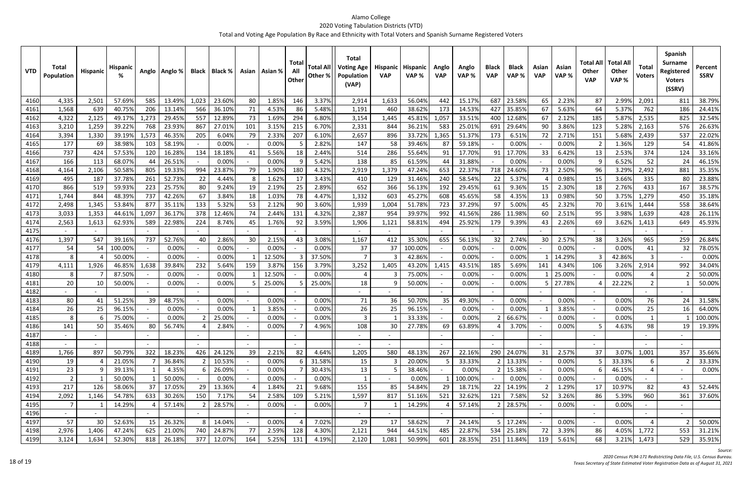# Alamo College

## 2020 Voting Tabulation Districts (VTD)

### Total and Voting Age Population By Race and Ethnicity with Total Voters and Spanish Surname Registered Voters

| VTD | Total Population | Hispanic | Hispanic % | Anglo | Anglo % | Black | Black % | Asian | Asian % | Total All Other | Total All Other % | Total Voting Age Population (VAP) | Hispanic VAP | Hispanic VAP % | Anglo VAP | Anglo VAP % | Black VAP | Black VAP % | Asian VAP | Asian VAP % | Total All Other VAP | Total All Other VAP % | Total Voters | Spanish Surname Registered Voters (SSRV) | Percent SSRV |
|---|---|---|---|---|---|---|---|---|---|---|---|---|---|---|---|---|---|---|---|---|---|---|---|---|---|
| 4160 | 4,335 | 2,501 | 57.69% | 585 | 13.49% | 1,023 | 23.60% | 80 | 1.85% | 146 | 3.37% | 2,914 | 1,633 | 56.04% | 442 | 15.17% | 687 | 23.58% | 65 | 2.23% | 87 | 2.99% | 2,091 | 811 | 38.79% |
| 4161 | 1,568 | 639 | 40.75% | 206 | 13.14% | 566 | 36.10% | 71 | 4.53% | 86 | 5.48% | 1,191 | 460 | 38.62% | 173 | 14.53% | 427 | 35.85% | 67 | 5.63% | 64 | 5.37% | 762 | 186 | 24.41% |
| 4162 | 4,322 | 2,125 | 49.17% | 1,273 | 29.45% | 557 | 12.89% | 73 | 1.69% | 294 | 6.80% | 3,154 | 1,445 | 45.81% | 1,057 | 33.51% | 400 | 12.68% | 67 | 2.12% | 185 | 5.87% | 2,535 | 825 | 32.54% |
| 4163 | 3,210 | 1,259 | 39.22% | 768 | 23.93% | 867 | 27.01% | 101 | 3.15% | 215 | 6.70% | 2,331 | 844 | 36.21% | 583 | 25.01% | 691 | 29.64% | 90 | 3.86% | 123 | 5.28% | 2,163 | 576 | 26.63% |
| 4164 | 3,394 | 1,330 | 39.19% | 1,573 | 46.35% | 205 | 6.04% | 79 | 2.33% | 207 | 6.10% | 2,657 | 896 | 33.72% | 1,365 | 51.37% | 173 | 6.51% | 72 | 2.71% | 151 | 5.68% | 2,439 | 537 | 22.02% |
| 4165 | 177 | 69 | 38.98% | 103 | 58.19% | - | 0.00% | - | 0.00% | 5 | 2.82% | 147 | 58 | 39.46% | 87 | 59.18% | - | 0.00% | - | 0.00% | 2 | 1.36% | 129 | 54 | 41.86% |
| 4166 | 737 | 424 | 57.53% | 120 | 16.28% | 134 | 18.18% | 41 | 5.56% | 18 | 2.44% | 514 | 286 | 55.64% | 91 | 17.70% | 91 | 17.70% | 33 | 6.42% | 13 | 2.53% | 374 | 124 | 33.16% |
| 4167 | 166 | 113 | 68.07% | 44 | 26.51% | - | 0.00% | - | 0.00% | 9 | 5.42% | 138 | 85 | 61.59% | 44 | 31.88% | - | 0.00% | - | 0.00% | 9 | 6.52% | 52 | 24 | 46.15% |
| 4168 | 4,164 | 2,106 | 50.58% | 805 | 19.33% | 994 | 23.87% | 79 | 1.90% | 180 | 4.32% | 2,919 | 1,379 | 47.24% | 653 | 22.37% | 718 | 24.60% | 73 | 2.50% | 96 | 3.29% | 2,492 | 881 | 35.35% |
| 4169 | 495 | 187 | 37.78% | 261 | 52.73% | 22 | 4.44% | 8 | 1.62% | 17 | 3.43% | 410 | 129 | 31.46% | 240 | 58.54% | 22 | 5.37% | 4 | 0.98% | 15 | 3.66% | 335 | 80 | 23.88% |
| 4170 | 866 | 519 | 59.93% | 223 | 25.75% | 80 | 9.24% | 19 | 2.19% | 25 | 2.89% | 652 | 366 | 56.13% | 192 | 29.45% | 61 | 9.36% | 15 | 2.30% | 18 | 2.76% | 433 | 167 | 38.57% |
| 4171 | 1,744 | 844 | 48.39% | 737 | 42.26% | 67 | 3.84% | 18 | 1.03% | 78 | 4.47% | 1,332 | 603 | 45.27% | 608 | 45.65% | 58 | 4.35% | 13 | 0.98% | 50 | 3.75% | 1,279 | 450 | 35.18% |
| 4172 | 2,498 | 1,345 | 53.84% | 877 | 35.11% | 133 | 5.32% | 53 | 2.12% | 90 | 3.60% | 1,939 | 1,004 | 51.78% | 723 | 37.29% | 97 | 5.00% | 45 | 2.32% | 70 | 3.61% | 1,444 | 558 | 38.64% |
| 4173 | 3,033 | 1,353 | 44.61% | 1,097 | 36.17% | 378 | 12.46% | 74 | 2.44% | 131 | 4.32% | 2,387 | 954 | 39.97% | 992 | 41.56% | 286 | 11.98% | 60 | 2.51% | 95 | 3.98% | 1,639 | 428 | 26.11% |
| 4174 | 2,563 | 1,613 | 62.93% | 589 | 22.98% | 224 | 8.74% | 45 | 1.76% | 92 | 3.59% | 1,906 | 1,121 | 58.81% | 494 | 25.92% | 179 | 9.39% | 43 | 2.26% | 69 | 3.62% | 1,413 | 649 | 45.93% |
| 4175 | - | - | | - | | - | | - | | - | | - | - | | - | | - | | - | | - | | - | - | |
| 4176 | 1,397 | 547 | 39.16% | 737 | 52.76% | 40 | 2.86% | 30 | 2.15% | 43 | 3.08% | 1,167 | 412 | 35.30% | 655 | 56.13% | 32 | 2.74% | 30 | 2.57% | 38 | 3.26% | 965 | 259 | 26.84% |
| 4177 | 54 | 54 | 100.00% | - | 0.00% | - | 0.00% | - | 0.00% | - | 0.00% | 37 | 37 | 100.00% | - | 0.00% | - | 0.00% | - | 0.00% | - | 0.00% | 41 | 32 | 78.05% |
| 4178 | 8 | 4 | 50.00% | - | 0.00% | - | 0.00% | 1 | 12.50% | 3 | 37.50% | 7 | 3 | 42.86% | - | 0.00% | - | 0.00% | 1 | 14.29% | 3 | 42.86% | 3 | - | 0.00% |
| 4179 | 4,111 | 1,926 | 46.85% | 1,638 | 39.84% | 232 | 5.64% | 159 | 3.87% | 156 | 3.79% | 3,252 | 1,405 | 43.20% | 1,415 | 43.51% | 185 | 5.69% | 141 | 4.34% | 106 | 3.26% | 2,914 | 992 | 34.04% |
| 4180 | 8 | 7 | 87.50% | - | 0.00% | - | 0.00% | 1 | 12.50% | - | 0.00% | 4 | 3 | 75.00% | - | 0.00% | - | 0.00% | 1 | 25.00% | - | 0.00% | 4 | 2 | 50.00% |
| 4181 | 20 | 10 | 50.00% | - | 0.00% | - | 0.00% | 5 | 25.00% | 5 | 25.00% | 18 | 9 | 50.00% | - | 0.00% | - | 0.00% | 5 | 27.78% | 4 | 22.22% | 2 | 1 | 50.00% |
| 4182 | - | - | | - | | - | | - | | - | | - | - | | - | | - | | - | | - | | - | - | |
| 4183 | 80 | 41 | 51.25% | 39 | 48.75% | - | 0.00% | - | 0.00% | - | 0.00% | 71 | 36 | 50.70% | 35 | 49.30% | - | 0.00% | - | 0.00% | - | 0.00% | 76 | 24 | 31.58% |
| 4184 | 26 | 25 | 96.15% | - | 0.00% | - | 0.00% | 1 | 3.85% | - | 0.00% | 26 | 25 | 96.15% | - | 0.00% | - | 0.00% | 1 | 3.85% | - | 0.00% | 25 | 16 | 64.00% |
| 4185 | 8 | 6 | 75.00% | - | 0.00% | 2 | 25.00% | - | 0.00% | - | 0.00% | 3 | 1 | 33.33% | - | 0.00% | 2 | 66.67% | - | 0.00% | - | 0.00% | 1 | 1 | 100.00% |
| 4186 | 141 | 50 | 35.46% | 80 | 56.74% | 4 | 2.84% | - | 0.00% | 7 | 4.96% | 108 | 30 | 27.78% | 69 | 63.89% | 4 | 3.70% | - | 0.00% | 5 | 4.63% | 98 | 19 | 19.39% |
| 4187 | - | - | | - | | - | | - | | - | | - | - | | - | | - | | - | | - | | - | - | |
| 4188 | - | - | | - | | - | | - | | - | | - | - | | - | | - | | - | | - | | - | - | |
| 4189 | 1,766 | 897 | 50.79% | 322 | 18.23% | 426 | 24.12% | 39 | 2.21% | 82 | 4.64% | 1,205 | 580 | 48.13% | 267 | 22.16% | 290 | 24.07% | 31 | 2.57% | 37 | 3.07% | 1,001 | 357 | 35.66% |
| 4190 | 19 | 4 | 21.05% | 7 | 36.84% | 2 | 10.53% | - | 0.00% | 6 | 31.58% | 15 | 3 | 20.00% | 5 | 33.33% | 2 | 13.33% | - | 0.00% | 5 | 33.33% | 6 | 2 | 33.33% |
| 4191 | 23 | 9 | 39.13% | 1 | 4.35% | 6 | 26.09% | - | 0.00% | 7 | 30.43% | 13 | 5 | 38.46% | - | 0.00% | 2 | 15.38% | - | 0.00% | 6 | 46.15% | 4 | - | 0.00% |
| 4192 | 2 | 1 | 50.00% | 1 | 50.00% | - | 0.00% | - | 0.00% | - | 0.00% | 1 | - | 0.00% | 1 | 100.00% | - | 0.00% | - | 0.00% | - | 0.00% | - | - | |
| 4193 | 217 | 126 | 58.06% | 37 | 17.05% | 29 | 13.36% | 4 | 1.84% | 21 | 9.68% | 155 | 85 | 54.84% | 29 | 18.71% | 22 | 14.19% | 2 | 1.29% | 17 | 10.97% | 82 | 43 | 52.44% |
| 4194 | 2,092 | 1,146 | 54.78% | 633 | 30.26% | 150 | 7.17% | 54 | 2.58% | 109 | 5.21% | 1,597 | 817 | 51.16% | 521 | 32.62% | 121 | 7.58% | 52 | 3.26% | 86 | 5.39% | 960 | 361 | 37.60% |
| 4195 | 7 | 1 | 14.29% | 4 | 57.14% | 2 | 28.57% | - | 0.00% | - | 0.00% | 7 | 1 | 14.29% | 4 | 57.14% | 2 | 28.57% | - | 0.00% | - | 0.00% | - | - | |
| 4196 | - | - | | - | | - | | - | | - | | - | - | | - | | - | | - | | - | | - | - | |
| 4197 | 57 | 30 | 52.63% | 15 | 26.32% | 8 | 14.04% | - | 0.00% | 4 | 7.02% | 29 | 17 | 58.62% | 7 | 24.14% | 5 | 17.24% | - | 0.00% | - | 0.00% | 4 | 2 | 50.00% |
| 4198 | 2,976 | 1,406 | 47.24% | 625 | 21.00% | 740 | 24.87% | 77 | 2.59% | 128 | 4.30% | 2,121 | 944 | 44.51% | 485 | 22.87% | 534 | 25.18% | 72 | 3.39% | 86 | 4.05% | 1,772 | 553 | 31.21% |
| 4199 | 3,124 | 1,634 | 52.30% | 818 | 26.18% | 377 | 12.07% | 164 | 5.25% | 131 | 4.19% | 2,120 | 1,081 | 50.99% | 601 | 28.35% | 251 | 11.84% | 119 | 5.61% | 68 | 3.21% | 1,473 | 529 | 35.91% |

*Source:*
*2020 Census PL94-171 Redistricting Data File, U.S. Census Bureau.*
*Texas Secretary of State Estimated Voter Registration Data as of August 31, 2021*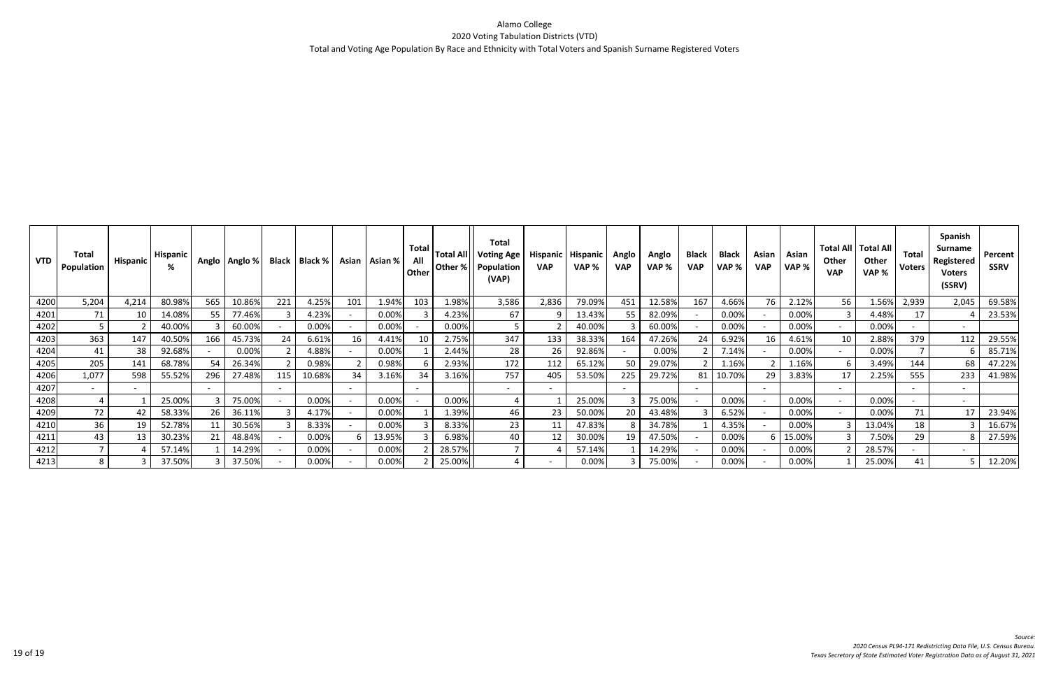Alamo College
2020 Voting Tabulation Districts (VTD)
Total and Voting Age Population By Race and Ethnicity with Total Voters and Spanish Surname Registered Voters

| VTD | Total Population | Hispanic | Hispanic % | Anglo | Anglo % | Black | Black % | Asian | Asian % | Total All Other | Total All Other % | Total Voting Age Population (VAP) | Hispanic VAP | Hispanic VAP % | Anglo VAP | Anglo VAP % | Black VAP | Black VAP % | Asian VAP | Asian VAP % | Total All Other VAP | Total All Other VAP % | Total Voters | Spanish Surname Registered Voters (SSRV) | Percent SSRV |
|---|---|---|---|---|---|---|---|---|---|---|---|---|---|---|---|---|---|---|---|---|---|---|---|---|---|
| 4200 | 5,204 | 4,214 | 80.98% | 565 | 10.86% | 221 | 4.25% | 101 | 1.94% | 103 | 1.98% | 3,586 | 2,836 | 79.09% | 451 | 12.58% | 167 | 4.66% | 76 | 2.12% | 56 | 1.56% | 2,939 | 2,045 | 69.58% |
| 4201 | 71 | 10 | 14.08% | 55 | 77.46% | 3 | 4.23% | - | 0.00% | 3 | 4.23% | 67 | 9 | 13.43% | 55 | 82.09% | - | 0.00% | - | 0.00% | 3 | 4.48% | 17 | 4 | 23.53% |
| 4202 | 5 | 2 | 40.00% | 3 | 60.00% | - | 0.00% | - | 0.00% | - | 0.00% | 5 | 2 | 40.00% | 3 | 60.00% | - | 0.00% | - | 0.00% | - | 0.00% | - | - | |
| 4203 | 363 | 147 | 40.50% | 166 | 45.73% | 24 | 6.61% | 16 | 4.41% | 10 | 2.75% | 347 | 133 | 38.33% | 164 | 47.26% | 24 | 6.92% | 16 | 4.61% | 10 | 2.88% | 379 | 112 | 29.55% |
| 4204 | 41 | 38 | 92.68% | - | 0.00% | 2 | 4.88% | - | 0.00% | 1 | 2.44% | 28 | 26 | 92.86% | - | 0.00% | 2 | 7.14% | - | 0.00% | - | 0.00% | 7 | 6 | 85.71% |
| 4205 | 205 | 141 | 68.78% | 54 | 26.34% | 2 | 0.98% | 2 | 0.98% | 6 | 2.93% | 172 | 112 | 65.12% | 50 | 29.07% | 2 | 1.16% | 2 | 1.16% | 6 | 3.49% | 144 | 68 | 47.22% |
| 4206 | 1,077 | 598 | 55.52% | 296 | 27.48% | 115 | 10.68% | 34 | 3.16% | 34 | 3.16% | 757 | 405 | 53.50% | 225 | 29.72% | 81 | 10.70% | 29 | 3.83% | 17 | 2.25% | 555 | 233 | 41.98% |
| 4207 | - | - | | - | | - | | - | | - | | - | - | | - | | - | | - | | - | | - | - | |
| 4208 | 4 | 1 | 25.00% | 3 | 75.00% | - | 0.00% | - | 0.00% | - | 0.00% | 4 | 1 | 25.00% | 3 | 75.00% | - | 0.00% | - | 0.00% | - | 0.00% | - | - | |
| 4209 | 72 | 42 | 58.33% | 26 | 36.11% | 3 | 4.17% | - | 0.00% | 1 | 1.39% | 46 | 23 | 50.00% | 20 | 43.48% | 3 | 6.52% | - | 0.00% | - | 0.00% | 71 | 17 | 23.94% |
| 4210 | 36 | 19 | 52.78% | 11 | 30.56% | 3 | 8.33% | - | 0.00% | 3 | 8.33% | 23 | 11 | 47.83% | 8 | 34.78% | 1 | 4.35% | - | 0.00% | 3 | 13.04% | 18 | 3 | 16.67% |
| 4211 | 43 | 13 | 30.23% | 21 | 48.84% | - | 0.00% | 6 | 13.95% | 3 | 6.98% | 40 | 12 | 30.00% | 19 | 47.50% | - | 0.00% | 6 | 15.00% | 3 | 7.50% | 29 | 8 | 27.59% |
| 4212 | 7 | 4 | 57.14% | 1 | 14.29% | - | 0.00% | - | 0.00% | 2 | 28.57% | 7 | 4 | 57.14% | 1 | 14.29% | - | 0.00% | - | 0.00% | 2 | 28.57% | - | - | |
| 4213 | 8 | 3 | 37.50% | 3 | 37.50% | - | 0.00% | - | 0.00% | 2 | 25.00% | 4 | - | 0.00% | 3 | 75.00% | - | 0.00% | - | 0.00% | 1 | 25.00% | 41 | 5 | 12.20% |

*Source:*
*2020 Census PL94-171 Redistricting Data File, U.S. Census Bureau.*
*Texas Secretary of State Estimated Voter Registration Data as of August 31, 2021*